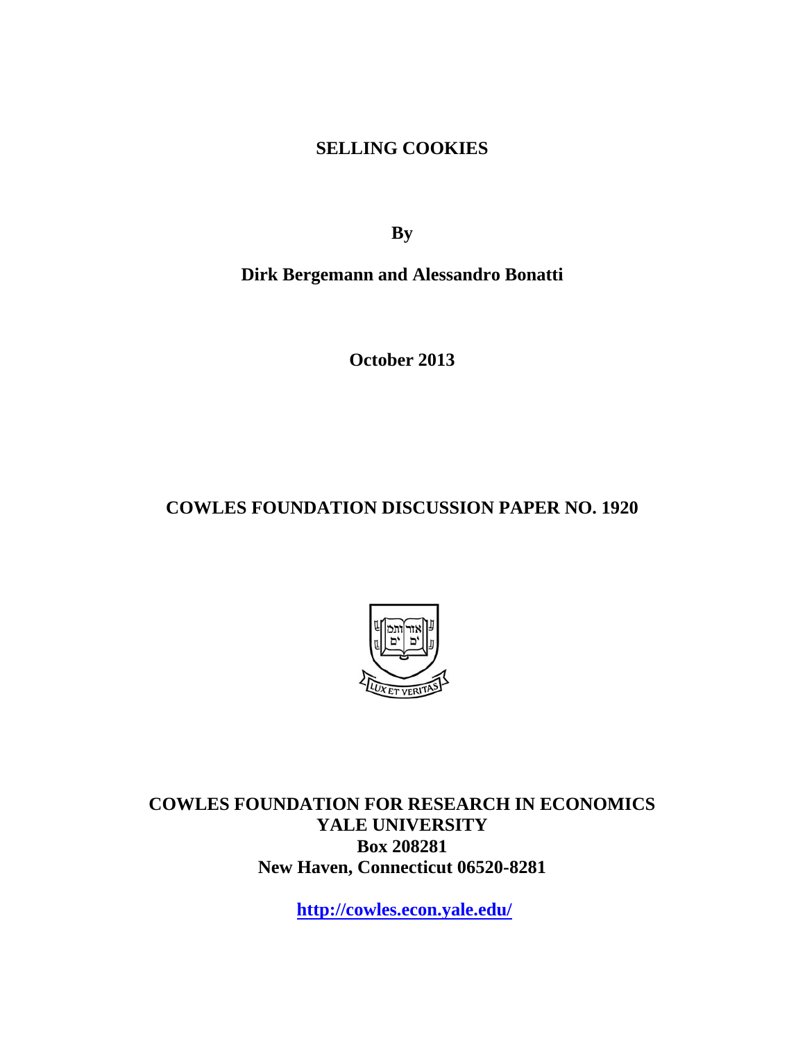# SELLING COOKIES

**By**

**Dirk Bergemann and Alessandro Bonatti**

**October 2013**

**COWLES FOUNDATION DISCUSSION PAPER NO. 1920**

**COWLES FOUNDATION FOR RESEARCH IN ECONOMICS**
**YALE UNIVERSITY**
**Box 208281**
**New Haven, Connecticut 06520-8281**

**http://cowles.econ.yale.edu/**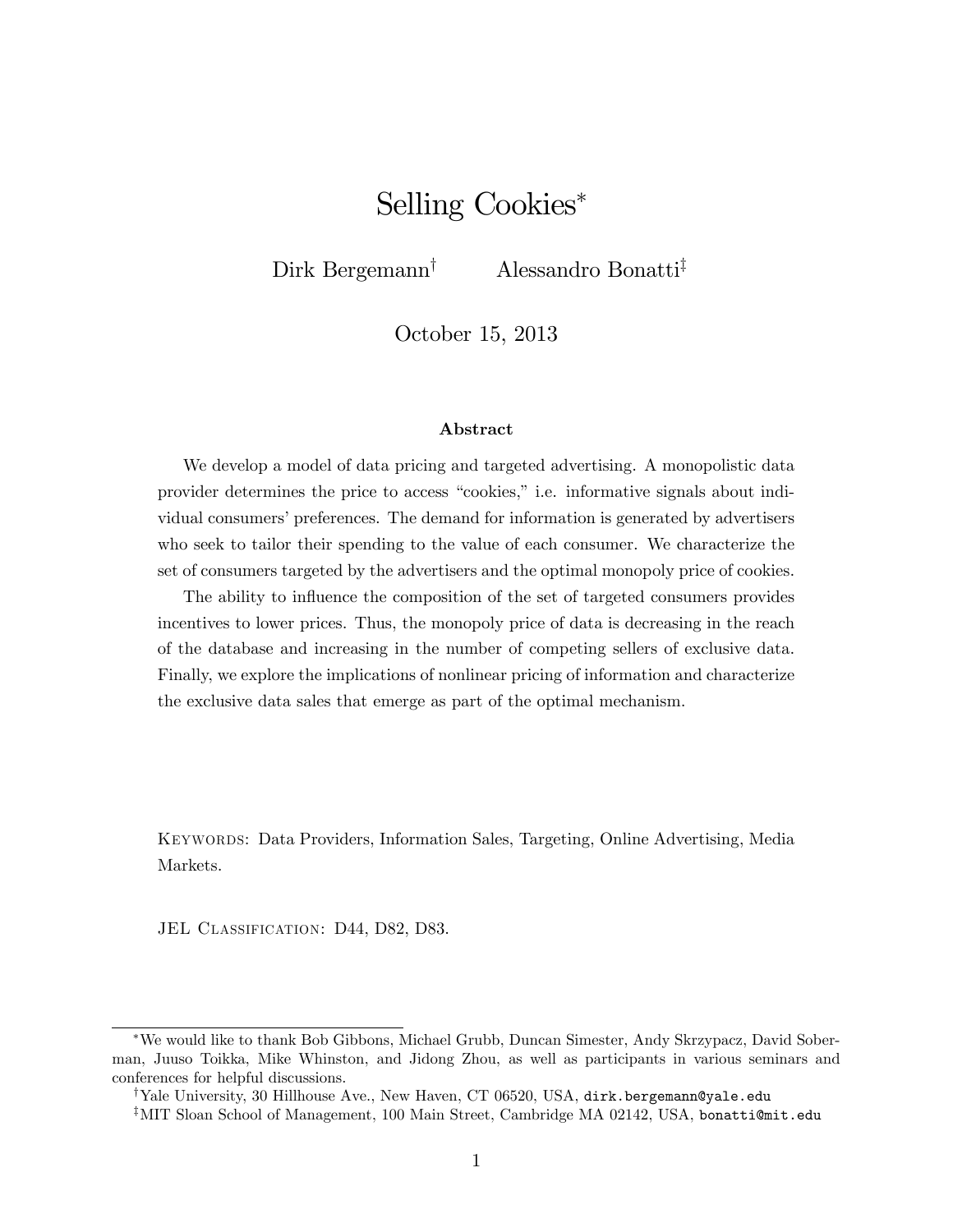# Selling Cookies*

Dirk Bergemann[†] Alessandro Bonatti[‡]

October 15, 2013

### Abstract

We develop a model of data pricing and targeted advertising. A monopolistic data provider determines the price to access "cookies," i.e. informative signals about individual consumers' preferences. The demand for information is generated by advertisers who seek to tailor their spending to the value of each consumer. We characterize the set of consumers targeted by the advertisers and the optimal monopoly price of cookies.

The ability to influence the composition of the set of targeted consumers provides incentives to lower prices. Thus, the monopoly price of data is decreasing in the reach of the database and increasing in the number of competing sellers of exclusive data. Finally, we explore the implications of nonlinear pricing of information and characterize the exclusive data sales that emerge as part of the optimal mechanism.

Keywords: Data Providers, Information Sales, Targeting, Online Advertising, Media Markets.

JEL Classification: D44, D82, D83.

---

*We would like to thank Bob Gibbons, Michael Grubb, Duncan Simester, Andy Skrzypacz, David Soberman, Juuso Toikka, Mike Whinston, and Jidong Zhou, as well as participants in various seminars and conferences for helpful discussions.

[†]Yale University, 30 Hillhouse Ave., New Haven, CT 06520, USA, dirk.bergemann@yale.edu

[‡]MIT Sloan School of Management, 100 Main Street, Cambridge MA 02142, USA, bonatti@mit.edu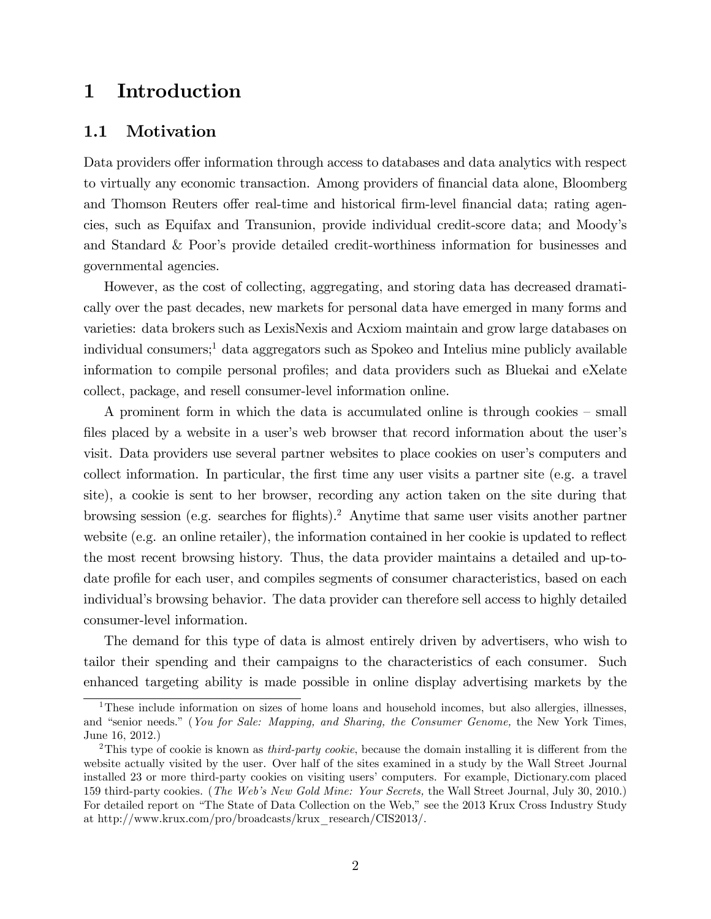# 1 Introduction

## 1.1 Motivation

Data providers offer information through access to databases and data analytics with respect to virtually any economic transaction. Among providers of financial data alone, Bloomberg and Thomson Reuters offer real-time and historical firm-level financial data; rating agencies, such as Equifax and Transunion, provide individual credit-score data; and Moody's and Standard & Poor's provide detailed credit-worthiness information for businesses and governmental agencies.

However, as the cost of collecting, aggregating, and storing data has decreased dramatically over the past decades, new markets for personal data have emerged in many forms and varieties: data brokers such as LexisNexis and Acxiom maintain and grow large databases on individual consumers;[1] data aggregators such as Spokeo and Intelius mine publicly available information to compile personal profiles; and data providers such as Bluekai and eXelate collect, package, and resell consumer-level information online.

A prominent form in which the data is accumulated online is through cookies – small files placed by a website in a user's web browser that record information about the user's visit. Data providers use several partner websites to place cookies on user's computers and collect information. In particular, the first time any user visits a partner site (e.g. a travel site), a cookie is sent to her browser, recording any action taken on the site during that browsing session (e.g. searches for flights).[2] Anytime that same user visits another partner website (e.g. an online retailer), the information contained in her cookie is updated to reflect the most recent browsing history. Thus, the data provider maintains a detailed and up-to-date profile for each user, and compiles segments of consumer characteristics, based on each individual's browsing behavior. The data provider can therefore sell access to highly detailed consumer-level information.

The demand for this type of data is almost entirely driven by advertisers, who wish to tailor their spending and their campaigns to the characteristics of each consumer. Such enhanced targeting ability is made possible in online display advertising markets by the

---

[1] These include information on sizes of home loans and household incomes, but also allergies, illnesses, and "senior needs." (*You for Sale: Mapping, and Sharing, the Consumer Genome,* the New York Times, June 16, 2012.)

[2] This type of cookie is known as *third-party cookie*, because the domain installing it is different from the website actually visited by the user. Over half of the sites examined in a study by the Wall Street Journal installed 23 or more third-party cookies on visiting users' computers. For example, Dictionary.com placed 159 third-party cookies. (*The Web's New Gold Mine: Your Secrets,* the Wall Street Journal, July 30, 2010.) For detailed report on "The State of Data Collection on the Web," see the 2013 Krux Cross Industry Study at http://www.krux.com/pro/broadcasts/krux_research/CIS2013/.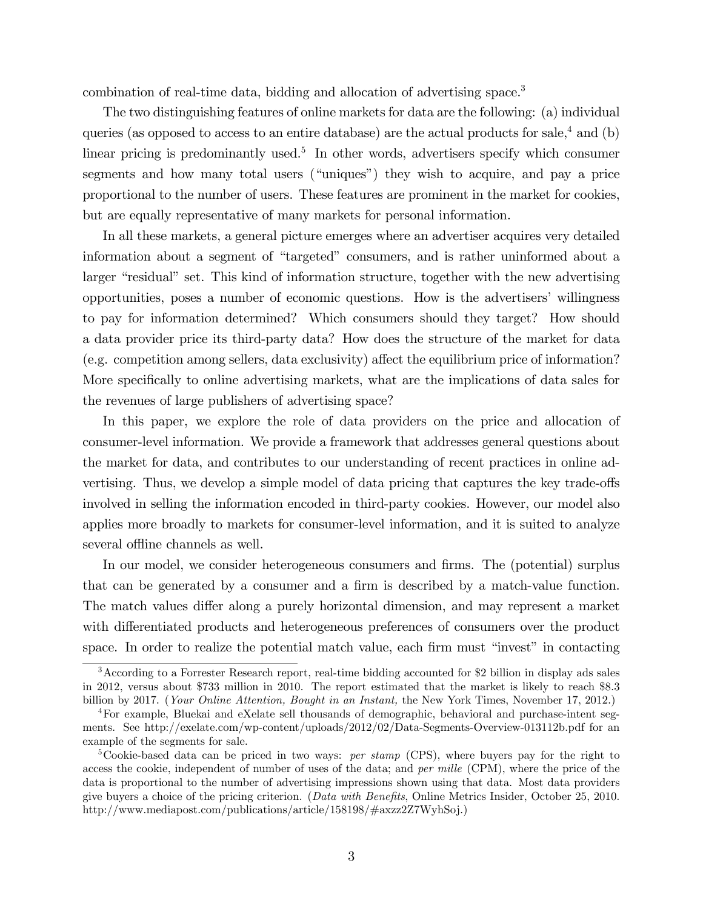combination of real-time data, bidding and allocation of advertising space.[3]

The two distinguishing features of online markets for data are the following: (a) individual queries (as opposed to access to an entire database) are the actual products for sale,[4] and (b) linear pricing is predominantly used.[5] In other words, advertisers specify which consumer segments and how many total users ("uniques") they wish to acquire, and pay a price proportional to the number of users. These features are prominent in the market for cookies, but are equally representative of many markets for personal information.

In all these markets, a general picture emerges where an advertiser acquires very detailed information about a segment of "targeted" consumers, and is rather uninformed about a larger "residual" set. This kind of information structure, together with the new advertising opportunities, poses a number of economic questions. How is the advertisers' willingness to pay for information determined? Which consumers should they target? How should a data provider price its third-party data? How does the structure of the market for data (e.g. competition among sellers, data exclusivity) affect the equilibrium price of information? More specifically to online advertising markets, what are the implications of data sales for the revenues of large publishers of advertising space?

In this paper, we explore the role of data providers on the price and allocation of consumer-level information. We provide a framework that addresses general questions about the market for data, and contributes to our understanding of recent practices in online advertising. Thus, we develop a simple model of data pricing that captures the key trade-offs involved in selling the information encoded in third-party cookies. However, our model also applies more broadly to markets for consumer-level information, and it is suited to analyze several offline channels as well.

In our model, we consider heterogeneous consumers and firms. The (potential) surplus that can be generated by a consumer and a firm is described by a match-value function. The match values differ along a purely horizontal dimension, and may represent a market with differentiated products and heterogeneous preferences of consumers over the product space. In order to realize the potential match value, each firm must "invest" in contacting

[3] According to a Forrester Research report, real-time bidding accounted for $2 billion in display ads sales in 2012, versus about $733 million in 2010. The report estimated that the market is likely to reach $8.3 billion by 2017. (*Your Online Attention, Bought in an Instant,* the New York Times, November 17, 2012.)

[4] For example, Bluekai and eXelate sell thousands of demographic, behavioral and purchase-intent segments. See http://exelate.com/wp-content/uploads/2012/02/Data-Segments-Overview-013112b.pdf for an example of the segments for sale.

[5] Cookie-based data can be priced in two ways: *per stamp* (CPS), where buyers pay for the right to access the cookie, independent of number of uses of the data; and *per mille* (CPM), where the price of the data is proportional to the number of advertising impressions shown using that data. Most data providers give buyers a choice of the pricing criterion. (*Data with Benefits*, Online Metrics Insider, October 25, 2010. http://www.mediapost.com/publications/article/158198/#axzz2Z7WyhSoj.)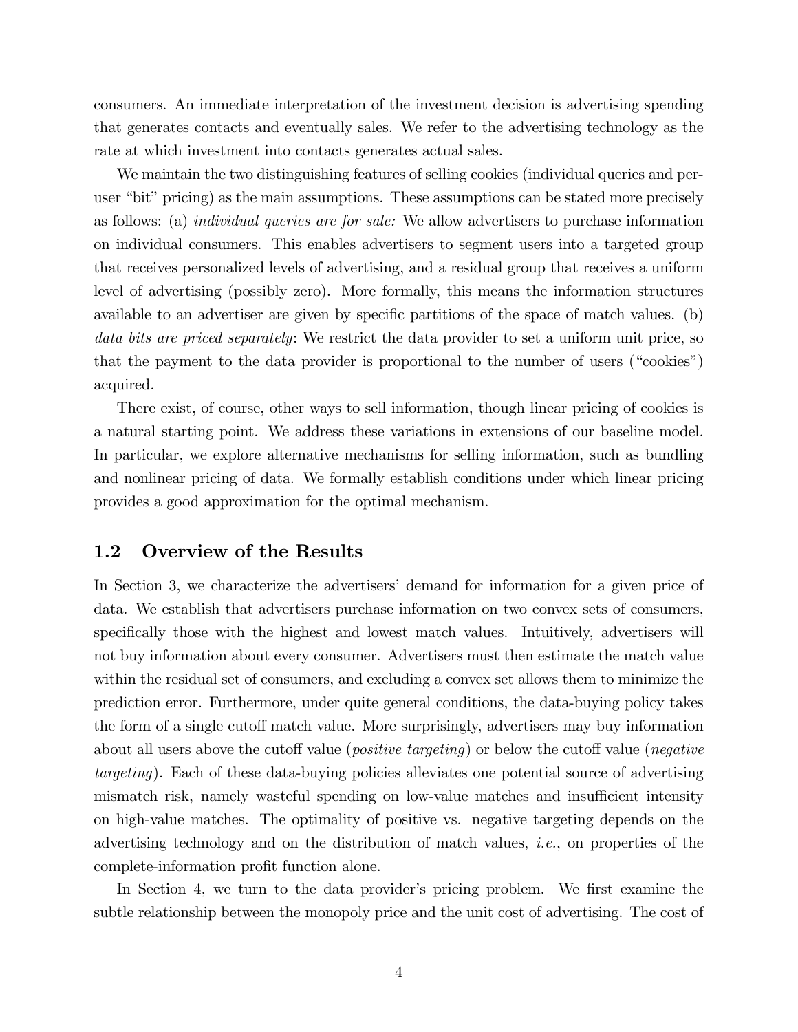consumers. An immediate interpretation of the investment decision is advertising spending that generates contacts and eventually sales. We refer to the advertising technology as the rate at which investment into contacts generates actual sales.

We maintain the two distinguishing features of selling cookies (individual queries and per-user "bit" pricing) as the main assumptions. These assumptions can be stated more precisely as follows: (a) *individual queries are for sale:* We allow advertisers to purchase information on individual consumers. This enables advertisers to segment users into a targeted group that receives personalized levels of advertising, and a residual group that receives a uniform level of advertising (possibly zero). More formally, this means the information structures available to an advertiser are given by specific partitions of the space of match values. (b) *data bits are priced separately*: We restrict the data provider to set a uniform unit price, so that the payment to the data provider is proportional to the number of users ("cookies") acquired.

There exist, of course, other ways to sell information, though linear pricing of cookies is a natural starting point. We address these variations in extensions of our baseline model. In particular, we explore alternative mechanisms for selling information, such as bundling and nonlinear pricing of data. We formally establish conditions under which linear pricing provides a good approximation for the optimal mechanism.

## 1.2 Overview of the Results

In Section 3, we characterize the advertisers' demand for information for a given price of data. We establish that advertisers purchase information on two convex sets of consumers, specifically those with the highest and lowest match values. Intuitively, advertisers will not buy information about every consumer. Advertisers must then estimate the match value within the residual set of consumers, and excluding a convex set allows them to minimize the prediction error. Furthermore, under quite general conditions, the data-buying policy takes the form of a single cutoff match value. More surprisingly, advertisers may buy information about all users above the cutoff value (*positive targeting*) or below the cutoff value (*negative targeting*). Each of these data-buying policies alleviates one potential source of advertising mismatch risk, namely wasteful spending on low-value matches and insufficient intensity on high-value matches. The optimality of positive vs. negative targeting depends on the advertising technology and on the distribution of match values, *i.e.*, on properties of the complete-information profit function alone.

In Section 4, we turn to the data provider's pricing problem. We first examine the subtle relationship between the monopoly price and the unit cost of advertising. The cost of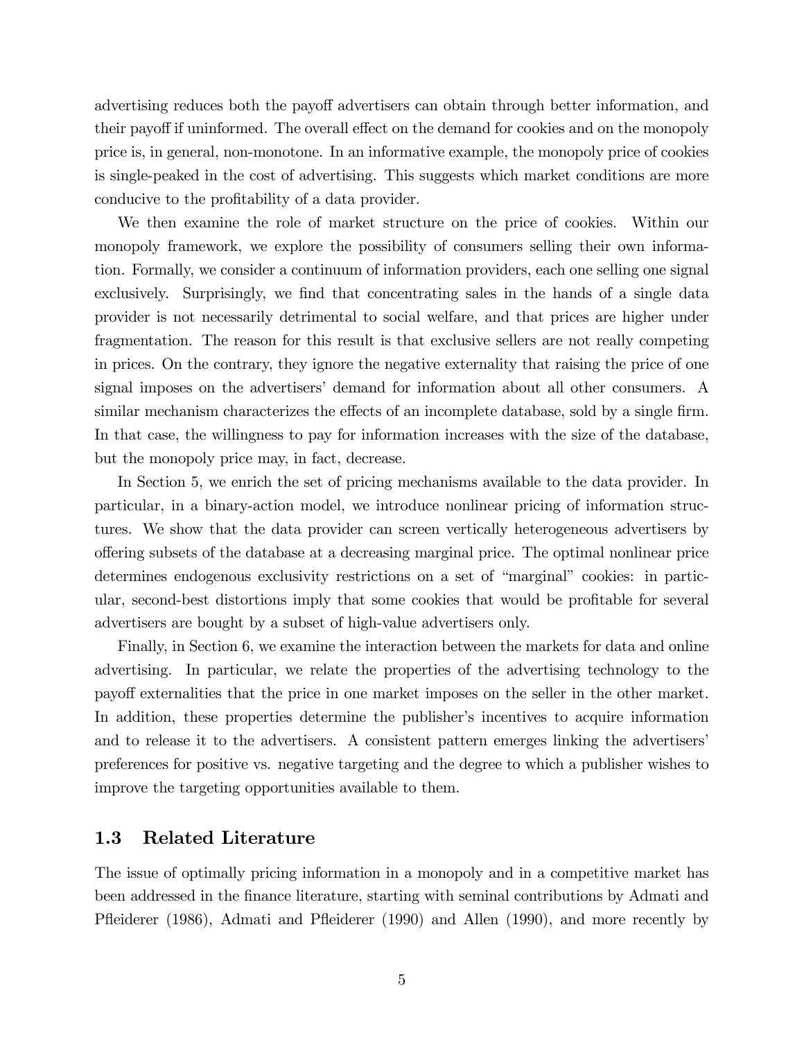advertising reduces both the payoff advertisers can obtain through better information, and their payoff if uninformed. The overall effect on the demand for cookies and on the monopoly price is, in general, non-monotone. In an informative example, the monopoly price of cookies is single-peaked in the cost of advertising. This suggests which market conditions are more conducive to the profitability of a data provider.

We then examine the role of market structure on the price of cookies. Within our monopoly framework, we explore the possibility of consumers selling their own information. Formally, we consider a continuum of information providers, each one selling one signal exclusively. Surprisingly, we find that concentrating sales in the hands of a single data provider is not necessarily detrimental to social welfare, and that prices are higher under fragmentation. The reason for this result is that exclusive sellers are not really competing in prices. On the contrary, they ignore the negative externality that raising the price of one signal imposes on the advertisers' demand for information about all other consumers. A similar mechanism characterizes the effects of an incomplete database, sold by a single firm. In that case, the willingness to pay for information increases with the size of the database, but the monopoly price may, in fact, decrease.

In Section 5, we enrich the set of pricing mechanisms available to the data provider. In particular, in a binary-action model, we introduce nonlinear pricing of information structures. We show that the data provider can screen vertically heterogeneous advertisers by offering subsets of the database at a decreasing marginal price. The optimal nonlinear price determines endogenous exclusivity restrictions on a set of "marginal" cookies: in particular, second-best distortions imply that some cookies that would be profitable for several advertisers are bought by a subset of high-value advertisers only.

Finally, in Section 6, we examine the interaction between the markets for data and online advertising. In particular, we relate the properties of the advertising technology to the payoff externalities that the price in one market imposes on the seller in the other market. In addition, these properties determine the publisher's incentives to acquire information and to release it to the advertisers. A consistent pattern emerges linking the advertisers' preferences for positive vs. negative targeting and the degree to which a publisher wishes to improve the targeting opportunities available to them.

### 1.3 Related Literature

The issue of optimally pricing information in a monopoly and in a competitive market has been addressed in the finance literature, starting with seminal contributions by Admati and Pfleiderer (1986), Admati and Pfleiderer (1990) and Allen (1990), and more recently by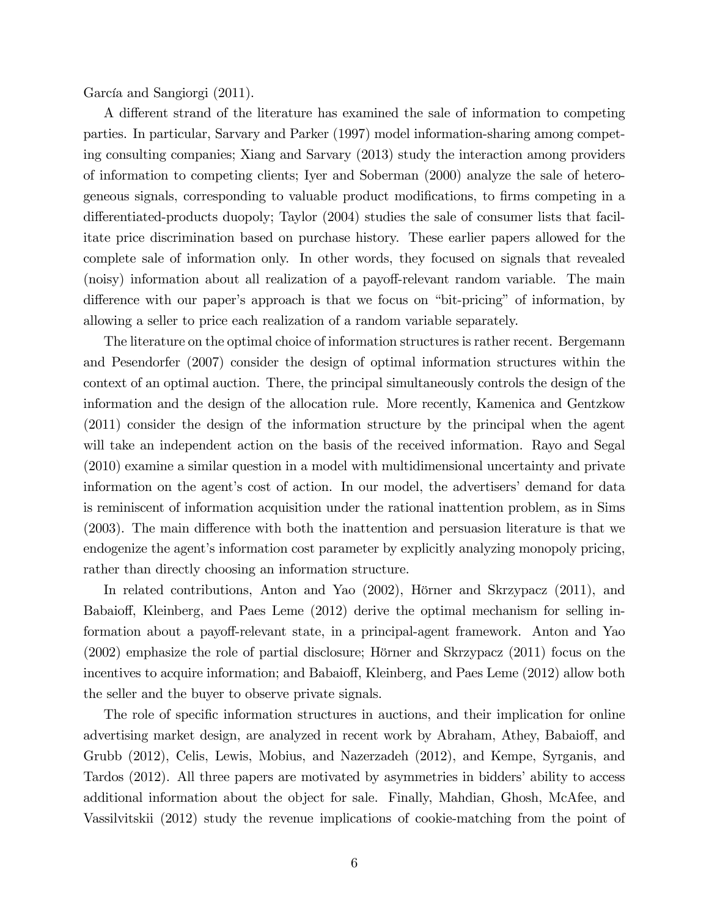García and Sangiorgi (2011).

A different strand of the literature has examined the sale of information to competing parties. In particular, Sarvary and Parker (1997) model information-sharing among competing consulting companies; Xiang and Sarvary (2013) study the interaction among providers of information to competing clients; Iyer and Soberman (2000) analyze the sale of heterogeneous signals, corresponding to valuable product modifications, to firms competing in a differentiated-products duopoly; Taylor (2004) studies the sale of consumer lists that facilitate price discrimination based on purchase history. These earlier papers allowed for the complete sale of information only. In other words, they focused on signals that revealed (noisy) information about all realization of a payoff-relevant random variable. The main difference with our paper's approach is that we focus on "bit-pricing" of information, by allowing a seller to price each realization of a random variable separately.

The literature on the optimal choice of information structures is rather recent. Bergemann and Pesendorfer (2007) consider the design of optimal information structures within the context of an optimal auction. There, the principal simultaneously controls the design of the information and the design of the allocation rule. More recently, Kamenica and Gentzkow (2011) consider the design of the information structure by the principal when the agent will take an independent action on the basis of the received information. Rayo and Segal (2010) examine a similar question in a model with multidimensional uncertainty and private information on the agent's cost of action. In our model, the advertisers' demand for data is reminiscent of information acquisition under the rational inattention problem, as in Sims (2003). The main difference with both the inattention and persuasion literature is that we endogenize the agent's information cost parameter by explicitly analyzing monopoly pricing, rather than directly choosing an information structure.

In related contributions, Anton and Yao (2002), Hörner and Skrzypacz (2011), and Babaioff, Kleinberg, and Paes Leme (2012) derive the optimal mechanism for selling information about a payoff-relevant state, in a principal-agent framework. Anton and Yao (2002) emphasize the role of partial disclosure; Hörner and Skrzypacz (2011) focus on the incentives to acquire information; and Babaioff, Kleinberg, and Paes Leme (2012) allow both the seller and the buyer to observe private signals.

The role of specific information structures in auctions, and their implication for online advertising market design, are analyzed in recent work by Abraham, Athey, Babaioff, and Grubb (2012), Celis, Lewis, Mobius, and Nazerzadeh (2012), and Kempe, Syrganis, and Tardos (2012). All three papers are motivated by asymmetries in bidders' ability to access additional information about the object for sale. Finally, Mahdian, Ghosh, McAfee, and Vassilvitskii (2012) study the revenue implications of cookie-matching from the point of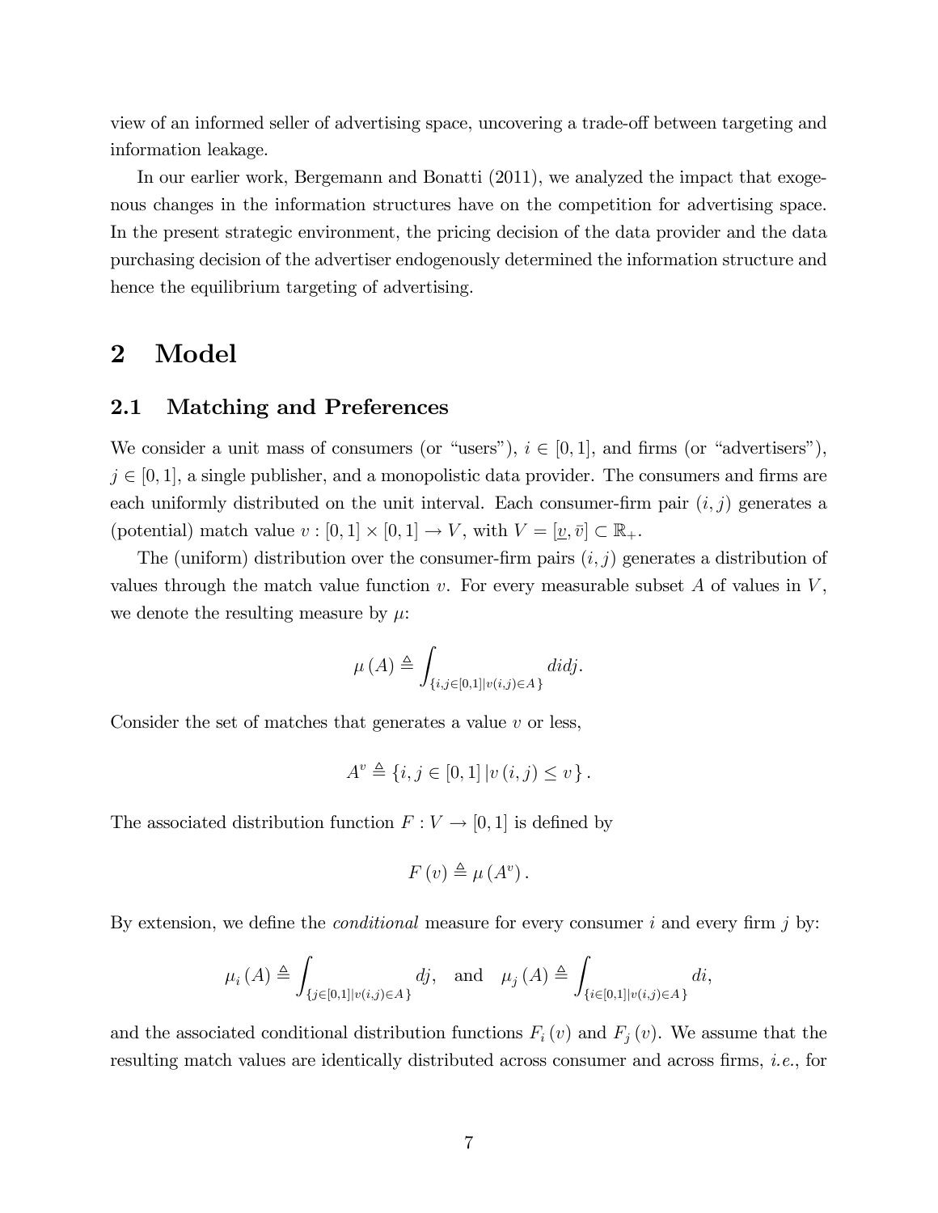view of an informed seller of advertising space, uncovering a trade-off between targeting and information leakage.

In our earlier work, Bergemann and Bonatti (2011), we analyzed the impact that exogenous changes in the information structures have on the competition for advertising space. In the present strategic environment, the pricing decision of the data provider and the data purchasing decision of the advertiser endogenously determined the information structure and hence the equilibrium targeting of advertising.

# 2 Model

## 2.1 Matching and Preferences

We consider a unit mass of consumers (or "users"), $i \in [0,1]$, and firms (or "advertisers"), $j \in [0,1]$, a single publisher, and a monopolistic data provider. The consumers and firms are each uniformly distributed on the unit interval. Each consumer-firm pair $(i,j)$ generates a (potential) match value $v : [0,1] \times [0,1] \to V$, with $V = [\underline{v}, \bar{v}] \subset \mathbb{R}_+$.

The (uniform) distribution over the consumer-firm pairs $(i,j)$ generates a distribution of values through the match value function $v$. For every measurable subset $A$ of values in $V$, we denote the resulting measure by $\mu$:

$$\mu(A) \triangleq \int_{\{i,j \in [0,1] | v(i,j) \in A\}} didj.$$

Consider the set of matches that generates a value $v$ or less,

$$A^v \triangleq \{i, j \in [0,1] \,| v(i,j) \leq v\}.$$

The associated distribution function $F : V \to [0,1]$ is defined by

$$F(v) \triangleq \mu(A^v).$$

By extension, we define the *conditional* measure for every consumer $i$ and every firm $j$ by:

$$\mu_i(A) \triangleq \int_{\{j \in [0,1] | v(i,j) \in A\}} dj, \quad \text{and} \quad \mu_j(A) \triangleq \int_{\{i \in [0,1] | v(i,j) \in A\}} di,$$

and the associated conditional distribution functions $F_i(v)$ and $F_j(v)$. We assume that the resulting match values are identically distributed across consumer and across firms, *i.e.*, for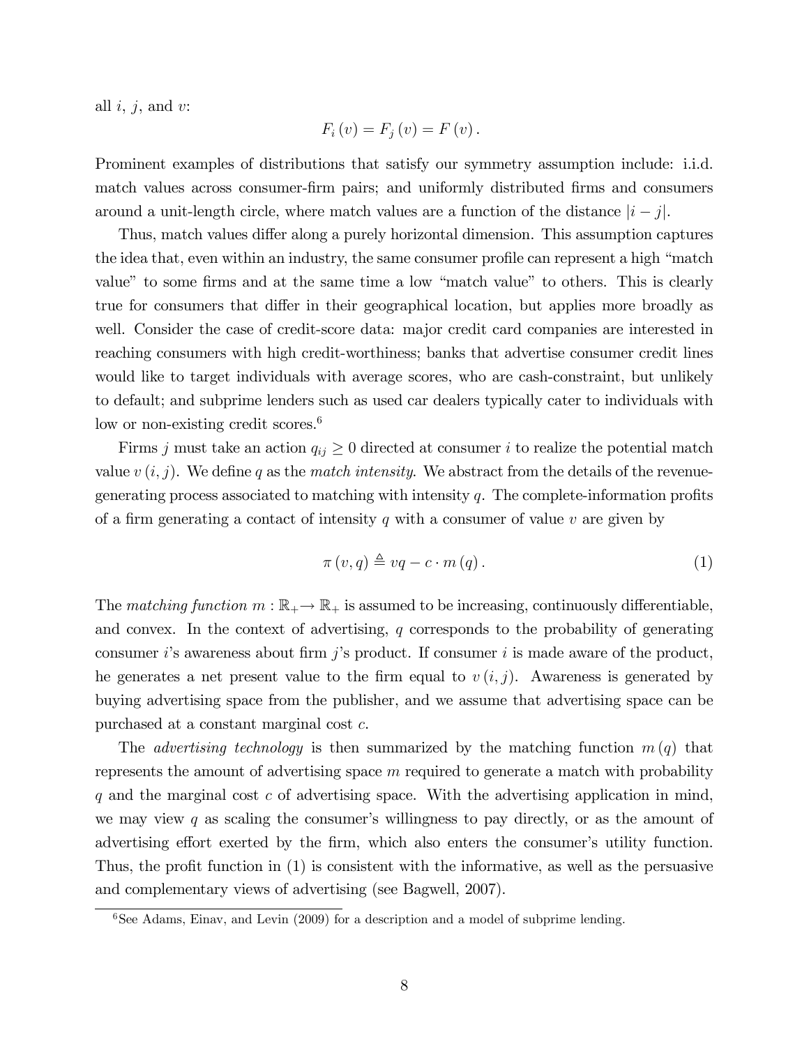all $i$, $j$, and $v$:

$$F_i(v) = F_j(v) = F(v).$$

Prominent examples of distributions that satisfy our symmetry assumption include: i.i.d. match values across consumer-firm pairs; and uniformly distributed firms and consumers around a unit-length circle, where match values are a function of the distance $|i - j|$.

Thus, match values differ along a purely horizontal dimension. This assumption captures the idea that, even within an industry, the same consumer profile can represent a high "match value" to some firms and at the same time a low "match value" to others. This is clearly true for consumers that differ in their geographical location, but applies more broadly as well. Consider the case of credit-score data: major credit card companies are interested in reaching consumers with high credit-worthiness; banks that advertise consumer credit lines would like to target individuals with average scores, who are cash-constraint, but unlikely to default; and subprime lenders such as used car dealers typically cater to individuals with low or non-existing credit scores.[6]

Firms $j$ must take an action $q_{ij} \geq 0$ directed at consumer $i$ to realize the potential match value $v(i, j)$. We define $q$ as the *match intensity*. We abstract from the details of the revenue-generating process associated to matching with intensity $q$. The complete-information profits of a firm generating a contact of intensity $q$ with a consumer of value $v$ are given by

$$\pi(v, q) \triangleq vq - c \cdot m(q). \tag{1}$$

The *matching function* $m : \mathbb{R}_+ \to \mathbb{R}_+$ is assumed to be increasing, continuously differentiable, and convex. In the context of advertising, $q$ corresponds to the probability of generating consumer $i$'s awareness about firm $j$'s product. If consumer $i$ is made aware of the product, he generates a net present value to the firm equal to $v(i, j)$. Awareness is generated by buying advertising space from the publisher, and we assume that advertising space can be purchased at a constant marginal cost $c$.

The *advertising technology* is then summarized by the matching function $m(q)$ that represents the amount of advertising space $m$ required to generate a match with probability $q$ and the marginal cost $c$ of advertising space. With the advertising application in mind, we may view $q$ as scaling the consumer's willingness to pay directly, or as the amount of advertising effort exerted by the firm, which also enters the consumer's utility function. Thus, the profit function in (1) is consistent with the informative, as well as the persuasive and complementary views of advertising (see Bagwell, 2007).

[6] See Adams, Einav, and Levin (2009) for a description and a model of subprime lending.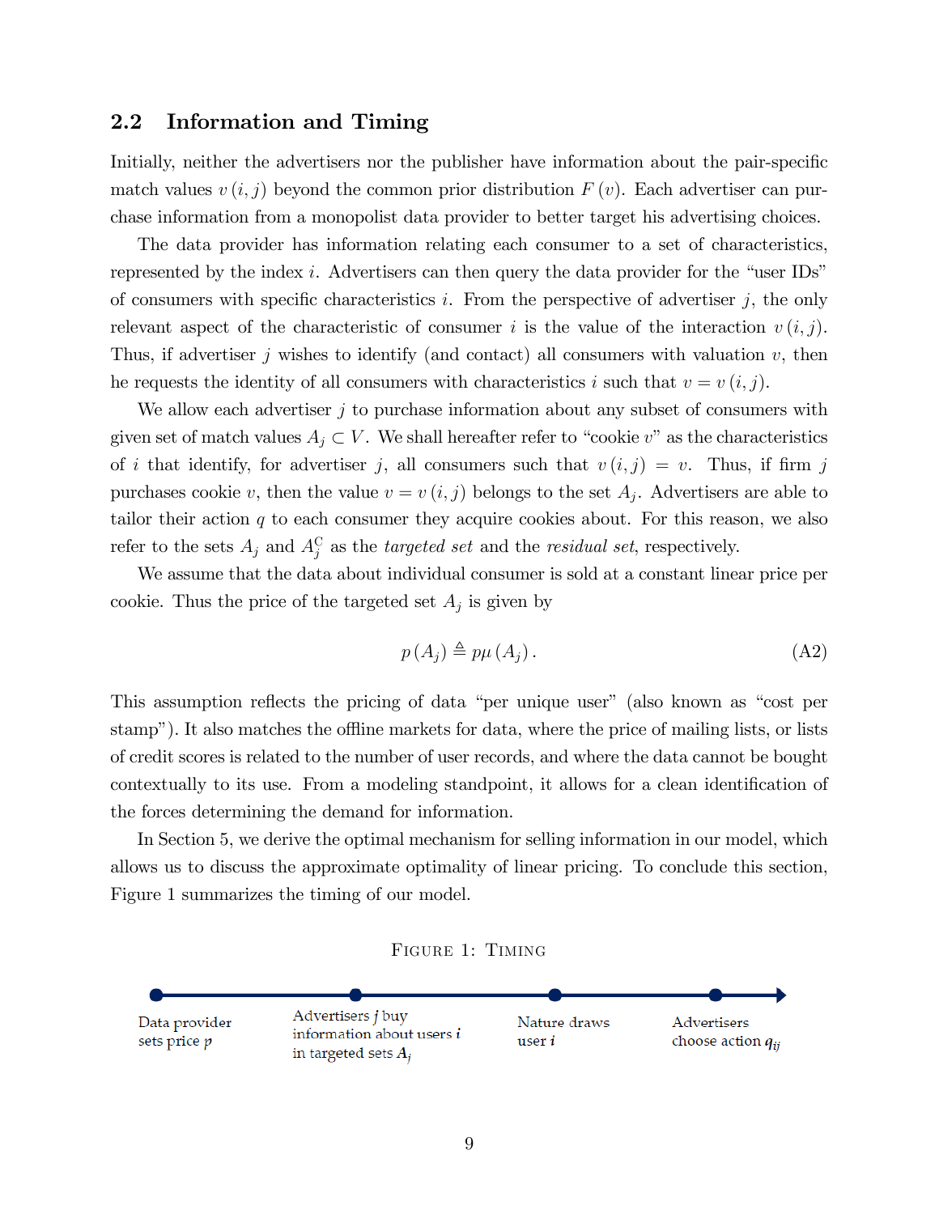## 2.2 Information and Timing

Initially, neither the advertisers nor the publisher have information about the pair-specific match values $v(i,j)$ beyond the common prior distribution $F(v)$. Each advertiser can purchase information from a monopolist data provider to better target his advertising choices.

The data provider has information relating each consumer to a set of characteristics, represented by the index $i$. Advertisers can then query the data provider for the "user IDs" of consumers with specific characteristics $i$. From the perspective of advertiser $j$, the only relevant aspect of the characteristic of consumer $i$ is the value of the interaction $v(i,j)$. Thus, if advertiser $j$ wishes to identify (and contact) all consumers with valuation $v$, then he requests the identity of all consumers with characteristics $i$ such that $v = v(i,j)$.

We allow each advertiser $j$ to purchase information about any subset of consumers with given set of match values $A_j \subset V$. We shall hereafter refer to "cookie $v$" as the characteristics of $i$ that identify, for advertiser $j$, all consumers such that $v(i,j) = v$. Thus, if firm $j$ purchases cookie $v$, then the value $v = v(i,j)$ belongs to the set $A_j$. Advertisers are able to tailor their action $q$ to each consumer they acquire cookies about. For this reason, we also refer to the sets $A_j$ and $A_j^C$ as the *targeted set* and the *residual set*, respectively.

We assume that the data about individual consumer is sold at a constant linear price per cookie. Thus the price of the targeted set $A_j$ is given by

$$p(A_j) \triangleq p\mu(A_j). \tag{A2}$$

This assumption reflects the pricing of data "per unique user" (also known as "cost per stamp"). It also matches the offline markets for data, where the price of mailing lists, or lists of credit scores is related to the number of user records, and where the data cannot be bought contextually to its use. From a modeling standpoint, it allows for a clean identification of the forces determining the demand for information.

In Section 5, we derive the optimal mechanism for selling information in our model, which allows us to discuss the approximate optimality of linear pricing. To conclude this section, Figure 1 summarizes the timing of our model.

FIGURE 1: TIMING

Data provider sets price $p$ → Advertisers $j$ buy information about users $i$ in targeted sets $A_j$ → Nature draws user $i$ → Advertisers choose action $q_{ij}$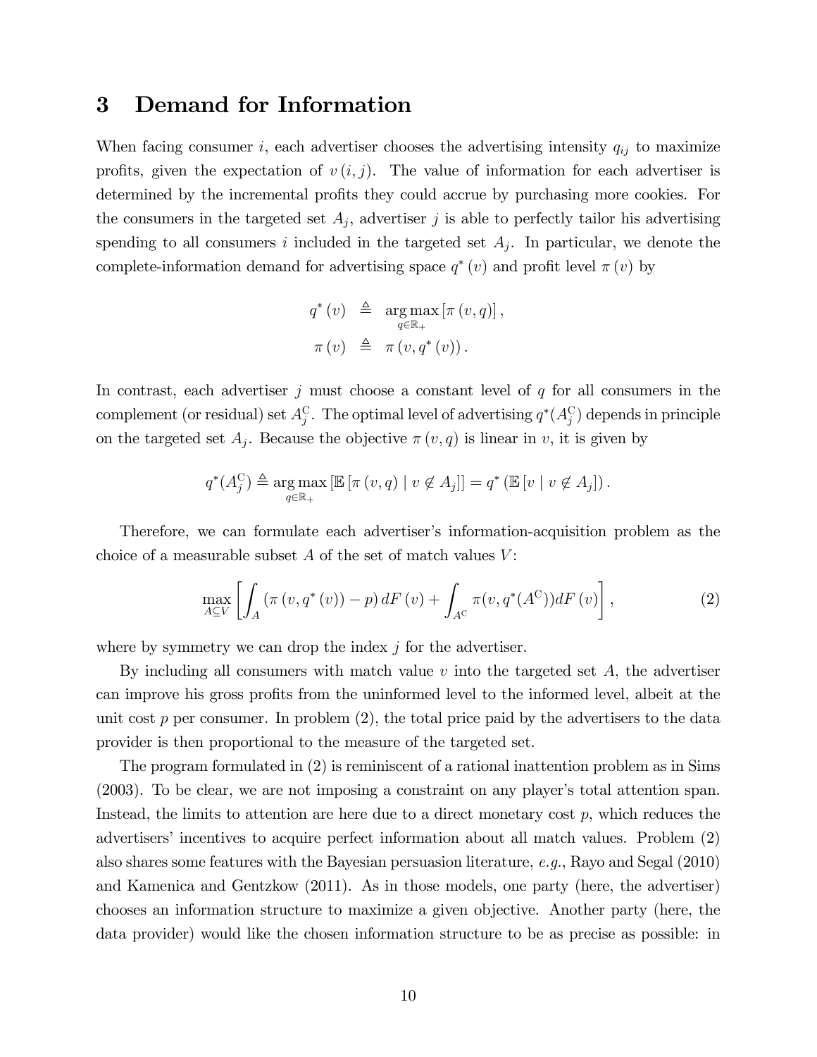# 3 Demand for Information

When facing consumer $i$, each advertiser chooses the advertising intensity $q_{ij}$ to maximize profits, given the expectation of $v(i,j)$. The value of information for each advertiser is determined by the incremental profits they could accrue by purchasing more cookies. For the consumers in the targeted set $A_j$, advertiser $j$ is able to perfectly tailor his advertising spending to all consumers $i$ included in the targeted set $A_j$. In particular, we denote the complete-information demand for advertising space $q^*(v)$ and profit level $\pi(v)$ by

$$
\begin{aligned}
q^*(v) &\triangleq \operatorname*{arg\,max}_{q \in \mathbb{R}_+} [\pi(v,q)], \\
\pi(v) &\triangleq \pi(v, q^*(v)).
\end{aligned}
$$

In contrast, each advertiser $j$ must choose a constant level of $q$ for all consumers in the complement (or residual) set $A_j^{\mathrm{C}}$. The optimal level of advertising $q^*(A_j^{\mathrm{C}})$ depends in principle on the targeted set $A_j$. Because the objective $\pi(v,q)$ is linear in $v$, it is given by

$$
q^*(A_j^{\mathrm{C}}) \triangleq \operatorname*{arg\,max}_{q \in \mathbb{R}_+} [\mathbb{E}[\pi(v,q) \mid v \notin A_j]] = q^*(\mathbb{E}[v \mid v \notin A_j]).
$$

Therefore, we can formulate each advertiser's information-acquisition problem as the choice of a measurable subset $A$ of the set of match values $V$:

$$
\max_{A \subseteq V} \left[ \int_A (\pi(v, q^*(v)) - p)\, dF(v) + \int_{A^{\mathrm{C}}} \pi(v, q^*(A^{\mathrm{C}})) dF(v) \right], \tag{2}
$$

where by symmetry we can drop the index $j$ for the advertiser.

By including all consumers with match value $v$ into the targeted set $A$, the advertiser can improve his gross profits from the uninformed level to the informed level, albeit at the unit cost $p$ per consumer. In problem (2), the total price paid by the advertisers to the data provider is then proportional to the measure of the targeted set.

The program formulated in (2) is reminiscent of a rational inattention problem as in Sims (2003). To be clear, we are not imposing a constraint on any player's total attention span. Instead, the limits to attention are here due to a direct monetary cost $p$, which reduces the advertisers' incentives to acquire perfect information about all match values. Problem (2) also shares some features with the Bayesian persuasion literature, *e.g.*, Rayo and Segal (2010) and Kamenica and Gentzkow (2011). As in those models, one party (here, the advertiser) chooses an information structure to maximize a given objective. Another party (here, the data provider) would like the chosen information structure to be as precise as possible: in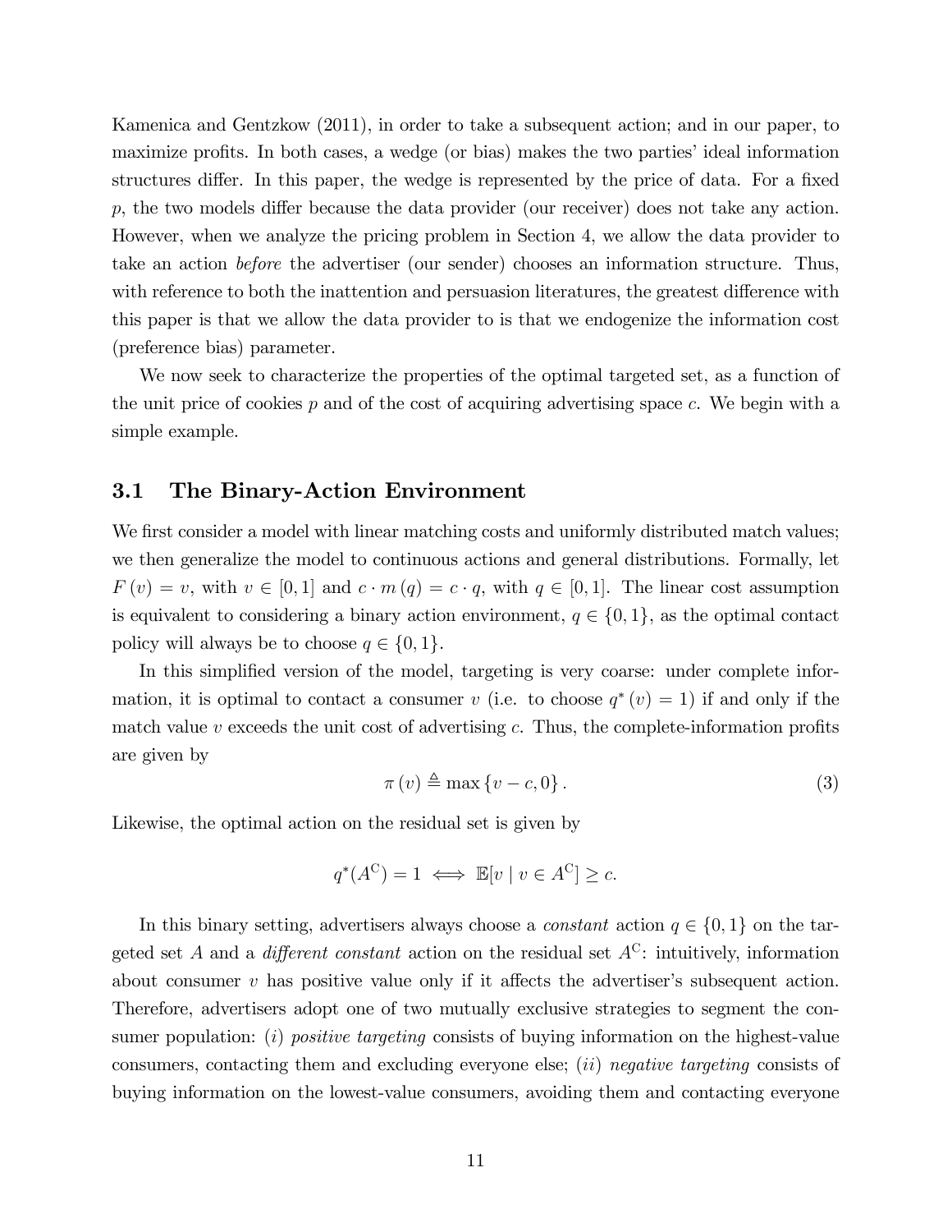Kamenica and Gentzkow (2011), in order to take a subsequent action; and in our paper, to maximize profits. In both cases, a wedge (or bias) makes the two parties' ideal information structures differ. In this paper, the wedge is represented by the price of data. For a fixed $p$, the two models differ because the data provider (our receiver) does not take any action. However, when we analyze the pricing problem in Section 4, we allow the data provider to take an action *before* the advertiser (our sender) chooses an information structure. Thus, with reference to both the inattention and persuasion literatures, the greatest difference with this paper is that we allow the data provider to is that we endogenize the information cost (preference bias) parameter.

We now seek to characterize the properties of the optimal targeted set, as a function of the unit price of cookies $p$ and of the cost of acquiring advertising space $c$. We begin with a simple example.

### 3.1 The Binary-Action Environment

We first consider a model with linear matching costs and uniformly distributed match values; we then generalize the model to continuous actions and general distributions. Formally, let $F(v) = v$, with $v \in [0,1]$ and $c \cdot m(q) = c \cdot q$, with $q \in [0,1]$. The linear cost assumption is equivalent to considering a binary action environment, $q \in \{0,1\}$, as the optimal contact policy will always be to choose $q \in \{0,1\}$.

In this simplified version of the model, targeting is very coarse: under complete information, it is optimal to contact a consumer $v$ (i.e. to choose $q^*(v) = 1$) if and only if the match value $v$ exceeds the unit cost of advertising $c$. Thus, the complete-information profits are given by

$$\pi(v) \triangleq \max\{v - c, 0\}. \tag{3}$$

Likewise, the optimal action on the residual set is given by

$$q^*(A^{\mathrm{C}}) = 1 \iff \mathbb{E}[v \mid v \in A^{\mathrm{C}}] \geq c.$$

In this binary setting, advertisers always choose a *constant* action $q \in \{0,1\}$ on the targeted set $A$ and a *different constant* action on the residual set $A^{\mathrm{C}}$: intuitively, information about consumer $v$ has positive value only if it affects the advertiser's subsequent action. Therefore, advertisers adopt one of two mutually exclusive strategies to segment the consumer population: (*i*) *positive targeting* consists of buying information on the highest-value consumers, contacting them and excluding everyone else; (*ii*) *negative targeting* consists of buying information on the lowest-value consumers, avoiding them and contacting everyone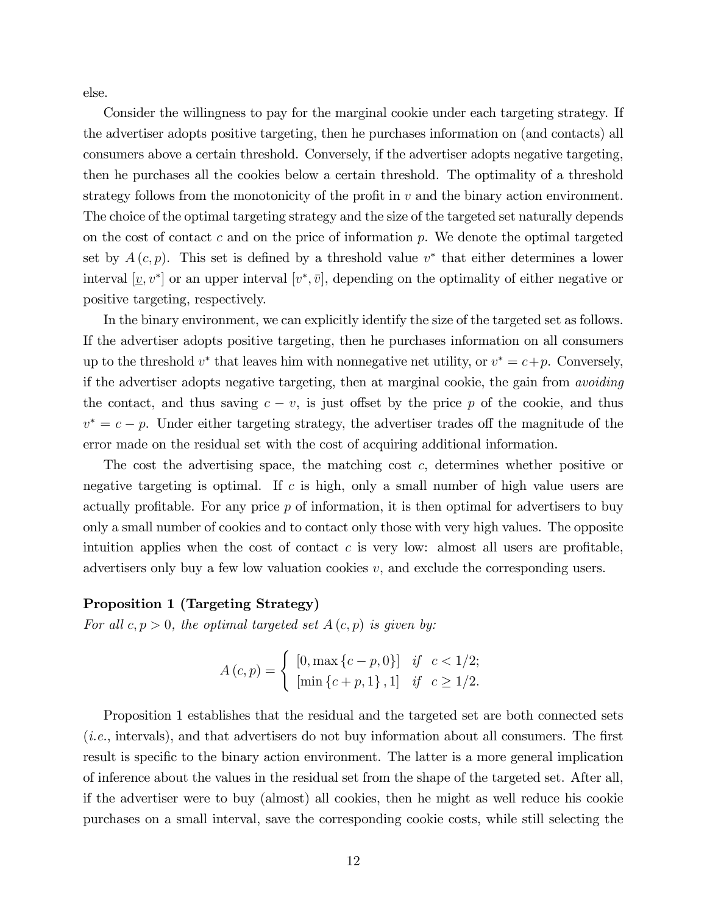else.

Consider the willingness to pay for the marginal cookie under each targeting strategy. If the advertiser adopts positive targeting, then he purchases information on (and contacts) all consumers above a certain threshold. Conversely, if the advertiser adopts negative targeting, then he purchases all the cookies below a certain threshold. The optimality of a threshold strategy follows from the monotonicity of the profit in $v$ and the binary action environment. The choice of the optimal targeting strategy and the size of the targeted set naturally depends on the cost of contact $c$ and on the price of information $p$. We denote the optimal targeted set by $A(c,p)$. This set is defined by a threshold value $v^*$ that either determines a lower interval $[\underline{v}, v^*]$ or an upper interval $[v^*, \bar{v}]$, depending on the optimality of either negative or positive targeting, respectively.

In the binary environment, we can explicitly identify the size of the targeted set as follows. If the advertiser adopts positive targeting, then he purchases information on all consumers up to the threshold $v^*$ that leaves him with nonnegative net utility, or $v^* = c+p$. Conversely, if the advertiser adopts negative targeting, then at marginal cookie, the gain from *avoiding* the contact, and thus saving $c - v$, is just offset by the price $p$ of the cookie, and thus $v^* = c - p$. Under either targeting strategy, the advertiser trades off the magnitude of the error made on the residual set with the cost of acquiring additional information.

The cost the advertising space, the matching cost $c$, determines whether positive or negative targeting is optimal. If $c$ is high, only a small number of high value users are actually profitable. For any price $p$ of information, it is then optimal for advertisers to buy only a small number of cookies and to contact only those with very high values. The opposite intuition applies when the cost of contact $c$ is very low: almost all users are profitable, advertisers only buy a few low valuation cookies $v$, and exclude the corresponding users.

**Proposition 1 (Targeting Strategy)**
*For all $c, p > 0$, the optimal targeted set $A(c,p)$ is given by:*

$$A(c,p) = \begin{cases} [0, \max\{c-p, 0\}] & \text{if} \quad c < 1/2; \\ [\min\{c+p, 1\}, 1] & \text{if} \quad c \geq 1/2. \end{cases}$$

Proposition 1 establishes that the residual and the targeted set are both connected sets (*i.e.*, intervals), and that advertisers do not buy information about all consumers. The first result is specific to the binary action environment. The latter is a more general implication of inference about the values in the residual set from the shape of the targeted set. After all, if the advertiser were to buy (almost) all cookies, then he might as well reduce his cookie purchases on a small interval, save the corresponding cookie costs, while still selecting the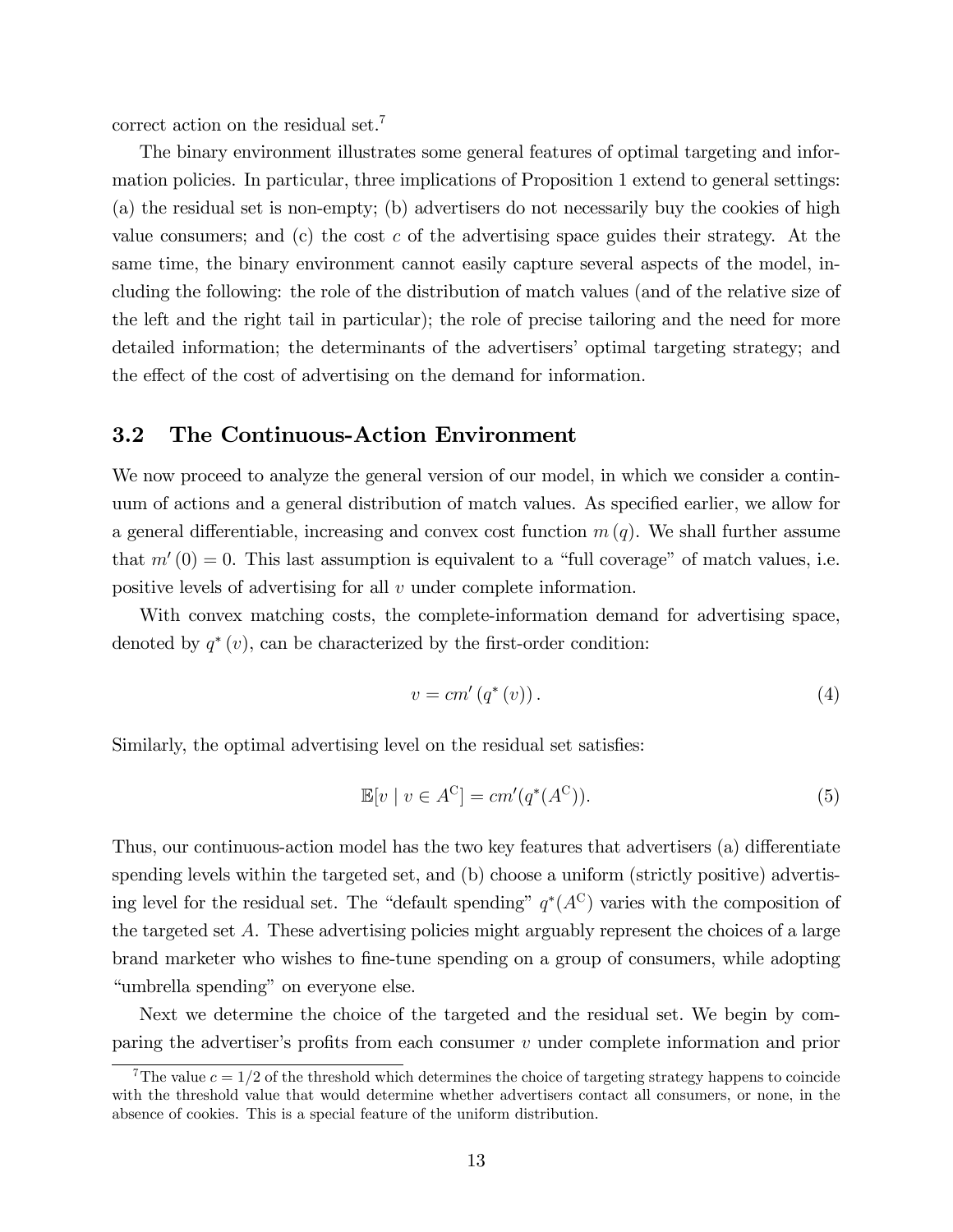correct action on the residual set.[7]

The binary environment illustrates some general features of optimal targeting and information policies. In particular, three implications of Proposition 1 extend to general settings: (a) the residual set is non-empty; (b) advertisers do not necessarily buy the cookies of high value consumers; and (c) the cost $c$ of the advertising space guides their strategy. At the same time, the binary environment cannot easily capture several aspects of the model, including the following: the role of the distribution of match values (and of the relative size of the left and the right tail in particular); the role of precise tailoring and the need for more detailed information; the determinants of the advertisers' optimal targeting strategy; and the effect of the cost of advertising on the demand for information.

## 3.2 The Continuous-Action Environment

We now proceed to analyze the general version of our model, in which we consider a continuum of actions and a general distribution of match values. As specified earlier, we allow for a general differentiable, increasing and convex cost function $m(q)$. We shall further assume that $m'(0) = 0$. This last assumption is equivalent to a "full coverage" of match values, i.e. positive levels of advertising for all $v$ under complete information.

With convex matching costs, the complete-information demand for advertising space, denoted by $q^*(v)$, can be characterized by the first-order condition:

$$v = cm'(q^*(v)). \tag{4}$$

Similarly, the optimal advertising level on the residual set satisfies:

$$\mathbb{E}[v \mid v \in A^{\mathrm{C}}] = cm'(q^*(A^{\mathrm{C}})). \tag{5}$$

Thus, our continuous-action model has the two key features that advertisers (a) differentiate spending levels within the targeted set, and (b) choose a uniform (strictly positive) advertising level for the residual set. The "default spending" $q^*(A^{\mathrm{C}})$ varies with the composition of the targeted set $A$. These advertising policies might arguably represent the choices of a large brand marketer who wishes to fine-tune spending on a group of consumers, while adopting "umbrella spending" on everyone else.

Next we determine the choice of the targeted and the residual set. We begin by comparing the advertiser's profits from each consumer $v$ under complete information and prior

---

[7] The value $c = 1/2$ of the threshold which determines the choice of targeting strategy happens to coincide with the threshold value that would determine whether advertisers contact all consumers, or none, in the absence of cookies. This is a special feature of the uniform distribution.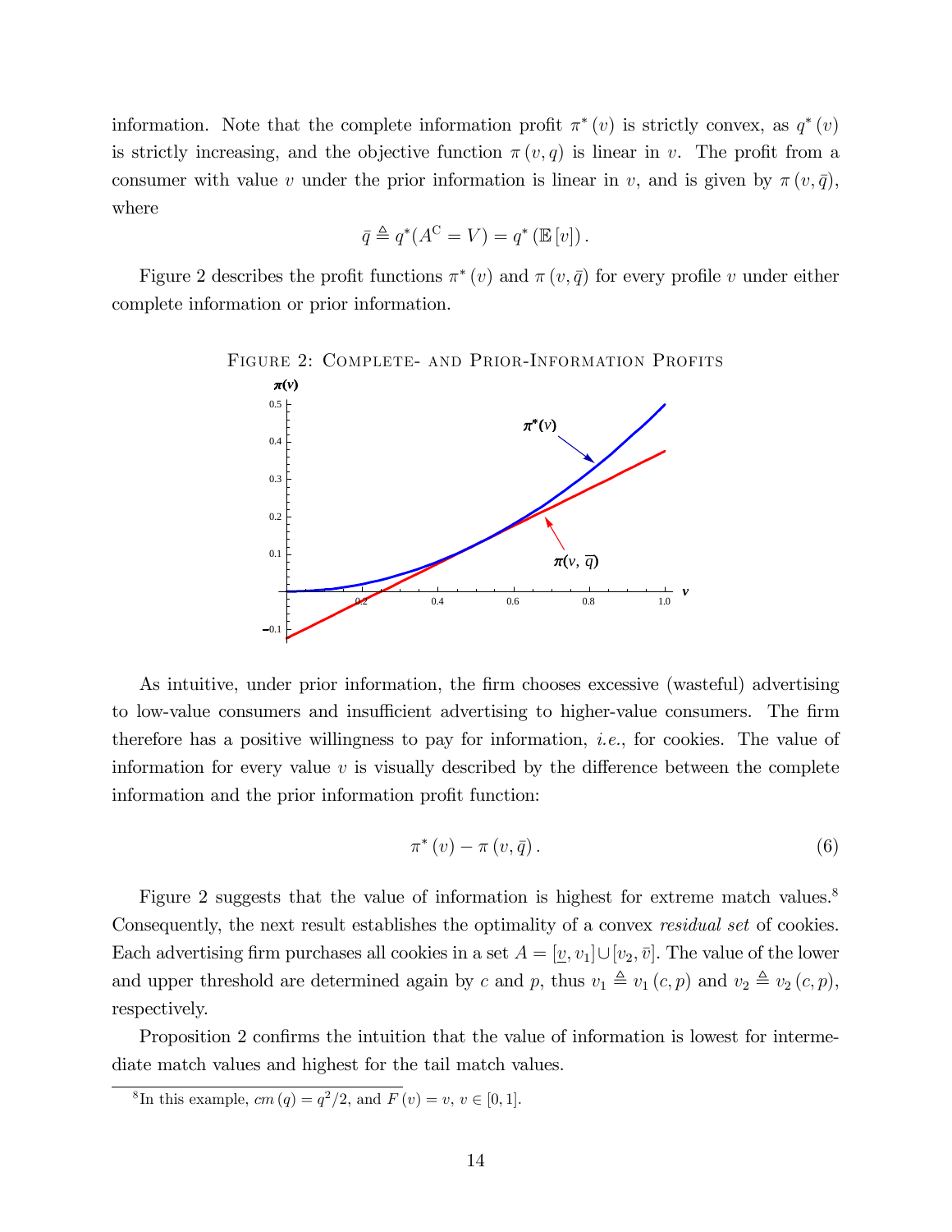information. Note that the complete information profit $\pi^*(v)$ is strictly convex, as $q^*(v)$ is strictly increasing, and the objective function $\pi(v,q)$ is linear in $v$. The profit from a consumer with value $v$ under the prior information is linear in $v$, and is given by $\pi(v,\bar{q})$, where

$$\bar{q} \triangleq q^*(A^{\mathrm{C}} = V) = q^*(\mathbb{E}[v]).$$

Figure 2 describes the profit functions $\pi^*(v)$ and $\pi(v,\bar{q})$ for every profile $v$ under either complete information or prior information.

Figure 2: Complete- and Prior-Information Profits

As intuitive, under prior information, the firm chooses excessive (wasteful) advertising to low-value consumers and insufficient advertising to higher-value consumers. The firm therefore has a positive willingness to pay for information, *i.e.*, for cookies. The value of information for every value $v$ is visually described by the difference between the complete information and the prior information profit function:

$$\pi^*(v) - \pi(v,\bar{q}). \tag{6}$$

Figure 2 suggests that the value of information is highest for extreme match values.[8] Consequently, the next result establishes the optimality of a convex *residual set* of cookies. Each advertising firm purchases all cookies in a set $A = [\underline{v}, v_1] \cup [v_2, \bar{v}]$. The value of the lower and upper threshold are determined again by $c$ and $p$, thus $v_1 \triangleq v_1(c,p)$ and $v_2 \triangleq v_2(c,p)$, respectively.

Proposition 2 confirms the intuition that the value of information is lowest for intermediate match values and highest for the tail match values.

[8] In this example, $cm(q) = q^2/2$, and $F(v) = v$, $v \in [0,1]$.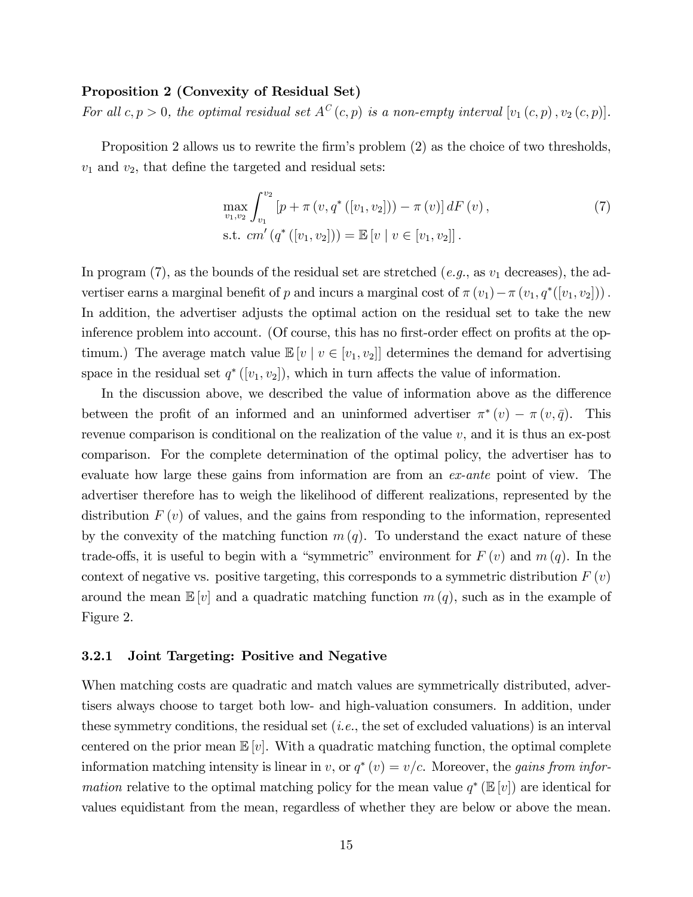**Proposition 2 (Convexity of Residual Set)**
*For all $c, p > 0$, the optimal residual set $A^C(c,p)$ is a non-empty interval $[v_1(c,p), v_2(c,p)]$.*

Proposition 2 allows us to rewrite the firm's problem (2) as the choice of two thresholds, $v_1$ and $v_2$, that define the targeted and residual sets:

$$\max_{v_1, v_2} \int_{v_1}^{v_2} \left[p + \pi\left(v, q^*\left([v_1, v_2]\right)\right) - \pi(v)\right] dF(v), \tag{7}$$
$$\text{s.t. } cm'\left(q^*\left([v_1, v_2]\right)\right) = \mathbb{E}\left[v \mid v \in [v_1, v_2]\right].$$

In program (7), as the bounds of the residual set are stretched (*e.g.*, as $v_1$ decreases), the advertiser earns a marginal benefit of $p$ and incurs a marginal cost of $\pi(v_1) - \pi(v_1, q^*([v_1, v_2]))$. In addition, the advertiser adjusts the optimal action on the residual set to take the new inference problem into account. (Of course, this has no first-order effect on profits at the optimum.) The average match value $\mathbb{E}[v \mid v \in [v_1, v_2]]$ determines the demand for advertising space in the residual set $q^*([v_1, v_2])$, which in turn affects the value of information.

In the discussion above, we described the value of information above as the difference between the profit of an informed and an uninformed advertiser $\pi^*(v) - \pi(v, \bar{q})$. This revenue comparison is conditional on the realization of the value $v$, and it is thus an ex-post comparison. For the complete determination of the optimal policy, the advertiser has to evaluate how large these gains from information are from an *ex-ante* point of view. The advertiser therefore has to weigh the likelihood of different realizations, represented by the distribution $F(v)$ of values, and the gains from responding to the information, represented by the convexity of the matching function $m(q)$. To understand the exact nature of these trade-offs, it is useful to begin with a "symmetric" environment for $F(v)$ and $m(q)$. In the context of negative vs. positive targeting, this corresponds to a symmetric distribution $F(v)$ around the mean $\mathbb{E}[v]$ and a quadratic matching function $m(q)$, such as in the example of Figure 2.

### 3.2.1 Joint Targeting: Positive and Negative

When matching costs are quadratic and match values are symmetrically distributed, advertisers always choose to target both low- and high-valuation consumers. In addition, under these symmetry conditions, the residual set (*i.e.*, the set of excluded valuations) is an interval centered on the prior mean $\mathbb{E}[v]$. With a quadratic matching function, the optimal complete information matching intensity is linear in $v$, or $q^*(v) = v/c$. Moreover, the *gains from information* relative to the optimal matching policy for the mean value $q^*(\mathbb{E}[v])$ are identical for values equidistant from the mean, regardless of whether they are below or above the mean.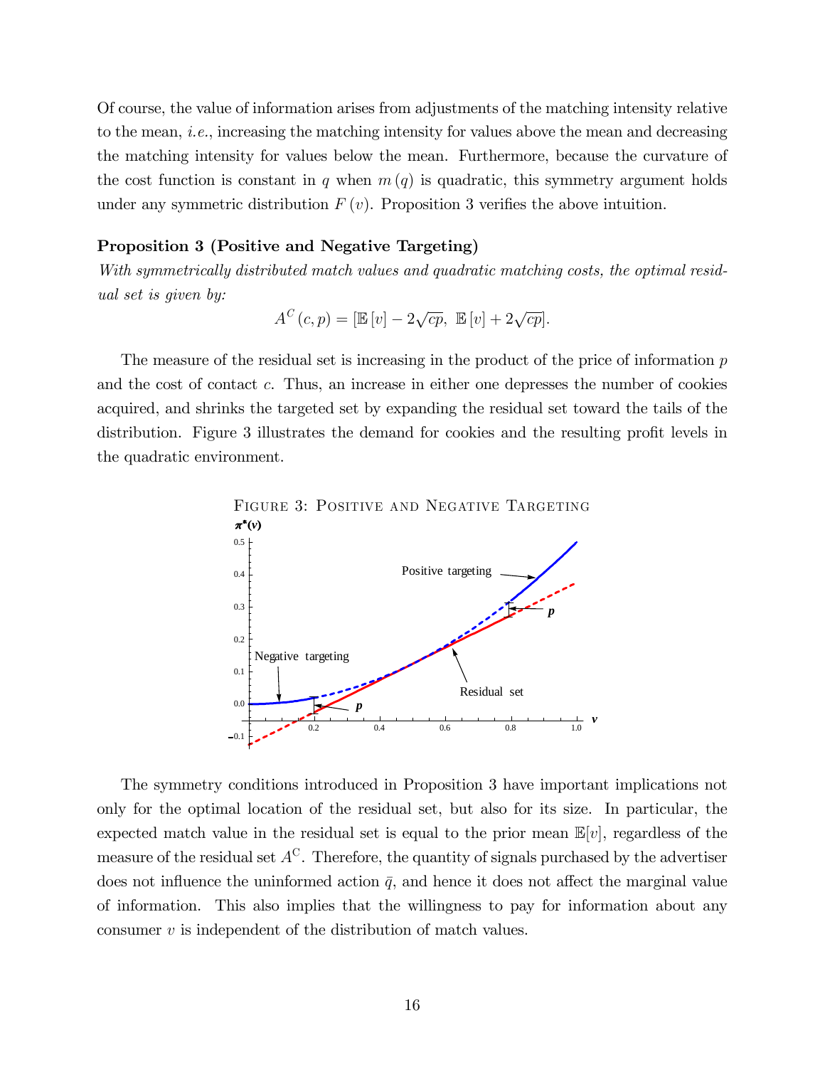Of course, the value of information arises from adjustments of the matching intensity relative to the mean, *i.e.*, increasing the matching intensity for values above the mean and decreasing the matching intensity for values below the mean. Furthermore, because the curvature of the cost function is constant in $q$ when $m(q)$ is quadratic, this symmetry argument holds under any symmetric distribution $F(v)$. Proposition 3 verifies the above intuition.

**Proposition 3 (Positive and Negative Targeting)**

*With symmetrically distributed match values and quadratic matching costs, the optimal residual set is given by:*

$$A^C(c,p) = [\mathbb{E}[v] - 2\sqrt{cp},\ \mathbb{E}[v] + 2\sqrt{cp}].$$

The measure of the residual set is increasing in the product of the price of information $p$ and the cost of contact $c$. Thus, an increase in either one depresses the number of cookies acquired, and shrinks the targeted set by expanding the residual set toward the tails of the distribution. Figure 3 illustrates the demand for cookies and the resulting profit levels in the quadratic environment.

FIGURE 3: POSITIVE AND NEGATIVE TARGETING

The symmetry conditions introduced in Proposition 3 have important implications not only for the optimal location of the residual set, but also for its size. In particular, the expected match value in the residual set is equal to the prior mean $\mathbb{E}[v]$, regardless of the measure of the residual set $A^C$. Therefore, the quantity of signals purchased by the advertiser does not influence the uninformed action $\bar{q}$, and hence it does not affect the marginal value of information. This also implies that the willingness to pay for information about any consumer $v$ is independent of the distribution of match values.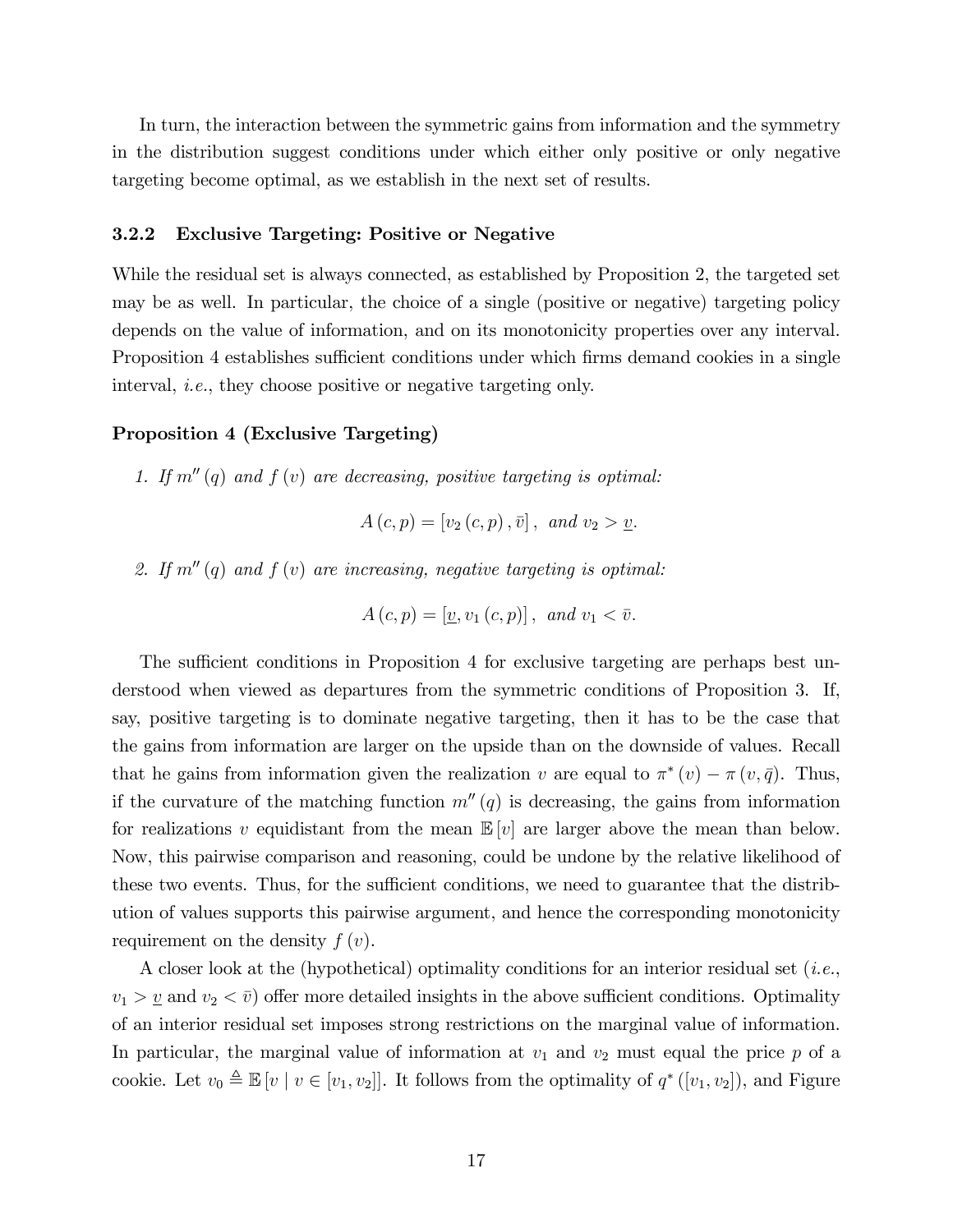In turn, the interaction between the symmetric gains from information and the symmetry in the distribution suggest conditions under which either only positive or only negative targeting become optimal, as we establish in the next set of results.

### 3.2.2 Exclusive Targeting: Positive or Negative

While the residual set is always connected, as established by Proposition 2, the targeted set may be as well. In particular, the choice of a single (positive or negative) targeting policy depends on the value of information, and on its monotonicity properties over any interval. Proposition 4 establishes sufficient conditions under which firms demand cookies in a single interval, *i.e.*, they choose positive or negative targeting only.

**Proposition 4 (Exclusive Targeting)**

*1. If $m''(q)$ and $f(v)$ are decreasing, positive targeting is optimal:*

$$A(c,p) = [v_2(c,p), \bar{v}], \text{ and } v_2 > \underline{v}.$$

*2. If $m''(q)$ and $f(v)$ are increasing, negative targeting is optimal:*

$$A(c,p) = [\underline{v}, v_1(c,p)], \text{ and } v_1 < \bar{v}.$$

The sufficient conditions in Proposition 4 for exclusive targeting are perhaps best understood when viewed as departures from the symmetric conditions of Proposition 3. If, say, positive targeting is to dominate negative targeting, then it has to be the case that the gains from information are larger on the upside than on the downside of values. Recall that he gains from information given the realization $v$ are equal to $\pi^*(v) - \pi(v, \bar{q})$. Thus, if the curvature of the matching function $m''(q)$ is decreasing, the gains from information for realizations $v$ equidistant from the mean $\mathbb{E}[v]$ are larger above the mean than below. Now, this pairwise comparison and reasoning, could be undone by the relative likelihood of these two events. Thus, for the sufficient conditions, we need to guarantee that the distribution of values supports this pairwise argument, and hence the corresponding monotonicity requirement on the density $f(v)$.

A closer look at the (hypothetical) optimality conditions for an interior residual set (*i.e.*, $v_1 > \underline{v}$ and $v_2 < \bar{v}$) offer more detailed insights in the above sufficient conditions. Optimality of an interior residual set imposes strong restrictions on the marginal value of information. In particular, the marginal value of information at $v_1$ and $v_2$ must equal the price $p$ of a cookie. Let $v_0 \triangleq \mathbb{E}[v \mid v \in [v_1, v_2]]$. It follows from the optimality of $q^*([v_1, v_2])$, and Figure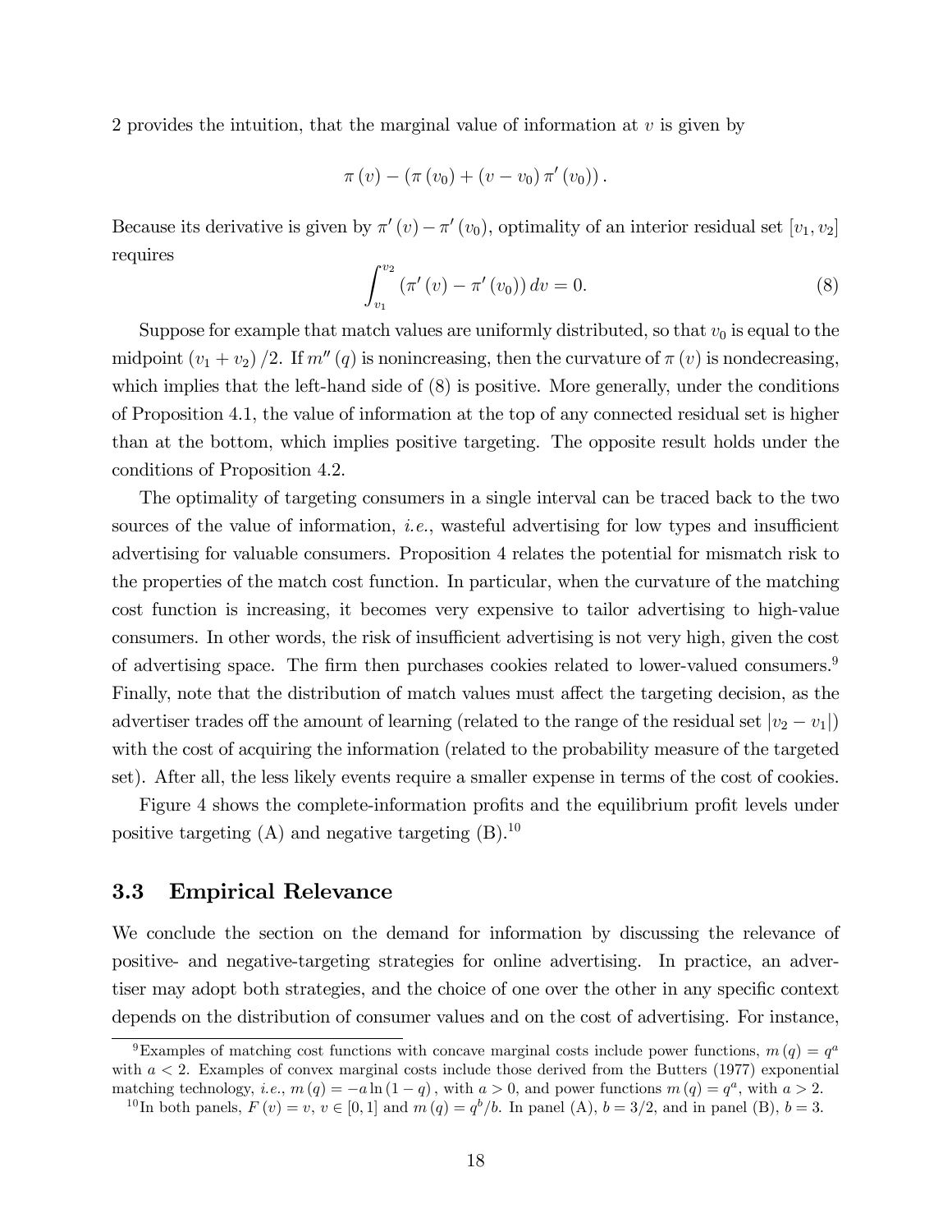2 provides the intuition, that the marginal value of information at $v$ is given by

$$\pi(v) - (\pi(v_0) + (v - v_0)\pi'(v_0)).$$

Because its derivative is given by $\pi'(v) - \pi'(v_0)$, optimality of an interior residual set $[v_1, v_2]$ requires

$$\int_{v_1}^{v_2} (\pi'(v) - \pi'(v_0))\, dv = 0. \tag{8}$$

Suppose for example that match values are uniformly distributed, so that $v_0$ is equal to the midpoint $(v_1 + v_2)/2$. If $m''(q)$ is nonincreasing, then the curvature of $\pi(v)$ is nondecreasing, which implies that the left-hand side of (8) is positive. More generally, under the conditions of Proposition 4.1, the value of information at the top of any connected residual set is higher than at the bottom, which implies positive targeting. The opposite result holds under the conditions of Proposition 4.2.

The optimality of targeting consumers in a single interval can be traced back to the two sources of the value of information, *i.e.*, wasteful advertising for low types and insufficient advertising for valuable consumers. Proposition 4 relates the potential for mismatch risk to the properties of the match cost function. In particular, when the curvature of the matching cost function is increasing, it becomes very expensive to tailor advertising to high-value consumers. In other words, the risk of insufficient advertising is not very high, given the cost of advertising space. The firm then purchases cookies related to lower-valued consumers.[9] Finally, note that the distribution of match values must affect the targeting decision, as the advertiser trades off the amount of learning (related to the range of the residual set $|v_2 - v_1|$) with the cost of acquiring the information (related to the probability measure of the targeted set). After all, the less likely events require a smaller expense in terms of the cost of cookies.

Figure 4 shows the complete-information profits and the equilibrium profit levels under positive targeting (A) and negative targeting (B).[10]

## 3.3 Empirical Relevance

We conclude the section on the demand for information by discussing the relevance of positive- and negative-targeting strategies for online advertising. In practice, an advertiser may adopt both strategies, and the choice of one over the other in any specific context depends on the distribution of consumer values and on the cost of advertising. For instance,

---

[9] Examples of matching cost functions with concave marginal costs include power functions, $m(q) = q^a$ with $a < 2$. Examples of convex marginal costs include those derived from the Butters (1977) exponential matching technology, *i.e.*, $m(q) = -a \ln(1-q)$, with $a > 0$, and power functions $m(q) = q^a$, with $a > 2$.

[10] In both panels, $F(v) = v$, $v \in [0, 1]$ and $m(q) = q^b/b$. In panel (A), $b = 3/2$, and in panel (B), $b = 3$.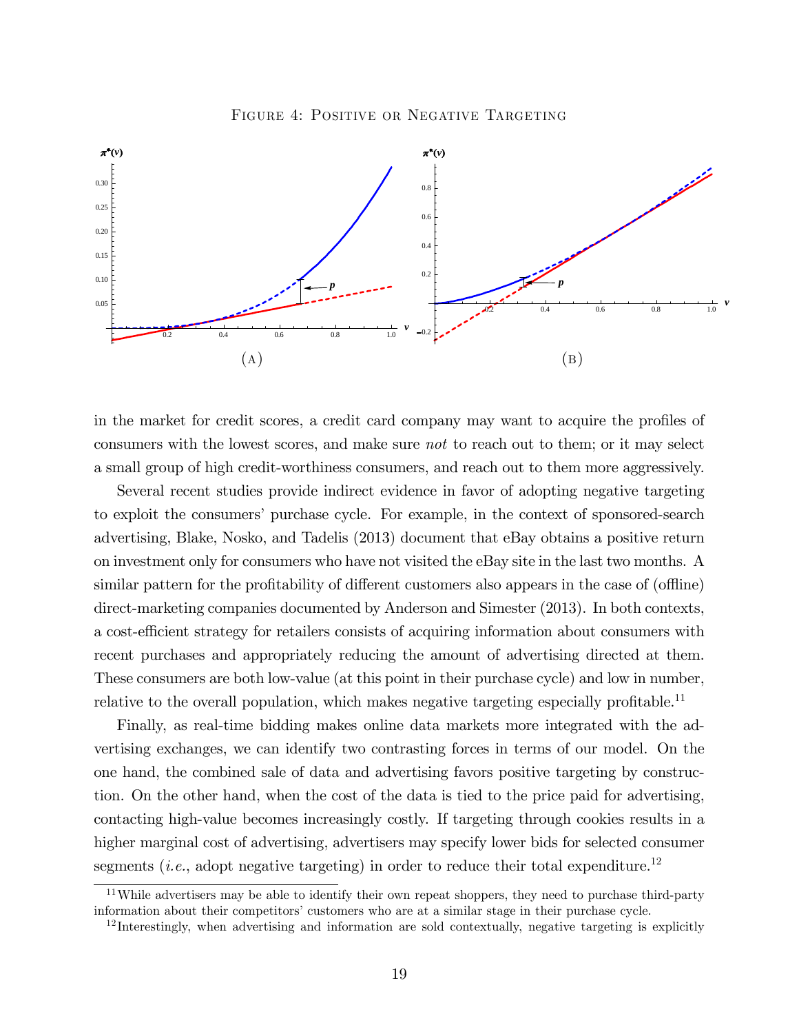Figure 4: Positive or Negative Targeting

(A)

(B)

in the market for credit scores, a credit card company may want to acquire the profiles of consumers with the lowest scores, and make sure *not* to reach out to them; or it may select a small group of high credit-worthiness consumers, and reach out to them more aggressively.

Several recent studies provide indirect evidence in favor of adopting negative targeting to exploit the consumers' purchase cycle. For example, in the context of sponsored-search advertising, Blake, Nosko, and Tadelis (2013) document that eBay obtains a positive return on investment only for consumers who have not visited the eBay site in the last two months. A similar pattern for the profitability of different customers also appears in the case of (offline) direct-marketing companies documented by Anderson and Simester (2013). In both contexts, a cost-efficient strategy for retailers consists of acquiring information about consumers with recent purchases and appropriately reducing the amount of advertising directed at them. These consumers are both low-value (at this point in their purchase cycle) and low in number, relative to the overall population, which makes negative targeting especially profitable.[11]

Finally, as real-time bidding makes online data markets more integrated with the advertising exchanges, we can identify two contrasting forces in terms of our model. On the one hand, the combined sale of data and advertising favors positive targeting by construction. On the other hand, when the cost of the data is tied to the price paid for advertising, contacting high-value becomes increasingly costly. If targeting through cookies results in a higher marginal cost of advertising, advertisers may specify lower bids for selected consumer segments (*i.e.*, adopt negative targeting) in order to reduce their total expenditure.[12]

[11] While advertisers may be able to identify their own repeat shoppers, they need to purchase third-party information about their competitors' customers who are at a similar stage in their purchase cycle.

[12] Interestingly, when advertising and information are sold contextually, negative targeting is explicitly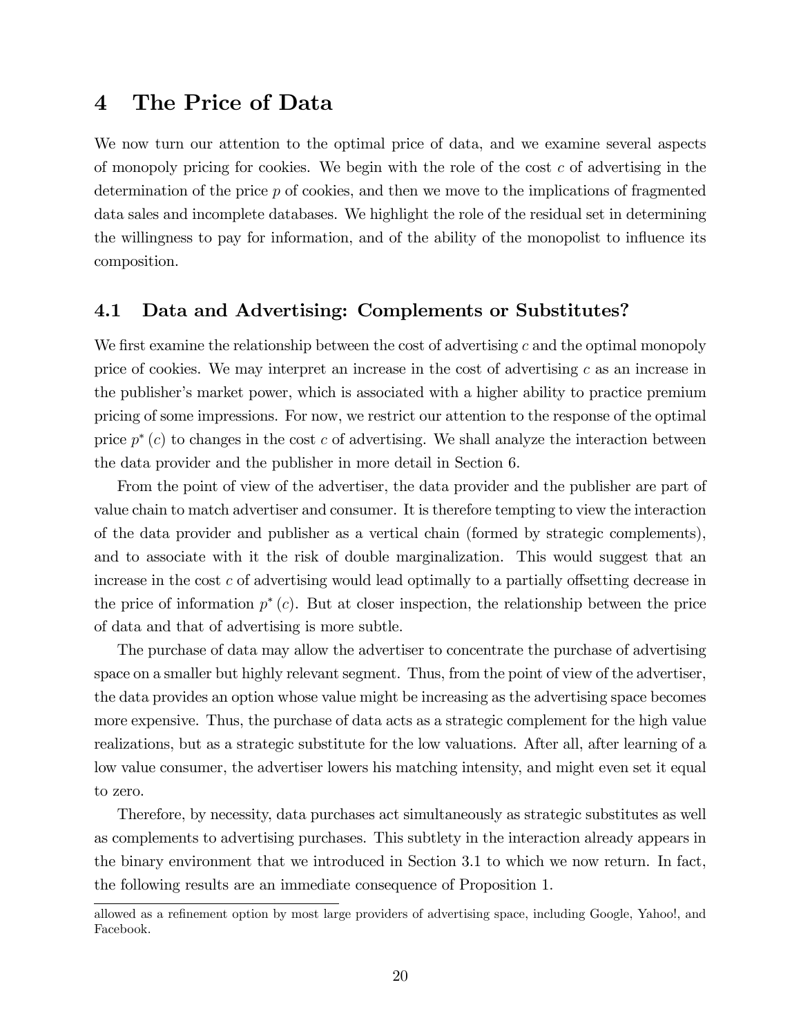# 4 The Price of Data

We now turn our attention to the optimal price of data, and we examine several aspects of monopoly pricing for cookies. We begin with the role of the cost $c$ of advertising in the determination of the price $p$ of cookies, and then we move to the implications of fragmented data sales and incomplete databases. We highlight the role of the residual set in determining the willingness to pay for information, and of the ability of the monopolist to influence its composition.

## 4.1 Data and Advertising: Complements or Substitutes?

We first examine the relationship between the cost of advertising $c$ and the optimal monopoly price of cookies. We may interpret an increase in the cost of advertising $c$ as an increase in the publisher's market power, which is associated with a higher ability to practice premium pricing of some impressions. For now, we restrict our attention to the response of the optimal price $p^*(c)$ to changes in the cost $c$ of advertising. We shall analyze the interaction between the data provider and the publisher in more detail in Section 6.

From the point of view of the advertiser, the data provider and the publisher are part of value chain to match advertiser and consumer. It is therefore tempting to view the interaction of the data provider and publisher as a vertical chain (formed by strategic complements), and to associate with it the risk of double marginalization. This would suggest that an increase in the cost $c$ of advertising would lead optimally to a partially offsetting decrease in the price of information $p^*(c)$. But at closer inspection, the relationship between the price of data and that of advertising is more subtle.

The purchase of data may allow the advertiser to concentrate the purchase of advertising space on a smaller but highly relevant segment. Thus, from the point of view of the advertiser, the data provides an option whose value might be increasing as the advertising space becomes more expensive. Thus, the purchase of data acts as a strategic complement for the high value realizations, but as a strategic substitute for the low valuations. After all, after learning of a low value consumer, the advertiser lowers his matching intensity, and might even set it equal to zero.

Therefore, by necessity, data purchases act simultaneously as strategic substitutes as well as complements to advertising purchases. This subtlety in the interaction already appears in the binary environment that we introduced in Section 3.1 to which we now return. In fact, the following results are an immediate consequence of Proposition 1.

allowed as a refinement option by most large providers of advertising space, including Google, Yahoo!, and Facebook.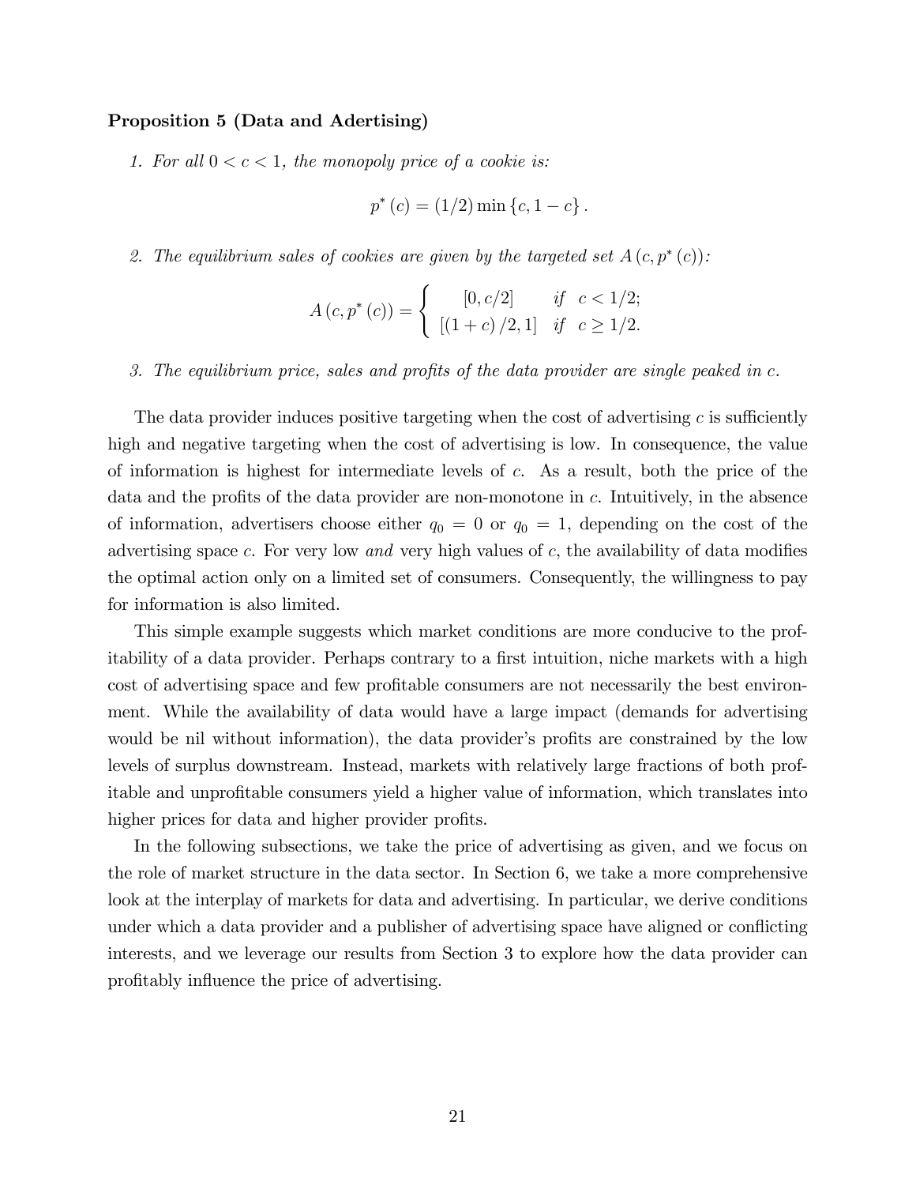**Proposition 5 (Data and Adertising)**

1. *For all $0 < c < 1$, the monopoly price of a cookie is:*

$$p^*(c) = (1/2)\min\{c, 1-c\}.$$

2. *The equilibrium sales of cookies are given by the targeted set $A(c, p^*(c))$:*

$$A(c, p^*(c)) = \begin{cases} [0, c/2] & \text{if} \quad c < 1/2; \\ [(1+c)/2, 1] & \text{if} \quad c \geq 1/2. \end{cases}$$

3. *The equilibrium price, sales and profits of the data provider are single peaked in $c$.*

The data provider induces positive targeting when the cost of advertising $c$ is sufficiently high and negative targeting when the cost of advertising is low. In consequence, the value of information is highest for intermediate levels of $c$. As a result, both the price of the data and the profits of the data provider are non-monotone in $c$. Intuitively, in the absence of information, advertisers choose either $q_0 = 0$ or $q_0 = 1$, depending on the cost of the advertising space $c$. For very low *and* very high values of $c$, the availability of data modifies the optimal action only on a limited set of consumers. Consequently, the willingness to pay for information is also limited.

This simple example suggests which market conditions are more conducive to the profitability of a data provider. Perhaps contrary to a first intuition, niche markets with a high cost of advertising space and few profitable consumers are not necessarily the best environment. While the availability of data would have a large impact (demands for advertising would be nil without information), the data provider's profits are constrained by the low levels of surplus downstream. Instead, markets with relatively large fractions of both profitable and unprofitable consumers yield a higher value of information, which translates into higher prices for data and higher provider profits.

In the following subsections, we take the price of advertising as given, and we focus on the role of market structure in the data sector. In Section 6, we take a more comprehensive look at the interplay of markets for data and advertising. In particular, we derive conditions under which a data provider and a publisher of advertising space have aligned or conflicting interests, and we leverage our results from Section 3 to explore how the data provider can profitably influence the price of advertising.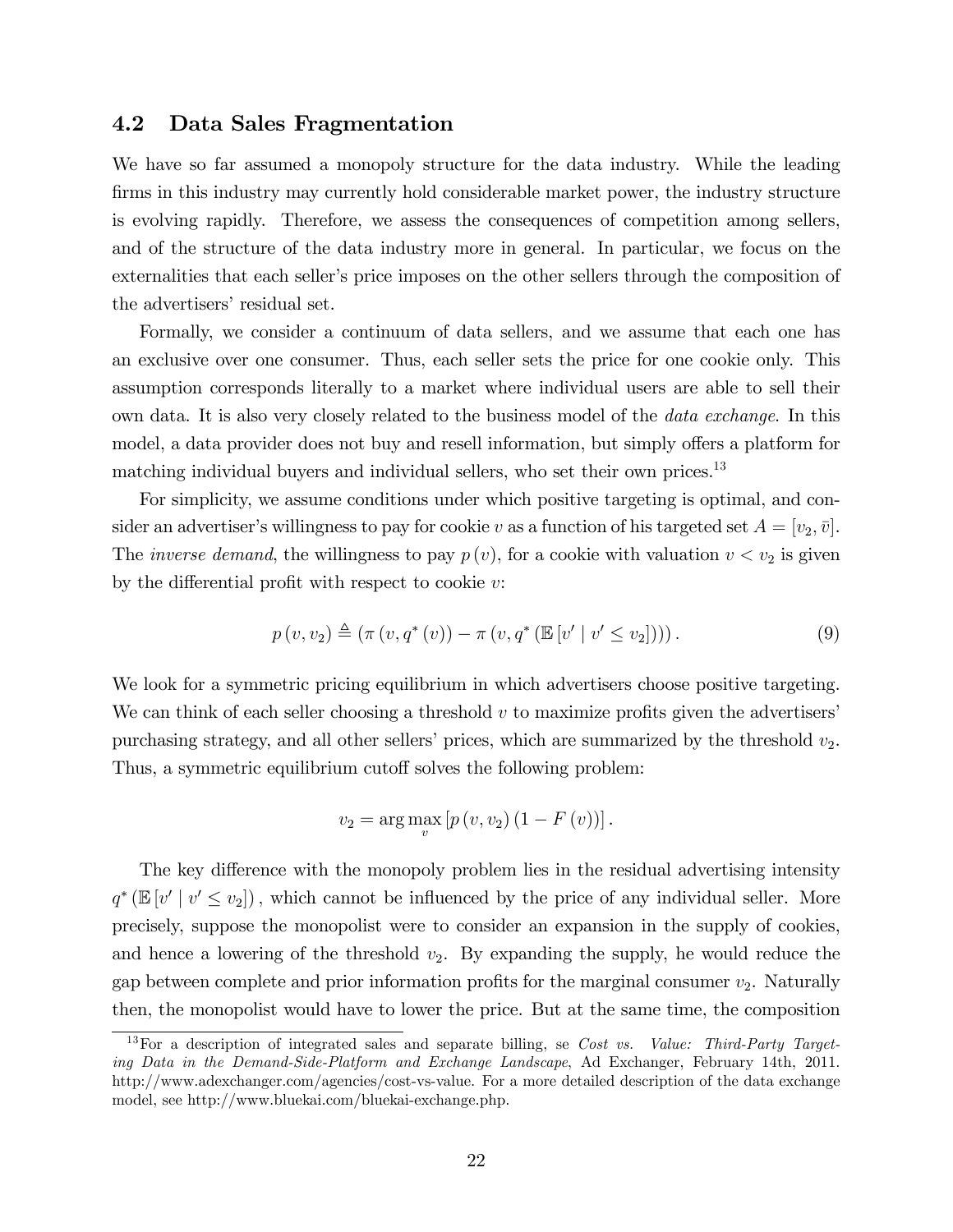## 4.2 Data Sales Fragmentation

We have so far assumed a monopoly structure for the data industry. While the leading firms in this industry may currently hold considerable market power, the industry structure is evolving rapidly. Therefore, we assess the consequences of competition among sellers, and of the structure of the data industry more in general. In particular, we focus on the externalities that each seller's price imposes on the other sellers through the composition of the advertisers' residual set.

Formally, we consider a continuum of data sellers, and we assume that each one has an exclusive over one consumer. Thus, each seller sets the price for one cookie only. This assumption corresponds literally to a market where individual users are able to sell their own data. It is also very closely related to the business model of the *data exchange*. In this model, a data provider does not buy and resell information, but simply offers a platform for matching individual buyers and individual sellers, who set their own prices.[13]

For simplicity, we assume conditions under which positive targeting is optimal, and consider an advertiser's willingness to pay for cookie $v$ as a function of his targeted set $A = [v_2, \bar{v}]$. The *inverse demand*, the willingness to pay $p(v)$, for a cookie with valuation $v < v_2$ is given by the differential profit with respect to cookie $v$:

$$p(v, v_2) \triangleq (\pi(v, q^*(v)) - \pi(v, q^*(\mathbb{E}[v' \mid v' \leq v_2]))). \tag{9}$$

We look for a symmetric pricing equilibrium in which advertisers choose positive targeting. We can think of each seller choosing a threshold $v$ to maximize profits given the advertisers' purchasing strategy, and all other sellers' prices, which are summarized by the threshold $v_2$. Thus, a symmetric equilibrium cutoff solves the following problem:

$$v_2 = \arg\max_v [p(v, v_2)(1 - F(v))].$$

The key difference with the monopoly problem lies in the residual advertising intensity $q^*(\mathbb{E}[v' \mid v' \leq v_2])$, which cannot be influenced by the price of any individual seller. More precisely, suppose the monopolist were to consider an expansion in the supply of cookies, and hence a lowering of the threshold $v_2$. By expanding the supply, he would reduce the gap between complete and prior information profits for the marginal consumer $v_2$. Naturally then, the monopolist would have to lower the price. But at the same time, the composition

[13] For a description of integrated sales and separate billing, se *Cost vs. Value: Third-Party Targeting Data in the Demand-Side-Platform and Exchange Landscape*, Ad Exchanger, February 14th, 2011. http://www.adexchanger.com/agencies/cost-vs-value. For a more detailed description of the data exchange model, see http://www.bluekai.com/bluekai-exchange.php.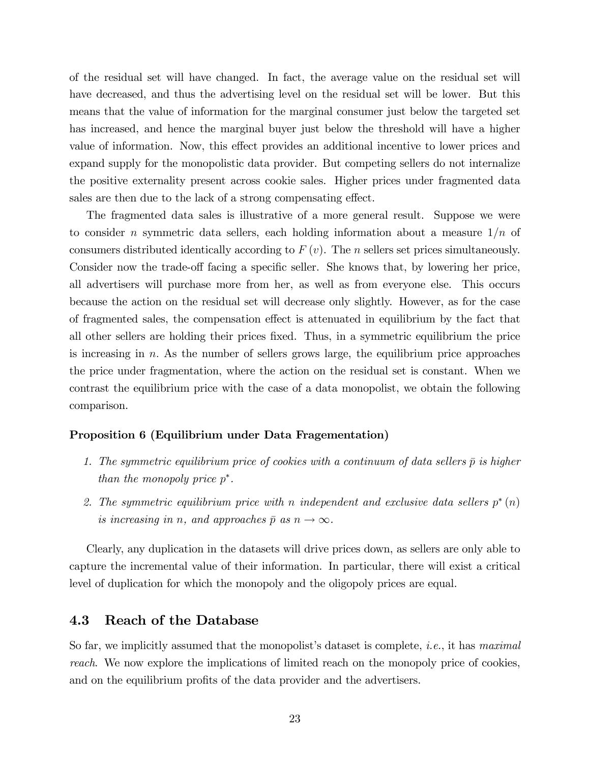of the residual set will have changed. In fact, the average value on the residual set will have decreased, and thus the advertising level on the residual set will be lower. But this means that the value of information for the marginal consumer just below the targeted set has increased, and hence the marginal buyer just below the threshold will have a higher value of information. Now, this effect provides an additional incentive to lower prices and expand supply for the monopolistic data provider. But competing sellers do not internalize the positive externality present across cookie sales. Higher prices under fragmented data sales are then due to the lack of a strong compensating effect.

The fragmented data sales is illustrative of a more general result. Suppose we were to consider $n$ symmetric data sellers, each holding information about a measure $1/n$ of consumers distributed identically according to $F(v)$. The $n$ sellers set prices simultaneously. Consider now the trade-off facing a specific seller. She knows that, by lowering her price, all advertisers will purchase more from her, as well as from everyone else. This occurs because the action on the residual set will decrease only slightly. However, as for the case of fragmented sales, the compensation effect is attenuated in equilibrium by the fact that all other sellers are holding their prices fixed. Thus, in a symmetric equilibrium the price is increasing in $n$. As the number of sellers grows large, the equilibrium price approaches the price under fragmentation, where the action on the residual set is constant. When we contrast the equilibrium price with the case of a data monopolist, we obtain the following comparison.

**Proposition 6 (Equilibrium under Data Fragementation)**

1. *The symmetric equilibrium price of cookies with a continuum of data sellers $\bar{p}$ is higher than the monopoly price $p^*$.*
2. *The symmetric equilibrium price with $n$ independent and exclusive data sellers $p^*(n)$ is increasing in $n$, and approaches $\bar{p}$ as $n \to \infty$.*

Clearly, any duplication in the datasets will drive prices down, as sellers are only able to capture the incremental value of their information. In particular, there will exist a critical level of duplication for which the monopoly and the oligopoly prices are equal.

## 4.3 Reach of the Database

So far, we implicitly assumed that the monopolist's dataset is complete, *i.e.*, it has *maximal reach*. We now explore the implications of limited reach on the monopoly price of cookies, and on the equilibrium profits of the data provider and the advertisers.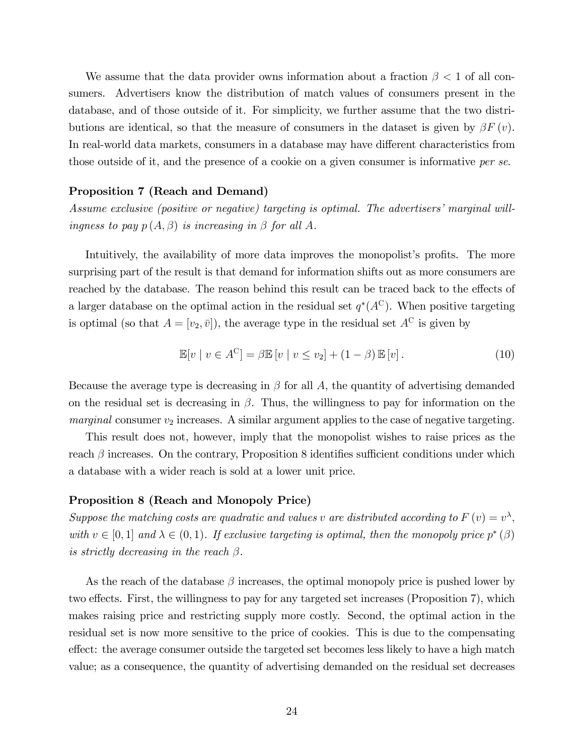We assume that the data provider owns information about a fraction $\beta < 1$ of all consumers. Advertisers know the distribution of match values of consumers present in the database, and of those outside of it. For simplicity, we further assume that the two distributions are identical, so that the measure of consumers in the dataset is given by $\beta F(v)$. In real-world data markets, consumers in a database may have different characteristics from those outside of it, and the presence of a cookie on a given consumer is informative *per se*.

**Proposition 7 (Reach and Demand)**
*Assume exclusive (positive or negative) targeting is optimal. The advertisers' marginal willingness to pay $p(A, \beta)$ is increasing in $\beta$ for all $A$.*

Intuitively, the availability of more data improves the monopolist's profits. The more surprising part of the result is that demand for information shifts out as more consumers are reached by the database. The reason behind this result can be traced back to the effects of a larger database on the optimal action in the residual set $q^*(A^{\mathrm{C}})$. When positive targeting is optimal (so that $A = [v_2, \bar{v}]$), the average type in the residual set $A^{\mathrm{C}}$ is given by

$$\mathbb{E}[v \mid v \in A^{\mathrm{C}}] = \beta \mathbb{E}[v \mid v \leq v_2] + (1 - \beta) \mathbb{E}[v]. \tag{10}$$

Because the average type is decreasing in $\beta$ for all $A$, the quantity of advertising demanded on the residual set is decreasing in $\beta$. Thus, the willingness to pay for information on the *marginal* consumer $v_2$ increases. A similar argument applies to the case of negative targeting.

This result does not, however, imply that the monopolist wishes to raise prices as the reach $\beta$ increases. On the contrary, Proposition 8 identifies sufficient conditions under which a database with a wider reach is sold at a lower unit price.

**Proposition 8 (Reach and Monopoly Price)**
*Suppose the matching costs are quadratic and values $v$ are distributed according to $F(v) = v^{\lambda}$, with $v \in [0, 1]$ and $\lambda \in (0, 1)$. If exclusive targeting is optimal, then the monopoly price $p^*(\beta)$ is strictly decreasing in the reach $\beta$.*

As the reach of the database $\beta$ increases, the optimal monopoly price is pushed lower by two effects. First, the willingness to pay for any targeted set increases (Proposition 7), which makes raising price and restricting supply more costly. Second, the optimal action in the residual set is now more sensitive to the price of cookies. This is due to the compensating effect: the average consumer outside the targeted set becomes less likely to have a high match value; as a consequence, the quantity of advertising demanded on the residual set decreases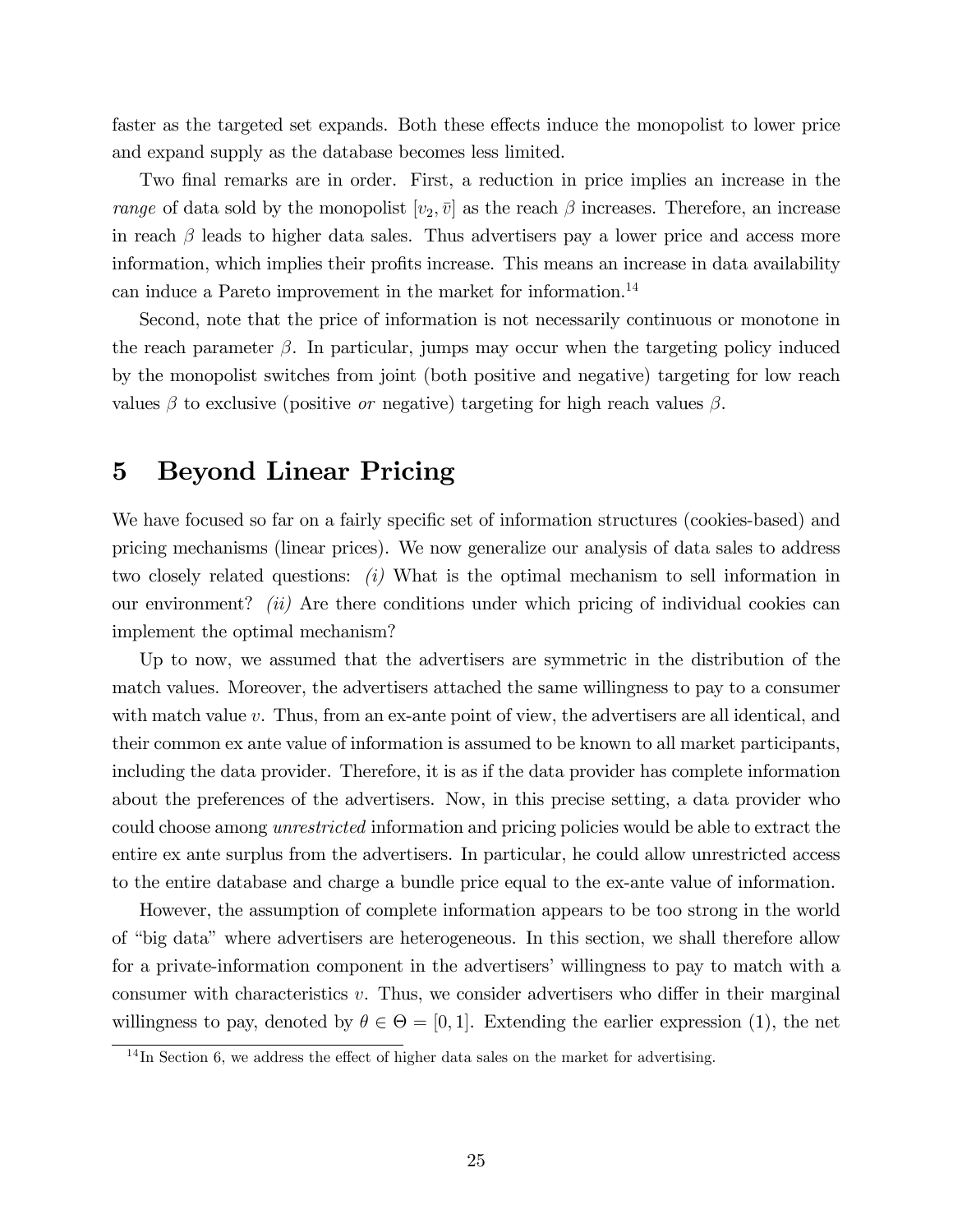faster as the targeted set expands. Both these effects induce the monopolist to lower price and expand supply as the database becomes less limited.

Two final remarks are in order. First, a reduction in price implies an increase in the *range* of data sold by the monopolist $[v_2, \bar{v}]$ as the reach $\beta$ increases. Therefore, an increase in reach $\beta$ leads to higher data sales. Thus advertisers pay a lower price and access more information, which implies their profits increase. This means an increase in data availability can induce a Pareto improvement in the market for information.[14]

Second, note that the price of information is not necessarily continuous or monotone in the reach parameter $\beta$. In particular, jumps may occur when the targeting policy induced by the monopolist switches from joint (both positive and negative) targeting for low reach values $\beta$ to exclusive (positive *or* negative) targeting for high reach values $\beta$.

# 5 Beyond Linear Pricing

We have focused so far on a fairly specific set of information structures (cookies-based) and pricing mechanisms (linear prices). We now generalize our analysis of data sales to address two closely related questions: *(i)* What is the optimal mechanism to sell information in our environment? *(ii)* Are there conditions under which pricing of individual cookies can implement the optimal mechanism?

Up to now, we assumed that the advertisers are symmetric in the distribution of the match values. Moreover, the advertisers attached the same willingness to pay to a consumer with match value $v$. Thus, from an ex-ante point of view, the advertisers are all identical, and their common ex ante value of information is assumed to be known to all market participants, including the data provider. Therefore, it is as if the data provider has complete information about the preferences of the advertisers. Now, in this precise setting, a data provider who could choose among *unrestricted* information and pricing policies would be able to extract the entire ex ante surplus from the advertisers. In particular, he could allow unrestricted access to the entire database and charge a bundle price equal to the ex-ante value of information.

However, the assumption of complete information appears to be too strong in the world of "big data" where advertisers are heterogeneous. In this section, we shall therefore allow for a private-information component in the advertisers' willingness to pay to match with a consumer with characteristics $v$. Thus, we consider advertisers who differ in their marginal willingness to pay, denoted by $\theta \in \Theta = [0, 1]$. Extending the earlier expression (1), the net

[14] In Section 6, we address the effect of higher data sales on the market for advertising.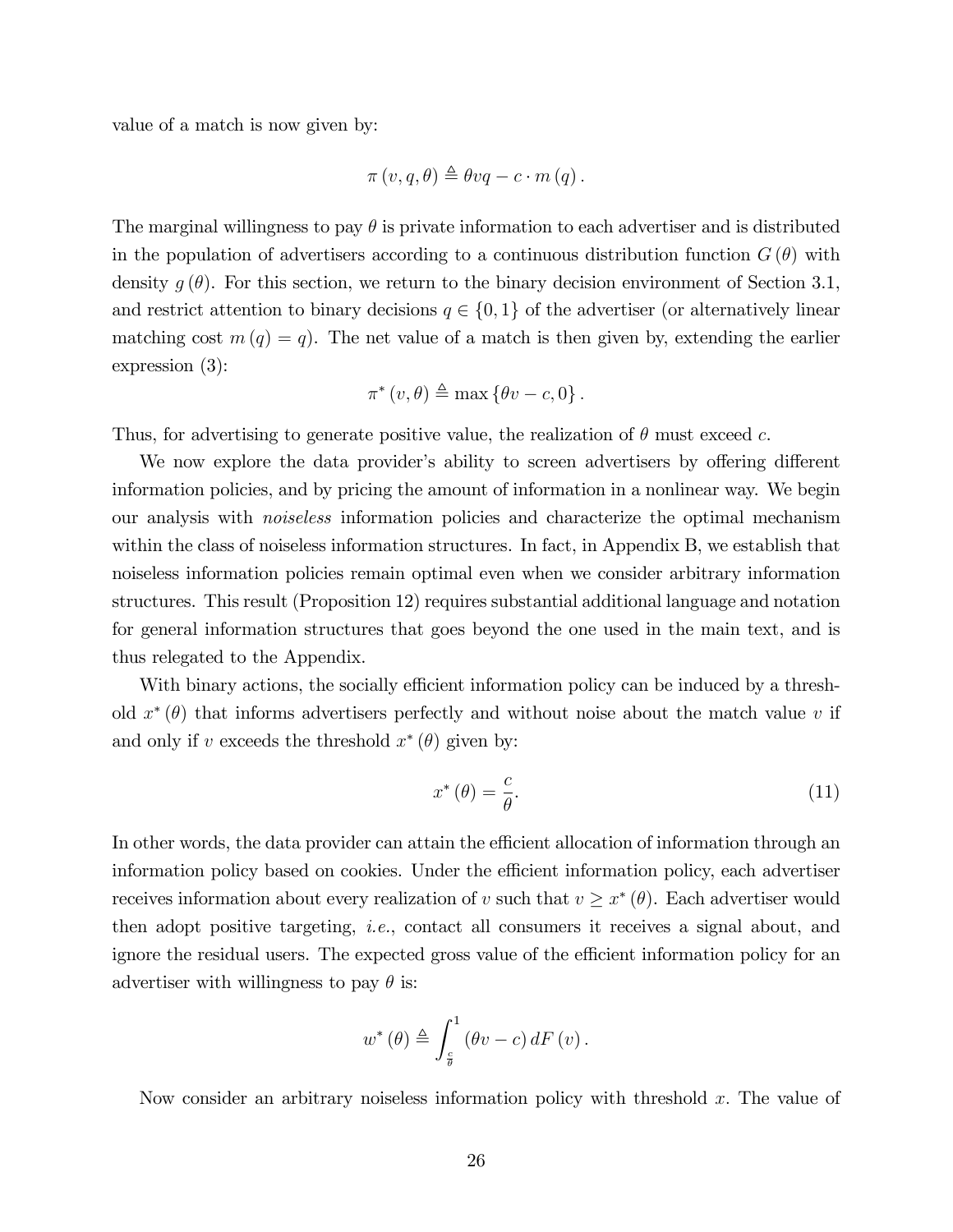value of a match is now given by:

$$\pi(v, q, \theta) \triangleq \theta v q - c \cdot m(q).$$

The marginal willingness to pay $\theta$ is private information to each advertiser and is distributed in the population of advertisers according to a continuous distribution function $G(\theta)$ with density $g(\theta)$. For this section, we return to the binary decision environment of Section 3.1, and restrict attention to binary decisions $q \in \{0, 1\}$ of the advertiser (or alternatively linear matching cost $m(q) = q$). The net value of a match is then given by, extending the earlier expression (3):

$$\pi^*(v, \theta) \triangleq \max\{\theta v - c, 0\}.$$

Thus, for advertising to generate positive value, the realization of $\theta$ must exceed $c$.

We now explore the data provider's ability to screen advertisers by offering different information policies, and by pricing the amount of information in a nonlinear way. We begin our analysis with *noiseless* information policies and characterize the optimal mechanism within the class of noiseless information structures. In fact, in Appendix B, we establish that noiseless information policies remain optimal even when we consider arbitrary information structures. This result (Proposition 12) requires substantial additional language and notation for general information structures that goes beyond the one used in the main text, and is thus relegated to the Appendix.

With binary actions, the socially efficient information policy can be induced by a threshold $x^*(\theta)$ that informs advertisers perfectly and without noise about the match value $v$ if and only if $v$ exceeds the threshold $x^*(\theta)$ given by:

$$x^*(\theta) = \frac{c}{\theta}. \tag{11}$$

In other words, the data provider can attain the efficient allocation of information through an information policy based on cookies. Under the efficient information policy, each advertiser receives information about every realization of $v$ such that $v \geq x^*(\theta)$. Each advertiser would then adopt positive targeting, *i.e.*, contact all consumers it receives a signal about, and ignore the residual users. The expected gross value of the efficient information policy for an advertiser with willingness to pay $\theta$ is:

$$w^*(\theta) \triangleq \int_{\frac{c}{\theta}}^{1} (\theta v - c)\, dF(v).$$

Now consider an arbitrary noiseless information policy with threshold $x$. The value of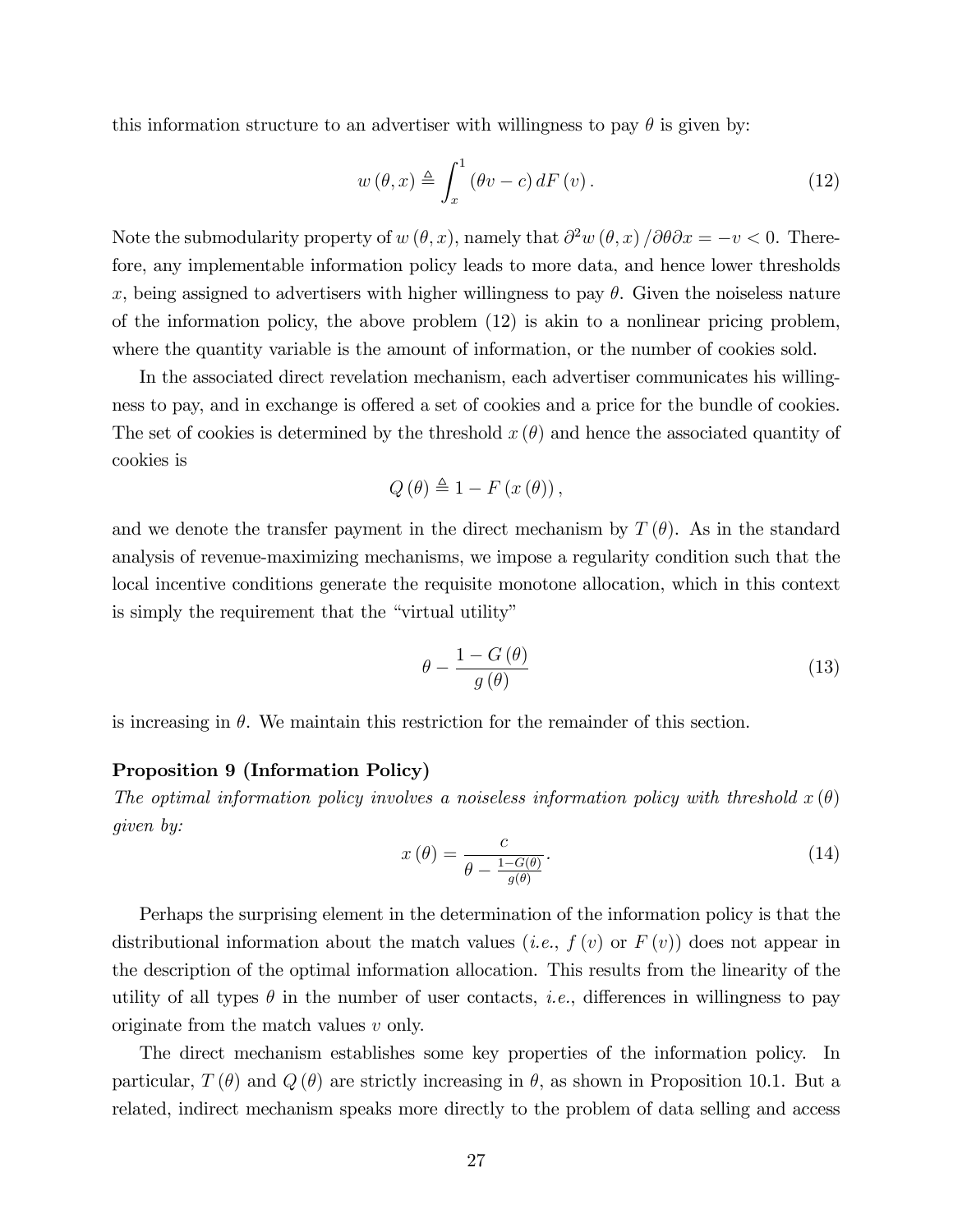this information structure to an advertiser with willingness to pay $\theta$ is given by:

$$w(\theta, x) \triangleq \int_x^1 (\theta v - c)\, dF(v). \tag{12}$$

Note the submodularity property of $w(\theta, x)$, namely that $\partial^2 w(\theta, x)/\partial\theta\partial x = -v < 0$. Therefore, any implementable information policy leads to more data, and hence lower thresholds $x$, being assigned to advertisers with higher willingness to pay $\theta$. Given the noiseless nature of the information policy, the above problem (12) is akin to a nonlinear pricing problem, where the quantity variable is the amount of information, or the number of cookies sold.

In the associated direct revelation mechanism, each advertiser communicates his willingness to pay, and in exchange is offered a set of cookies and a price for the bundle of cookies. The set of cookies is determined by the threshold $x(\theta)$ and hence the associated quantity of cookies is

$$Q(\theta) \triangleq 1 - F(x(\theta)),$$

and we denote the transfer payment in the direct mechanism by $T(\theta)$. As in the standard analysis of revenue-maximizing mechanisms, we impose a regularity condition such that the local incentive conditions generate the requisite monotone allocation, which in this context is simply the requirement that the "virtual utility"

$$\theta - \frac{1 - G(\theta)}{g(\theta)} \tag{13}$$

is increasing in $\theta$. We maintain this restriction for the remainder of this section.

**Proposition 9 (Information Policy)**
*The optimal information policy involves a noiseless information policy with threshold $x(\theta)$ given by:*

$$x(\theta) = \frac{c}{\theta - \frac{1-G(\theta)}{g(\theta)}}. \tag{14}$$

Perhaps the surprising element in the determination of the information policy is that the distributional information about the match values (*i.e.*, $f(v)$ or $F(v)$) does not appear in the description of the optimal information allocation. This results from the linearity of the utility of all types $\theta$ in the number of user contacts, *i.e.*, differences in willingness to pay originate from the match values $v$ only.

The direct mechanism establishes some key properties of the information policy. In particular, $T(\theta)$ and $Q(\theta)$ are strictly increasing in $\theta$, as shown in Proposition 10.1. But a related, indirect mechanism speaks more directly to the problem of data selling and access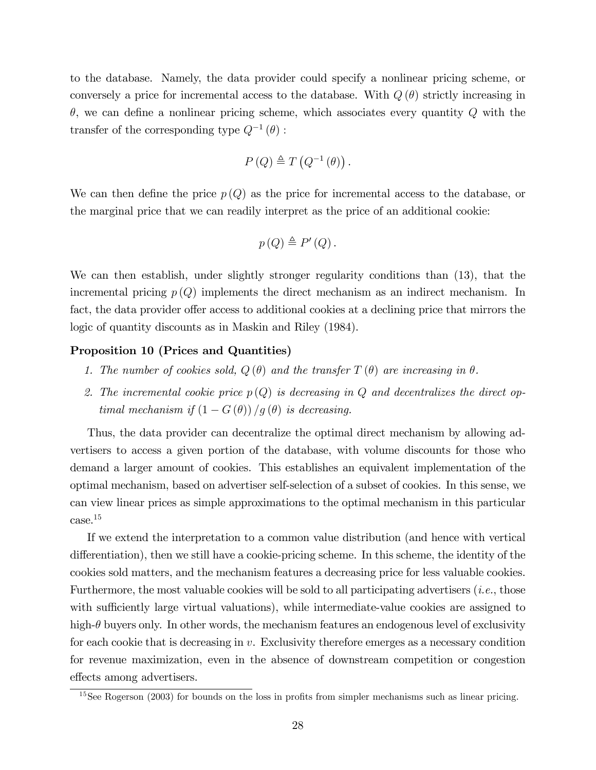to the database. Namely, the data provider could specify a nonlinear pricing scheme, or conversely a price for incremental access to the database. With $Q(\theta)$ strictly increasing in $\theta$, we can define a nonlinear pricing scheme, which associates every quantity $Q$ with the transfer of the corresponding type $Q^{-1}(\theta)$ :

$$P(Q) \triangleq T\left(Q^{-1}(\theta)\right).$$

We can then define the price $p(Q)$ as the price for incremental access to the database, or the marginal price that we can readily interpret as the price of an additional cookie:

$$p(Q) \triangleq P'(Q).$$

We can then establish, under slightly stronger regularity conditions than (13), that the incremental pricing $p(Q)$ implements the direct mechanism as an indirect mechanism. In fact, the data provider offer access to additional cookies at a declining price that mirrors the logic of quantity discounts as in Maskin and Riley (1984).

**Proposition 10 (Prices and Quantities)**

1. *The number of cookies sold, $Q(\theta)$ and the transfer $T(\theta)$ are increasing in $\theta$.*
2. *The incremental cookie price $p(Q)$ is decreasing in $Q$ and decentralizes the direct optimal mechanism if $(1 - G(\theta))/g(\theta)$ is decreasing.*

Thus, the data provider can decentralize the optimal direct mechanism by allowing advertisers to access a given portion of the database, with volume discounts for those who demand a larger amount of cookies. This establishes an equivalent implementation of the optimal mechanism, based on advertiser self-selection of a subset of cookies. In this sense, we can view linear prices as simple approximations to the optimal mechanism in this particular case.[15]

If we extend the interpretation to a common value distribution (and hence with vertical differentiation), then we still have a cookie-pricing scheme. In this scheme, the identity of the cookies sold matters, and the mechanism features a decreasing price for less valuable cookies. Furthermore, the most valuable cookies will be sold to all participating advertisers (*i.e.*, those with sufficiently large virtual valuations), while intermediate-value cookies are assigned to high-$\theta$ buyers only. In other words, the mechanism features an endogenous level of exclusivity for each cookie that is decreasing in $v$. Exclusivity therefore emerges as a necessary condition for revenue maximization, even in the absence of downstream competition or congestion effects among advertisers.

[15] See Rogerson (2003) for bounds on the loss in profits from simpler mechanisms such as linear pricing.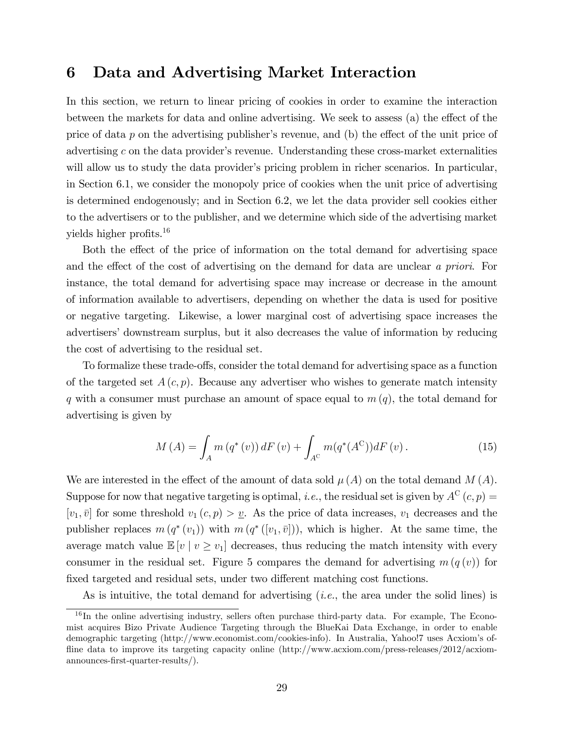# 6 Data and Advertising Market Interaction

In this section, we return to linear pricing of cookies in order to examine the interaction between the markets for data and online advertising. We seek to assess (a) the effect of the price of data $p$ on the advertising publisher's revenue, and (b) the effect of the unit price of advertising $c$ on the data provider's revenue. Understanding these cross-market externalities will allow us to study the data provider's pricing problem in richer scenarios. In particular, in Section 6.1, we consider the monopoly price of cookies when the unit price of advertising is determined endogenously; and in Section 6.2, we let the data provider sell cookies either to the advertisers or to the publisher, and we determine which side of the advertising market yields higher profits.[16]

Both the effect of the price of information on the total demand for advertising space and the effect of the cost of advertising on the demand for data are unclear *a priori*. For instance, the total demand for advertising space may increase or decrease in the amount of information available to advertisers, depending on whether the data is used for positive or negative targeting. Likewise, a lower marginal cost of advertising space increases the advertisers' downstream surplus, but it also decreases the value of information by reducing the cost of advertising to the residual set.

To formalize these trade-offs, consider the total demand for advertising space as a function of the targeted set $A(c,p)$. Because any advertiser who wishes to generate match intensity $q$ with a consumer must purchase an amount of space equal to $m(q)$, the total demand for advertising is given by

$$M(A) = \int_{A} m(q^*(v))\, dF(v) + \int_{A^{\mathrm{C}}} m(q^*(A^{\mathrm{C}}))dF(v). \tag{15}$$

We are interested in the effect of the amount of data sold $\mu(A)$ on the total demand $M(A)$. Suppose for now that negative targeting is optimal, *i.e.*, the residual set is given by $A^{\mathrm{C}}(c,p) = [v_1, \bar{v}]$ for some threshold $v_1(c,p) > \underline{v}$. As the price of data increases, $v_1$ decreases and the publisher replaces $m(q^*(v_1))$ with $m(q^*([v_1, \bar{v}]))$, which is higher. At the same time, the average match value $\mathbb{E}[v \mid v \geq v_1]$ decreases, thus reducing the match intensity with every consumer in the residual set. Figure 5 compares the demand for advertising $m(q(v))$ for fixed targeted and residual sets, under two different matching cost functions.

As is intuitive, the total demand for advertising (*i.e.*, the area under the solid lines) is

[16] In the online advertising industry, sellers often purchase third-party data. For example, The Economist acquires Bizo Private Audience Targeting through the BlueKai Data Exchange, in order to enable demographic targeting (http://www.economist.com/cookies-info). In Australia, Yahoo!7 uses Acxiom's offline data to improve its targeting capacity online (http://www.acxiom.com/press-releases/2012/acxiom-announces-first-quarter-results/).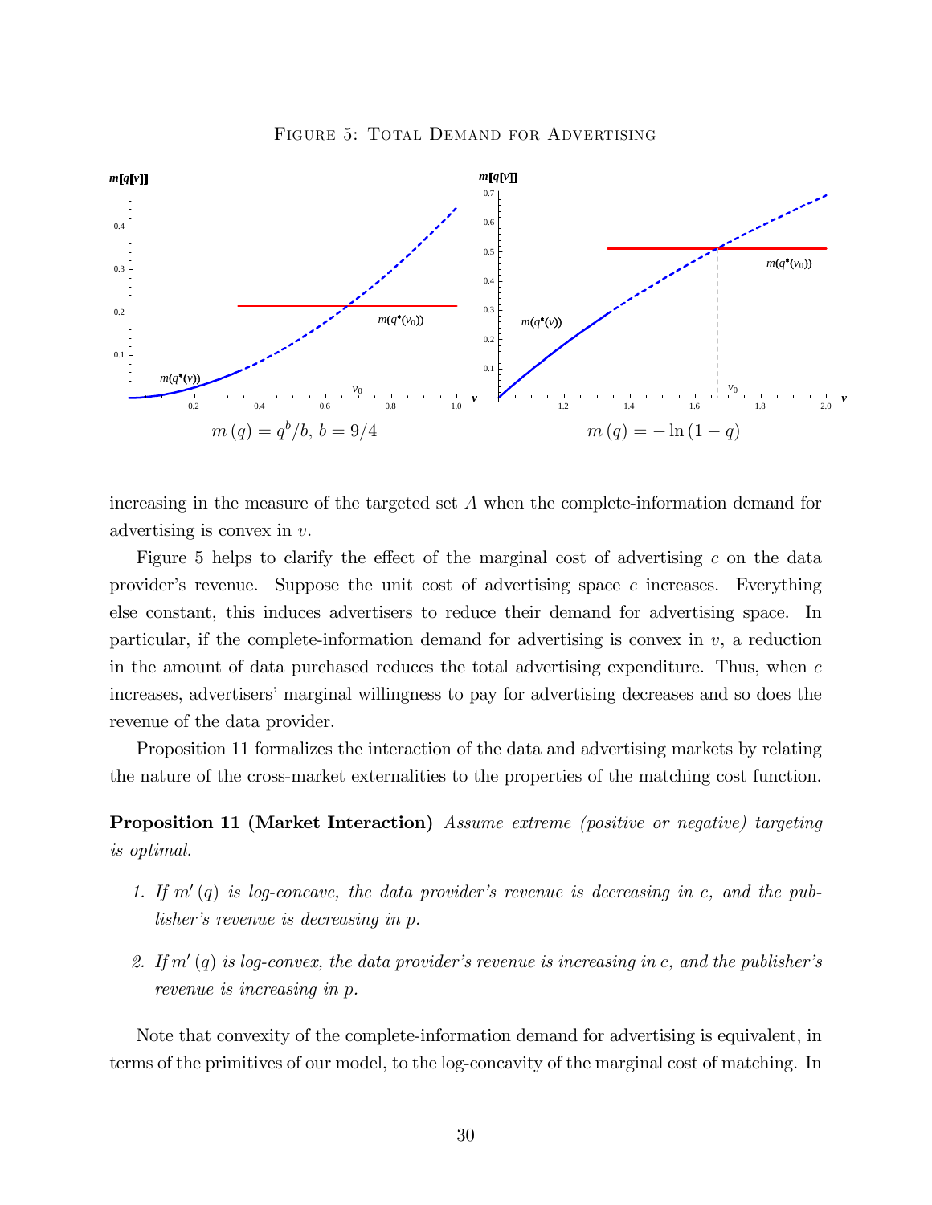FIGURE 5: TOTAL DEMAND FOR ADVERTISING

$m(q) = q^b/b$, $b = 9/4$ $\qquad$ $m(q) = -\ln(1-q)$

increasing in the measure of the targeted set $A$ when the complete-information demand for advertising is convex in $v$.

Figure 5 helps to clarify the effect of the marginal cost of advertising $c$ on the data provider's revenue. Suppose the unit cost of advertising space $c$ increases. Everything else constant, this induces advertisers to reduce their demand for advertising space. In particular, if the complete-information demand for advertising is convex in $v$, a reduction in the amount of data purchased reduces the total advertising expenditure. Thus, when $c$ increases, advertisers' marginal willingness to pay for advertising decreases and so does the revenue of the data provider.

Proposition 11 formalizes the interaction of the data and advertising markets by relating the nature of the cross-market externalities to the properties of the matching cost function.

**Proposition 11 (Market Interaction)** *Assume extreme (positive or negative) targeting is optimal.*

1. *If $m'(q)$ is log-concave, the data provider's revenue is decreasing in $c$, and the publisher's revenue is decreasing in $p$.*

2. *If $m'(q)$ is log-convex, the data provider's revenue is increasing in $c$, and the publisher's revenue is increasing in $p$.*

Note that convexity of the complete-information demand for advertising is equivalent, in terms of the primitives of our model, to the log-concavity of the marginal cost of matching. In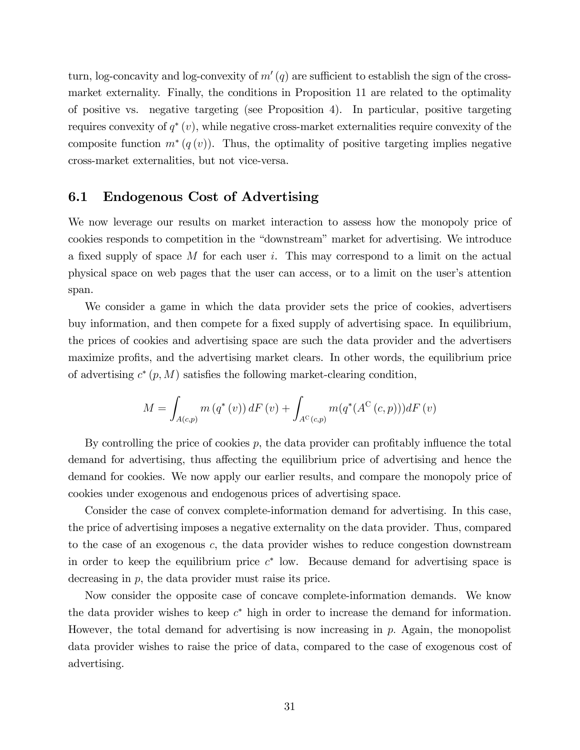turn, log-concavity and log-convexity of $m'(q)$ are sufficient to establish the sign of the cross-market externality. Finally, the conditions in Proposition 11 are related to the optimality of positive vs. negative targeting (see Proposition 4). In particular, positive targeting requires convexity of $q^*(v)$, while negative cross-market externalities require convexity of the composite function $m^*(q(v))$. Thus, the optimality of positive targeting implies negative cross-market externalities, but not vice-versa.

## 6.1 Endogenous Cost of Advertising

We now leverage our results on market interaction to assess how the monopoly price of cookies responds to competition in the "downstream" market for advertising. We introduce a fixed supply of space $M$ for each user $i$. This may correspond to a limit on the actual physical space on web pages that the user can access, or to a limit on the user's attention span.

We consider a game in which the data provider sets the price of cookies, advertisers buy information, and then compete for a fixed supply of advertising space. In equilibrium, the prices of cookies and advertising space are such the data provider and the advertisers maximize profits, and the advertising market clears. In other words, the equilibrium price of advertising $c^*(p, M)$ satisfies the following market-clearing condition,

$$M = \int_{A(c,p)} m(q^*(v))\, dF(v) + \int_{A^{\mathrm{C}}(c,p)} m(q^*(A^{\mathrm{C}}(c,p)))dF(v)$$

By controlling the price of cookies $p$, the data provider can profitably influence the total demand for advertising, thus affecting the equilibrium price of advertising and hence the demand for cookies. We now apply our earlier results, and compare the monopoly price of cookies under exogenous and endogenous prices of advertising space.

Consider the case of convex complete-information demand for advertising. In this case, the price of advertising imposes a negative externality on the data provider. Thus, compared to the case of an exogenous $c$, the data provider wishes to reduce congestion downstream in order to keep the equilibrium price $c^*$ low. Because demand for advertising space is decreasing in $p$, the data provider must raise its price.

Now consider the opposite case of concave complete-information demands. We know the data provider wishes to keep $c^*$ high in order to increase the demand for information. However, the total demand for advertising is now increasing in $p$. Again, the monopolist data provider wishes to raise the price of data, compared to the case of exogenous cost of advertising.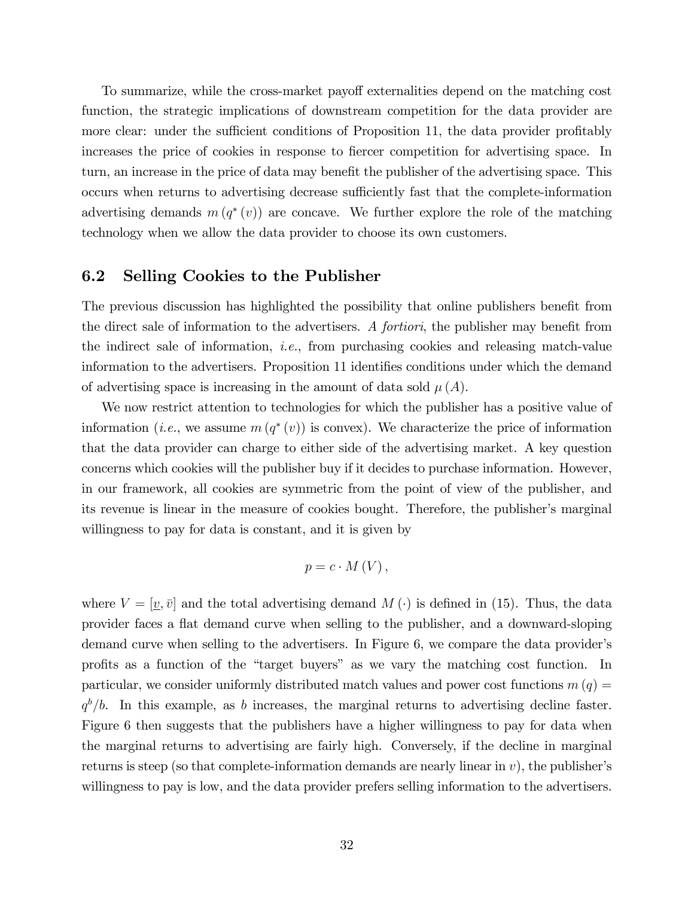To summarize, while the cross-market payoff externalities depend on the matching cost function, the strategic implications of downstream competition for the data provider are more clear: under the sufficient conditions of Proposition 11, the data provider profitably increases the price of cookies in response to fiercer competition for advertising space. In turn, an increase in the price of data may benefit the publisher of the advertising space. This occurs when returns to advertising decrease sufficiently fast that the complete-information advertising demands $m(q^*(v))$ are concave. We further explore the role of the matching technology when we allow the data provider to choose its own customers.

## 6.2 Selling Cookies to the Publisher

The previous discussion has highlighted the possibility that online publishers benefit from the direct sale of information to the advertisers. *A fortiori*, the publisher may benefit from the indirect sale of information, *i.e.*, from purchasing cookies and releasing match-value information to the advertisers. Proposition 11 identifies conditions under which the demand of advertising space is increasing in the amount of data sold $\mu(A)$.

We now restrict attention to technologies for which the publisher has a positive value of information (*i.e.*, we assume $m(q^*(v))$ is convex). We characterize the price of information that the data provider can charge to either side of the advertising market. A key question concerns which cookies will the publisher buy if it decides to purchase information. However, in our framework, all cookies are symmetric from the point of view of the publisher, and its revenue is linear in the measure of cookies bought. Therefore, the publisher's marginal willingness to pay for data is constant, and it is given by

$$p = c \cdot M(V),$$

where $V = [\underline{v}, \bar{v}]$ and the total advertising demand $M(\cdot)$ is defined in (15). Thus, the data provider faces a flat demand curve when selling to the publisher, and a downward-sloping demand curve when selling to the advertisers. In Figure 6, we compare the data provider's profits as a function of the "target buyers" as we vary the matching cost function. In particular, we consider uniformly distributed match values and power cost functions $m(q) = q^b/b$. In this example, as $b$ increases, the marginal returns to advertising decline faster. Figure 6 then suggests that the publishers have a higher willingness to pay for data when the marginal returns to advertising are fairly high. Conversely, if the decline in marginal returns is steep (so that complete-information demands are nearly linear in $v$), the publisher's willingness to pay is low, and the data provider prefers selling information to the advertisers.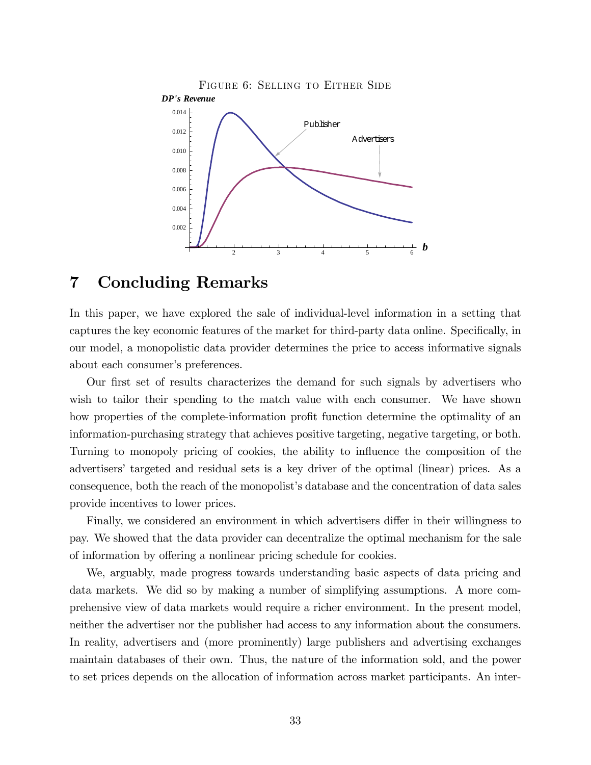Figure 6: Selling to Either Side

## 7 Concluding Remarks

In this paper, we have explored the sale of individual-level information in a setting that captures the key economic features of the market for third-party data online. Specifically, in our model, a monopolistic data provider determines the price to access informative signals about each consumer's preferences.

Our first set of results characterizes the demand for such signals by advertisers who wish to tailor their spending to the match value with each consumer. We have shown how properties of the complete-information profit function determine the optimality of an information-purchasing strategy that achieves positive targeting, negative targeting, or both. Turning to monopoly pricing of cookies, the ability to influence the composition of the advertisers' targeted and residual sets is a key driver of the optimal (linear) prices. As a consequence, both the reach of the monopolist's database and the concentration of data sales provide incentives to lower prices.

Finally, we considered an environment in which advertisers differ in their willingness to pay. We showed that the data provider can decentralize the optimal mechanism for the sale of information by offering a nonlinear pricing schedule for cookies.

We, arguably, made progress towards understanding basic aspects of data pricing and data markets. We did so by making a number of simplifying assumptions. A more comprehensive view of data markets would require a richer environment. In the present model, neither the advertiser nor the publisher had access to any information about the consumers. In reality, advertisers and (more prominently) large publishers and advertising exchanges maintain databases of their own. Thus, the nature of the information sold, and the power to set prices depends on the allocation of information across market participants. An inter-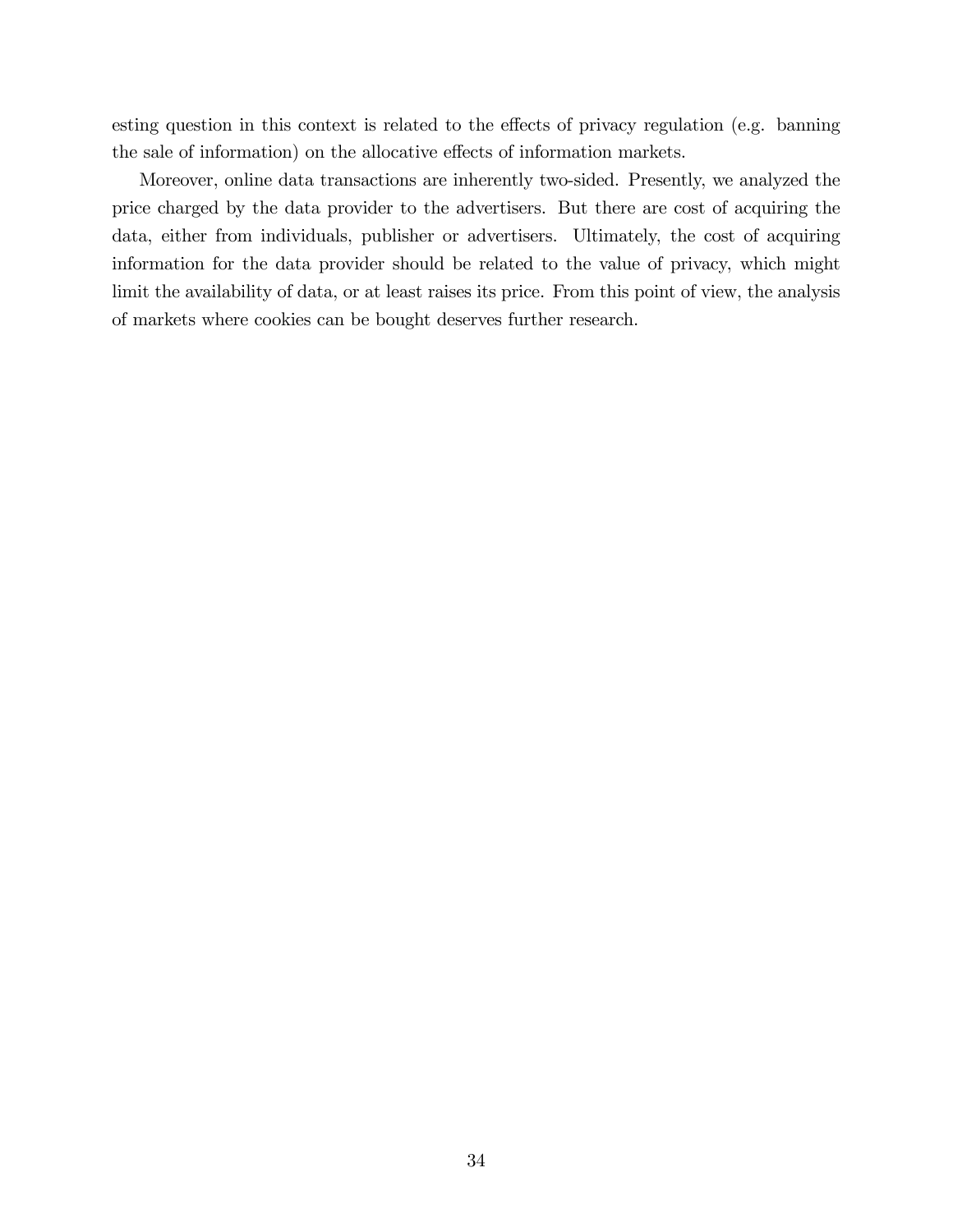esting question in this context is related to the effects of privacy regulation (e.g. banning the sale of information) on the allocative effects of information markets.

Moreover, online data transactions are inherently two-sided. Presently, we analyzed the price charged by the data provider to the advertisers. But there are cost of acquiring the data, either from individuals, publisher or advertisers. Ultimately, the cost of acquiring information for the data provider should be related to the value of privacy, which might limit the availability of data, or at least raises its price. From this point of view, the analysis of markets where cookies can be bought deserves further research.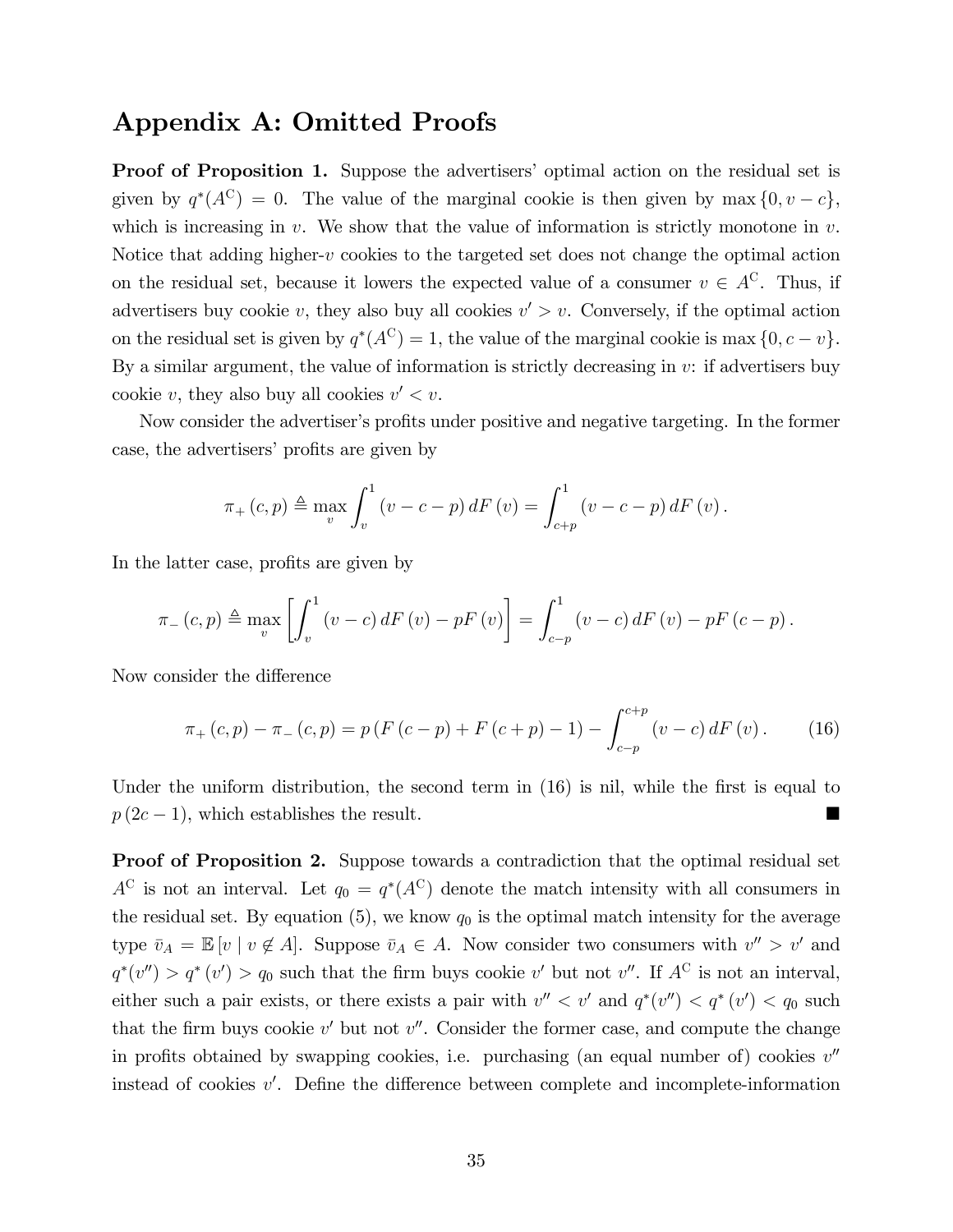# Appendix A: Omitted Proofs

**Proof of Proposition 1.** Suppose the advertisers' optimal action on the residual set is given by $q^*(A^C) = 0$. The value of the marginal cookie is then given by $\max\{0, v - c\}$, which is increasing in $v$. We show that the value of information is strictly monotone in $v$. Notice that adding higher-$v$ cookies to the targeted set does not change the optimal action on the residual set, because it lowers the expected value of a consumer $v \in A^C$. Thus, if advertisers buy cookie $v$, they also buy all cookies $v' > v$. Conversely, if the optimal action on the residual set is given by $q^*(A^C) = 1$, the value of the marginal cookie is $\max\{0, c - v\}$. By a similar argument, the value of information is strictly decreasing in $v$: if advertisers buy cookie $v$, they also buy all cookies $v' < v$.

Now consider the advertiser's profits under positive and negative targeting. In the former case, the advertisers' profits are given by

$$\pi_+(c,p) \triangleq \max_v \int_v^1 (v - c - p)\, dF(v) = \int_{c+p}^1 (v - c - p)\, dF(v).$$

In the latter case, profits are given by

$$\pi_-(c,p) \triangleq \max_v \left[\int_v^1 (v - c)\, dF(v) - pF(v)\right] = \int_{c-p}^1 (v - c)\, dF(v) - pF(c - p).$$

Now consider the difference

$$\pi_+(c,p) - \pi_-(c,p) = p\left(F(c-p) + F(c+p) - 1\right) - \int_{c-p}^{c+p} (v - c)\, dF(v). \tag{16}$$

Under the uniform distribution, the second term in (16) is nil, while the first is equal to $p(2c - 1)$, which establishes the result. ■

**Proof of Proposition 2.** Suppose towards a contradiction that the optimal residual set $A^C$ is not an interval. Let $q_0 = q^*(A^C)$ denote the match intensity with all consumers in the residual set. By equation (5), we know $q_0$ is the optimal match intensity for the average type $\bar{v}_A = \mathbb{E}[v \mid v \notin A]$. Suppose $\bar{v}_A \in A$. Now consider two consumers with $v'' > v'$ and $q^*(v'') > q^*(v') > q_0$ such that the firm buys cookie $v'$ but not $v''$. If $A^C$ is not an interval, either such a pair exists, or there exists a pair with $v'' < v'$ and $q^*(v'') < q^*(v') < q_0$ such that the firm buys cookie $v'$ but not $v''$. Consider the former case, and compute the change in profits obtained by swapping cookies, i.e. purchasing (an equal number of) cookies $v''$ instead of cookies $v'$. Define the difference between complete and incomplete-information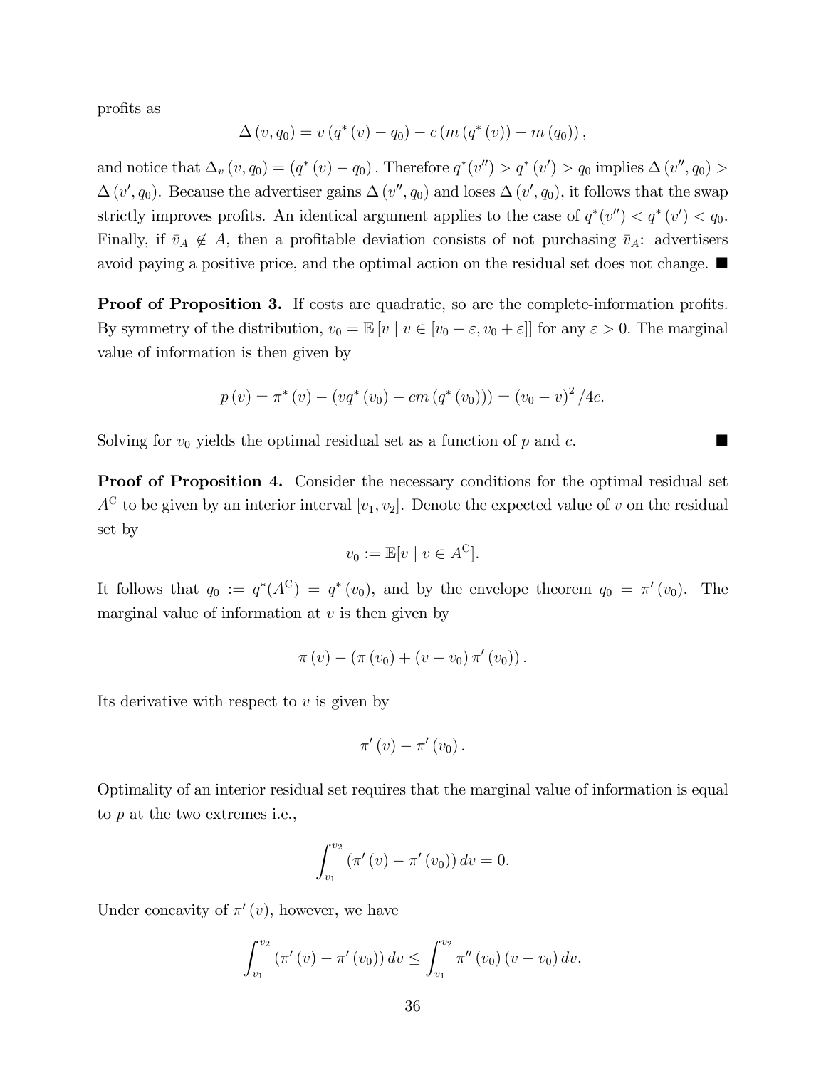profits as

$$\Delta(v, q_0) = v(q^*(v) - q_0) - c(m(q^*(v)) - m(q_0)),$$

and notice that $\Delta_v(v, q_0) = (q^*(v) - q_0)$. Therefore $q^*(v'') > q^*(v') > q_0$ implies $\Delta(v'', q_0) > \Delta(v', q_0)$. Because the advertiser gains $\Delta(v'', q_0)$ and loses $\Delta(v', q_0)$, it follows that the swap strictly improves profits. An identical argument applies to the case of $q^*(v'') < q^*(v') < q_0$. Finally, if $\bar{v}_A \notin A$, then a profitable deviation consists of not purchasing $\bar{v}_A$: advertisers avoid paying a positive price, and the optimal action on the residual set does not change. ■

**Proof of Proposition 3.** If costs are quadratic, so are the complete-information profits. By symmetry of the distribution, $v_0 = \mathbb{E}[v \mid v \in [v_0 - \varepsilon, v_0 + \varepsilon]]$ for any $\varepsilon > 0$. The marginal value of information is then given by

$$p(v) = \pi^*(v) - (vq^*(v_0) - cm(q^*(v_0))) = (v_0 - v)^2 / 4c.$$

Solving for $v_0$ yields the optimal residual set as a function of $p$ and $c$. ■

**Proof of Proposition 4.** Consider the necessary conditions for the optimal residual set $A^{\mathrm{C}}$ to be given by an interior interval $[v_1, v_2]$. Denote the expected value of $v$ on the residual set by

$$v_0 := \mathbb{E}[v \mid v \in A^{\mathrm{C}}].$$

It follows that $q_0 := q^*(A^{\mathrm{C}}) = q^*(v_0)$, and by the envelope theorem $q_0 = \pi'(v_0)$. The marginal value of information at $v$ is then given by

$$\pi(v) - (\pi(v_0) + (v - v_0)\pi'(v_0)).$$

Its derivative with respect to $v$ is given by

$$\pi'(v) - \pi'(v_0).$$

Optimality of an interior residual set requires that the marginal value of information is equal to $p$ at the two extremes i.e.,

$$\int_{v_1}^{v_2} (\pi'(v) - \pi'(v_0))\, dv = 0.$$

Under concavity of $\pi'(v)$, however, we have

$$\int_{v_1}^{v_2} (\pi'(v) - \pi'(v_0))\, dv \leq \int_{v_1}^{v_2} \pi''(v_0)(v - v_0)\, dv,$$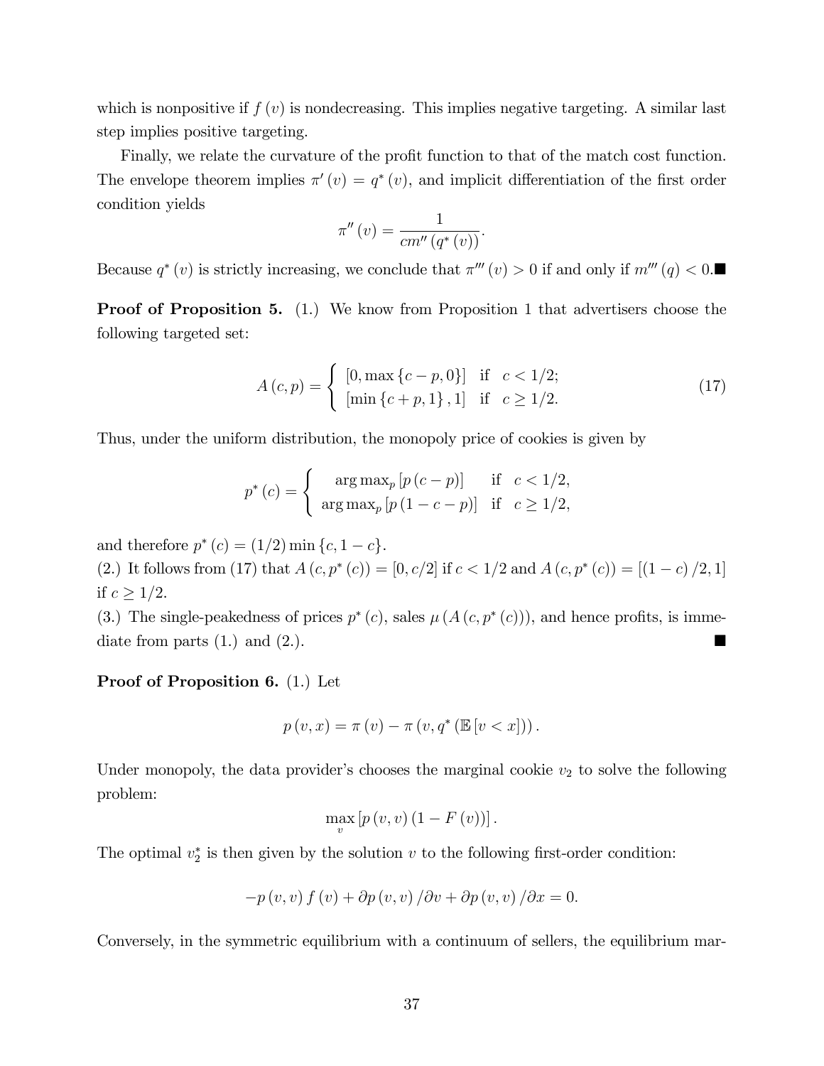which is nonpositive if $f(v)$ is nondecreasing. This implies negative targeting. A similar last step implies positive targeting.

Finally, we relate the curvature of the profit function to that of the match cost function. The envelope theorem implies $\pi'(v) = q^*(v)$, and implicit differentiation of the first order condition yields

$$\pi''(v) = \frac{1}{cm''(q^*(v))}.$$

Because $q^*(v)$ is strictly increasing, we conclude that $\pi'''(v) > 0$ if and only if $m'''(q) < 0$.■

**Proof of Proposition 5.** (1.) We know from Proposition 1 that advertisers choose the following targeted set:

$$A(c,p) = \begin{cases} [0, \max\{c-p, 0\}] & \text{if} \quad c < 1/2; \\ [\min\{c+p, 1\}, 1] & \text{if} \quad c \geq 1/2. \end{cases} \tag{17}$$

Thus, under the uniform distribution, the monopoly price of cookies is given by

$$p^*(c) = \begin{cases} \arg\max_p [p(c-p)] & \text{if} \quad c < 1/2, \\ \arg\max_p [p(1-c-p)] & \text{if} \quad c \geq 1/2, \end{cases}$$

and therefore $p^*(c) = (1/2)\min\{c, 1-c\}$.
(2.) It follows from (17) that $A(c, p^*(c)) = [0, c/2]$ if $c < 1/2$ and $A(c, p^*(c)) = [(1-c)/2, 1]$ if $c \geq 1/2$.
(3.) The single-peakedness of prices $p^*(c)$, sales $\mu(A(c, p^*(c)))$, and hence profits, is immediate from parts (1.) and (2.). ■

**Proof of Proposition 6.** (1.) Let

$$p(v,x) = \pi(v) - \pi(v, q^*(\mathbb{E}[v < x])).$$

Under monopoly, the data provider's chooses the marginal cookie $v_2$ to solve the following problem:

$$\max_v [p(v,v)(1-F(v))].$$

The optimal $v_2^*$ is then given by the solution $v$ to the following first-order condition:

$$-p(v,v) f(v) + \partial p(v,v)/\partial v + \partial p(v,v)/\partial x = 0.$$

Conversely, in the symmetric equilibrium with a continuum of sellers, the equilibrium mar-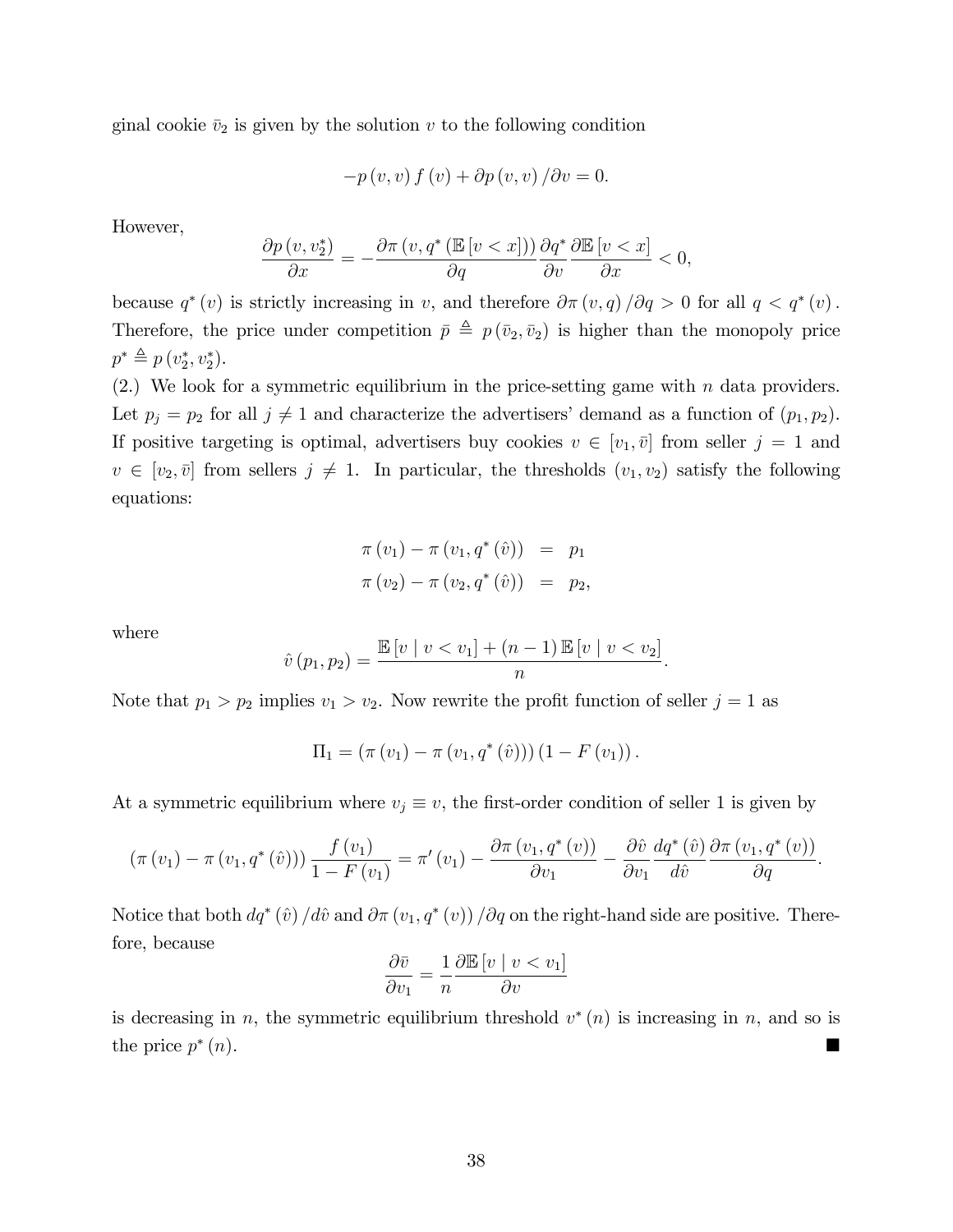ginal cookie $\bar{v}_2$ is given by the solution $v$ to the following condition

$$-p(v, v) f(v) + \partial p(v, v) / \partial v = 0.$$

However,

$$\frac{\partial p(v, v_2^*)}{\partial x} = -\frac{\partial \pi(v, q^*(\mathbb{E}[v < x]))}{\partial q} \frac{\partial q^*}{\partial v} \frac{\partial \mathbb{E}[v < x]}{\partial x} < 0,$$

because $q^*(v)$ is strictly increasing in $v$, and therefore $\partial \pi(v, q) / \partial q > 0$ for all $q < q^*(v)$. Therefore, the price under competition $\bar{p} \triangleq p(\bar{v}_2, \bar{v}_2)$ is higher than the monopoly price $p^* \triangleq p(v_2^*, v_2^*)$.

(2.) We look for a symmetric equilibrium in the price-setting game with $n$ data providers. Let $p_j = p_2$ for all $j \neq 1$ and characterize the advertisers' demand as a function of $(p_1, p_2)$. If positive targeting is optimal, advertisers buy cookies $v \in [v_1, \bar{v}]$ from seller $j = 1$ and $v \in [v_2, \bar{v}]$ from sellers $j \neq 1$. In particular, the thresholds $(v_1, v_2)$ satisfy the following equations:

$$\begin{aligned}
\pi(v_1) - \pi(v_1, q^*(\hat{v})) &= p_1 \\
\pi(v_2) - \pi(v_2, q^*(\hat{v})) &= p_2,
\end{aligned}$$

where

$$\hat{v}(p_1, p_2) = \frac{\mathbb{E}[v \mid v < v_1] + (n-1)\mathbb{E}[v \mid v < v_2]}{n}.$$

Note that $p_1 > p_2$ implies $v_1 > v_2$. Now rewrite the profit function of seller $j = 1$ as

$$\Pi_1 = (\pi(v_1) - \pi(v_1, q^*(\hat{v})))(1 - F(v_1)).$$

At a symmetric equilibrium where $v_j \equiv v$, the first-order condition of seller 1 is given by

$$(\pi(v_1) - \pi(v_1, q^*(\hat{v}))) \frac{f(v_1)}{1 - F(v_1)} = \pi'(v_1) - \frac{\partial \pi(v_1, q^*(v))}{\partial v_1} - \frac{\partial \hat{v}}{\partial v_1} \frac{dq^*(\hat{v})}{d\hat{v}} \frac{\partial \pi(v_1, q^*(v))}{\partial q}.$$

Notice that both $dq^*(\hat{v}) / d\hat{v}$ and $\partial \pi(v_1, q^*(v)) / \partial q$ on the right-hand side are positive. Therefore, because

$$\frac{\partial \bar{v}}{\partial v_1} = \frac{1}{n} \frac{\partial \mathbb{E}[v \mid v < v_1]}{\partial v}$$

is decreasing in $n$, the symmetric equilibrium threshold $v^*(n)$ is increasing in $n$, and so is the price $p^*(n)$. ■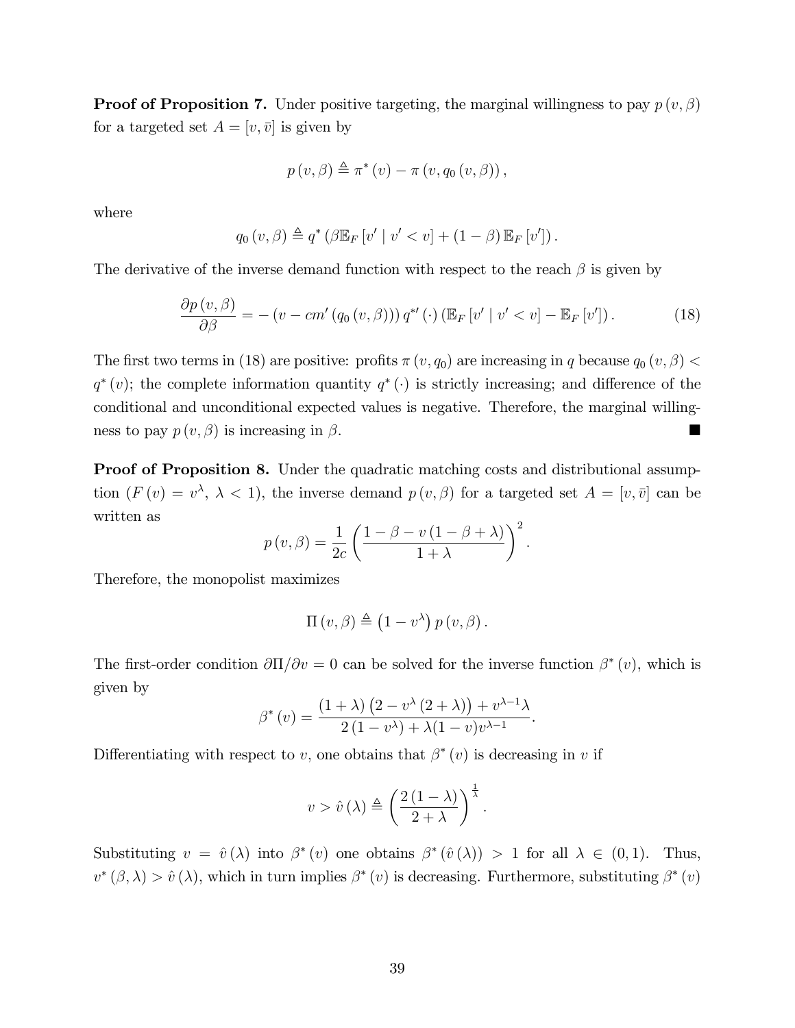**Proof of Proposition 7.** Under positive targeting, the marginal willingness to pay $p(v, \beta)$ for a targeted set $A = [v, \bar{v}]$ is given by

$$p(v, \beta) \triangleq \pi^*(v) - \pi(v, q_0(v, \beta)),$$

where

$$q_0(v, \beta) \triangleq q^*(\beta \mathbb{E}_F[v' \mid v' < v] + (1 - \beta)\mathbb{E}_F[v']).$$

The derivative of the inverse demand function with respect to the reach $\beta$ is given by

$$\frac{\partial p(v, \beta)}{\partial \beta} = -(v - cm'(q_0(v, \beta)))\, q^{*\prime}(\cdot)\,(\mathbb{E}_F[v' \mid v' < v] - \mathbb{E}_F[v']). \tag{18}$$

The first two terms in (18) are positive: profits $\pi(v, q_0)$ are increasing in $q$ because $q_0(v, \beta) < q^*(v)$; the complete information quantity $q^*(\cdot)$ is strictly increasing; and difference of the conditional and unconditional expected values is negative. Therefore, the marginal willingness to pay $p(v, \beta)$ is increasing in $\beta$. ■

**Proof of Proposition 8.** Under the quadratic matching costs and distributional assumption ($F(v) = v^\lambda$, $\lambda < 1$), the inverse demand $p(v, \beta)$ for a targeted set $A = [v, \bar{v}]$ can be written as

$$p(v, \beta) = \frac{1}{2c}\left(\frac{1 - \beta - v(1 - \beta + \lambda)}{1 + \lambda}\right)^2.$$

Therefore, the monopolist maximizes

$$\Pi(v, \beta) \triangleq (1 - v^\lambda)\, p(v, \beta).$$

The first-order condition $\partial \Pi / \partial v = 0$ can be solved for the inverse function $\beta^*(v)$, which is given by

$$\beta^*(v) = \frac{(1 + \lambda)(2 - v^\lambda(2 + \lambda)) + v^{\lambda - 1}\lambda}{2(1 - v^\lambda) + \lambda(1 - v)v^{\lambda - 1}}.$$

Differentiating with respect to $v$, one obtains that $\beta^*(v)$ is decreasing in $v$ if

$$v > \hat{v}(\lambda) \triangleq \left(\frac{2(1 - \lambda)}{2 + \lambda}\right)^{\frac{1}{\lambda}}.$$

Substituting $v = \hat{v}(\lambda)$ into $\beta^*(v)$ one obtains $\beta^*(\hat{v}(\lambda)) > 1$ for all $\lambda \in (0, 1)$. Thus, $v^*(\beta, \lambda) > \hat{v}(\lambda)$, which in turn implies $\beta^*(v)$ is decreasing. Furthermore, substituting $\beta^*(v)$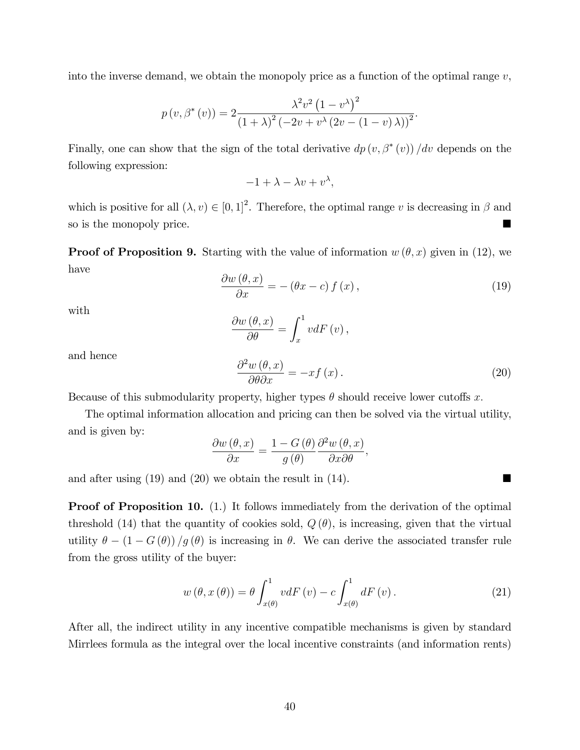into the inverse demand, we obtain the monopoly price as a function of the optimal range $v$,

$$p\left(v,\beta^{*}\left(v\right)\right)=2\frac{\lambda^{2}v^{2}\left(1-v^{\lambda}\right)^{2}}{\left(1+\lambda\right)^{2}\left(-2v+v^{\lambda}\left(2v-\left(1-v\right)\lambda\right)\right)^{2}}.$$

Finally, one can show that the sign of the total derivative $dp\left(v,\beta^{*}\left(v\right)\right)/dv$ depends on the following expression:

$$-1+\lambda-\lambda v+v^{\lambda},$$

which is positive for all $(\lambda,v)\in[0,1]^{2}$. Therefore, the optimal range $v$ is decreasing in $\beta$ and so is the monopoly price. ■

**Proof of Proposition 9.** Starting with the value of information $w(\theta,x)$ given in (12), we have

$$\frac{\partial w\left(\theta,x\right)}{\partial x}=-\left(\theta x-c\right)f\left(x\right),\tag{19}$$

with

$$\frac{\partial w\left(\theta,x\right)}{\partial\theta}=\int_{x}^{1}vdF\left(v\right),$$

and hence

$$\frac{\partial^{2}w\left(\theta,x\right)}{\partial\theta\partial x}=-xf\left(x\right).\tag{20}$$

Because of this submodularity property, higher types $\theta$ should receive lower cutoffs $x$.

The optimal information allocation and pricing can then be solved via the virtual utility, and is given by:

$$\frac{\partial w\left(\theta,x\right)}{\partial x}=\frac{1-G\left(\theta\right)}{g\left(\theta\right)}\frac{\partial^{2}w\left(\theta,x\right)}{\partial x\partial\theta},$$

and after using (19) and (20) we obtain the result in (14). ■

**Proof of Proposition 10.** (1.) It follows immediately from the derivation of the optimal threshold (14) that the quantity of cookies sold, $Q(\theta)$, is increasing, given that the virtual utility $\theta-(1-G(\theta))/g(\theta)$ is increasing in $\theta$. We can derive the associated transfer rule from the gross utility of the buyer:

$$w\left(\theta,x\left(\theta\right)\right)=\theta\int_{x(\theta)}^{1}vdF\left(v\right)-c\int_{x(\theta)}^{1}dF\left(v\right).\tag{21}$$

After all, the indirect utility in any incentive compatible mechanisms is given by standard Mirrlees formula as the integral over the local incentive constraints (and information rents)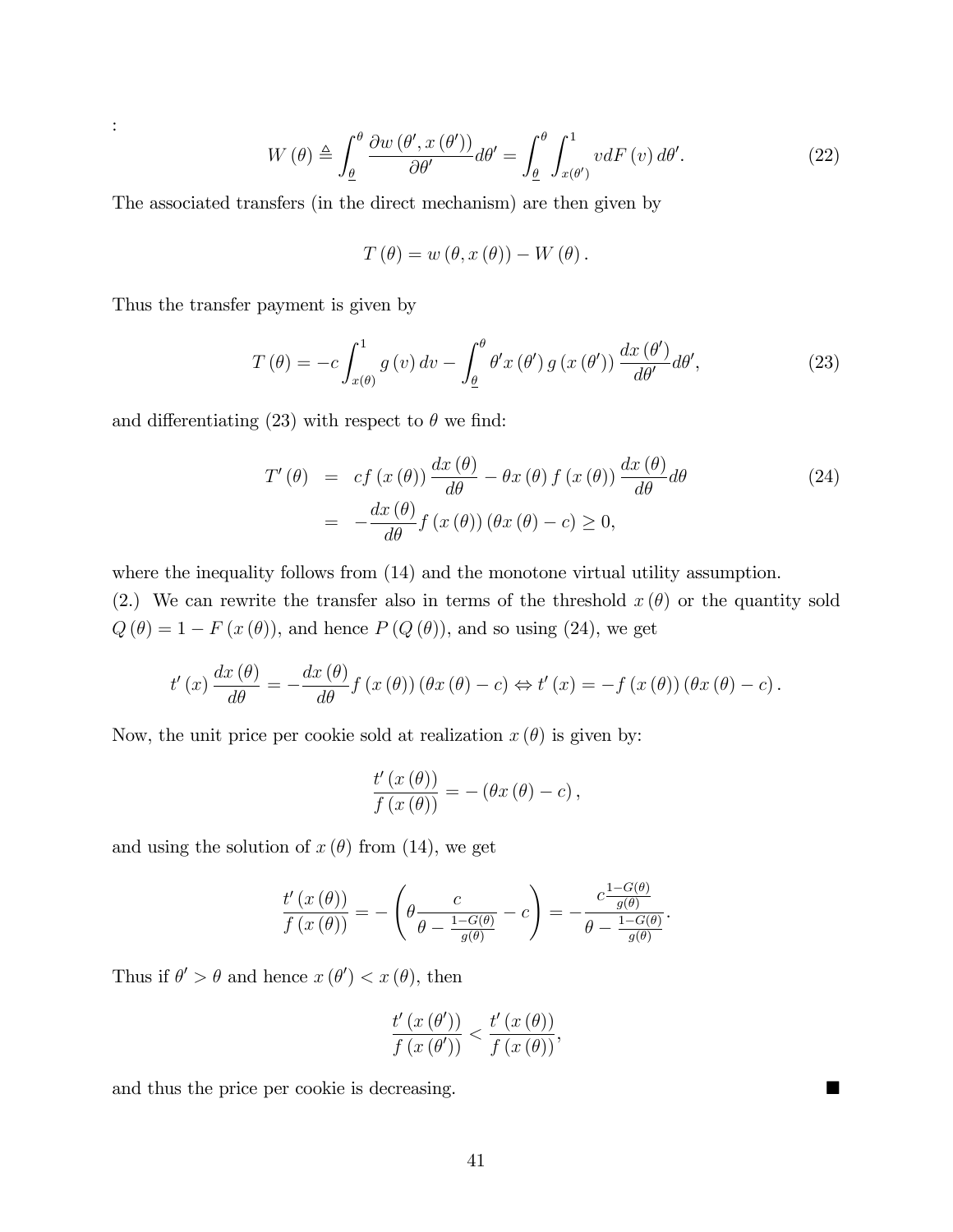:

$$W(\theta) \triangleq \int_{\underline{\theta}}^{\theta} \frac{\partial w(\theta', x(\theta'))}{\partial \theta'} d\theta' = \int_{\underline{\theta}}^{\theta} \int_{x(\theta')}^{1} v dF(v) \, d\theta'. \tag{22}$$

The associated transfers (in the direct mechanism) are then given by

$$T(\theta) = w(\theta, x(\theta)) - W(\theta).$$

Thus the transfer payment is given by

$$T(\theta) = -c \int_{x(\theta)}^{1} g(v) \, dv - \int_{\underline{\theta}}^{\theta} \theta' x(\theta') \, g(x(\theta')) \frac{dx(\theta')}{d\theta'} d\theta', \tag{23}$$

and differentiating (23) with respect to $\theta$ we find:

$$\begin{aligned} T'(\theta) &= cf(x(\theta)) \frac{dx(\theta)}{d\theta} - \theta x(\theta) f(x(\theta)) \frac{dx(\theta)}{d\theta} d\theta \\ &= -\frac{dx(\theta)}{d\theta} f(x(\theta)) (\theta x(\theta) - c) \geq 0, \end{aligned} \tag{24}$$

where the inequality follows from (14) and the monotone virtual utility assumption.

(2.) We can rewrite the transfer also in terms of the threshold $x(\theta)$ or the quantity sold $Q(\theta) = 1 - F(x(\theta))$, and hence $P(Q(\theta))$, and so using (24), we get

$$t'(x) \frac{dx(\theta)}{d\theta} = -\frac{dx(\theta)}{d\theta} f(x(\theta)) (\theta x(\theta) - c) \Leftrightarrow t'(x) = -f(x(\theta)) (\theta x(\theta) - c).$$

Now, the unit price per cookie sold at realization $x(\theta)$ is given by:

$$\frac{t'(x(\theta))}{f(x(\theta))} = -(\theta x(\theta) - c),$$

and using the solution of $x(\theta)$ from (14), we get

$$\frac{t'(x(\theta))}{f(x(\theta))} = -\left(\theta \frac{c}{\theta - \frac{1-G(\theta)}{g(\theta)}} - c\right) = -\frac{c\frac{1-G(\theta)}{g(\theta)}}{\theta - \frac{1-G(\theta)}{g(\theta)}}.$$

Thus if $\theta' > \theta$ and hence $x(\theta') < x(\theta)$, then

$$\frac{t'(x(\theta'))}{f(x(\theta'))} < \frac{t'(x(\theta))}{f(x(\theta))},$$

and thus the price per cookie is decreasing. ■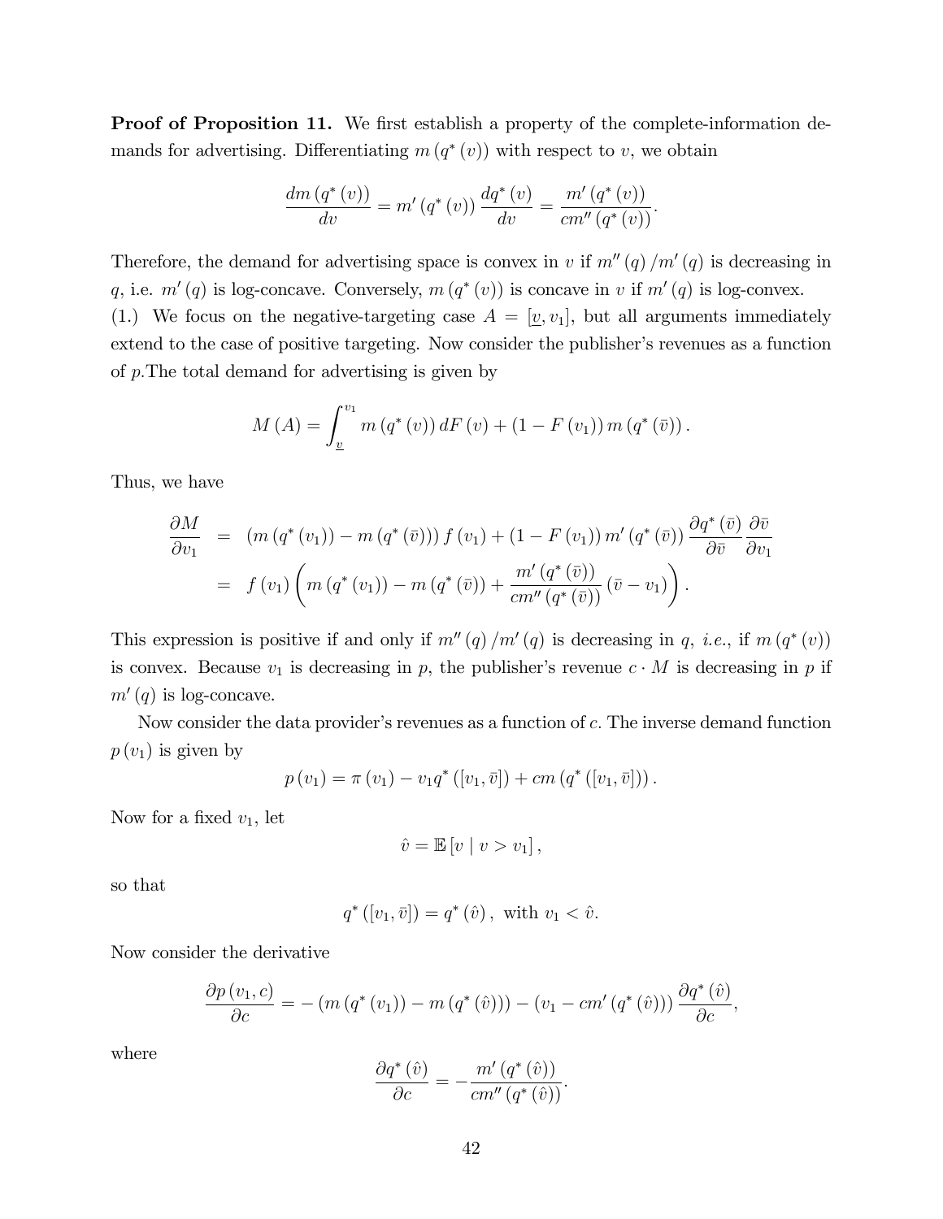**Proof of Proposition 11.** We first establish a property of the complete-information demands for advertising. Differentiating $m(q^*(v))$ with respect to $v$, we obtain

$$\frac{dm(q^*(v))}{dv} = m'(q^*(v))\frac{dq^*(v)}{dv} = \frac{m'(q^*(v))}{cm''(q^*(v))}.$$

Therefore, the demand for advertising space is convex in $v$ if $m''(q)/m'(q)$ is decreasing in $q$, i.e. $m'(q)$ is log-concave. Conversely, $m(q^*(v))$ is concave in $v$ if $m'(q)$ is log-convex.

(1.) We focus on the negative-targeting case $A = [\underline{v}, v_1]$, but all arguments immediately extend to the case of positive targeting. Now consider the publisher's revenues as a function of $p$. The total demand for advertising is given by

$$M(A) = \int_{\underline{v}}^{v_1} m(q^*(v))\,dF(v) + (1 - F(v_1))\,m(q^*(\bar{v})).$$

Thus, we have

$$\begin{aligned}
\frac{\partial M}{\partial v_1} &= (m(q^*(v_1)) - m(q^*(\bar{v})))\,f(v_1) + (1 - F(v_1))\,m'(q^*(\bar{v}))\frac{\partial q^*(\bar{v})}{\partial \bar{v}}\frac{\partial \bar{v}}{\partial v_1} \\
&= f(v_1)\left(m(q^*(v_1)) - m(q^*(\bar{v})) + \frac{m'(q^*(\bar{v}))}{cm''(q^*(\bar{v}))}(\bar{v} - v_1)\right).
\end{aligned}$$

This expression is positive if and only if $m''(q)/m'(q)$ is decreasing in $q$, *i.e.*, if $m(q^*(v))$ is convex. Because $v_1$ is decreasing in $p$, the publisher's revenue $c \cdot M$ is decreasing in $p$ if $m'(q)$ is log-concave.

Now consider the data provider's revenues as a function of $c$. The inverse demand function $p(v_1)$ is given by

$$p(v_1) = \pi(v_1) - v_1 q^*([v_1, \bar{v}]) + cm(q^*([v_1, \bar{v}])).$$

Now for a fixed $v_1$, let

$$\hat{v} = \mathbb{E}[v \mid v > v_1],$$

so that

$$q^*([v_1, \bar{v}]) = q^*(\hat{v}), \text{ with } v_1 < \hat{v}.$$

Now consider the derivative

$$\frac{\partial p(v_1, c)}{\partial c} = -(m(q^*(v_1)) - m(q^*(\hat{v}))) - (v_1 - cm'(q^*(\hat{v})))\frac{\partial q^*(\hat{v})}{\partial c},$$

where

$$\frac{\partial q^*(\hat{v})}{\partial c} = -\frac{m'(q^*(\hat{v}))}{cm''(q^*(\hat{v}))}.$$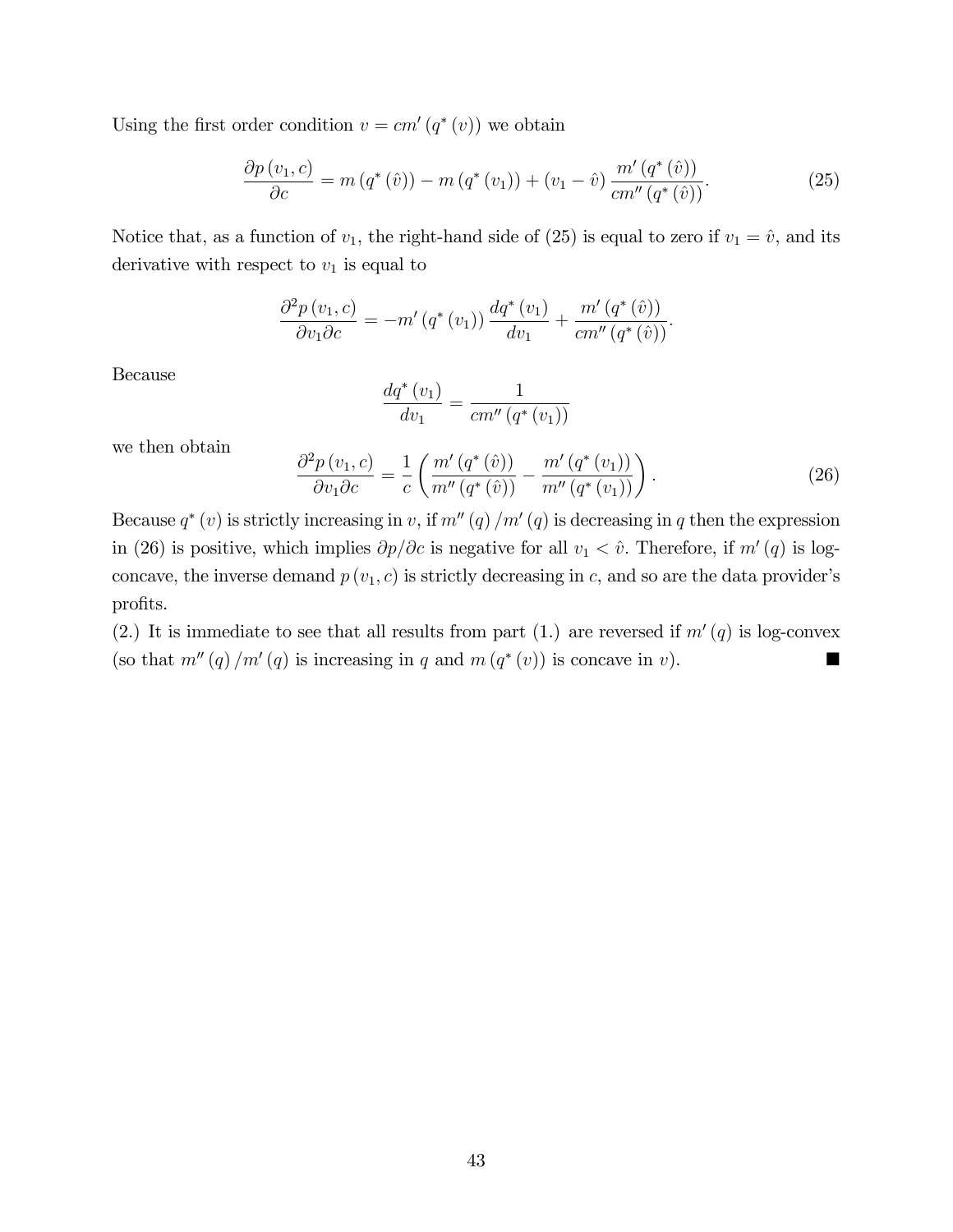Using the first order condition $v = cm'(q^*(v))$ we obtain

$$\frac{\partial p(v_1, c)}{\partial c} = m(q^*(\hat{v})) - m(q^*(v_1)) + (v_1 - \hat{v}) \frac{m'(q^*(\hat{v}))}{cm''(q^*(\hat{v}))}. \tag{25}$$

Notice that, as a function of $v_1$, the right-hand side of (25) is equal to zero if $v_1 = \hat{v}$, and its derivative with respect to $v_1$ is equal to

$$\frac{\partial^2 p(v_1, c)}{\partial v_1 \partial c} = -m'(q^*(v_1)) \frac{dq^*(v_1)}{dv_1} + \frac{m'(q^*(\hat{v}))}{cm''(q^*(\hat{v}))}.$$

Because

$$\frac{dq^*(v_1)}{dv_1} = \frac{1}{cm''(q^*(v_1))}$$

we then obtain

$$\frac{\partial^2 p(v_1, c)}{\partial v_1 \partial c} = \frac{1}{c} \left( \frac{m'(q^*(\hat{v}))}{m''(q^*(\hat{v}))} - \frac{m'(q^*(v_1))}{m''(q^*(v_1))} \right). \tag{26}$$

Because $q^*(v)$ is strictly increasing in $v$, if $m''(q)/m'(q)$ is decreasing in $q$ then the expression in (26) is positive, which implies $\partial p / \partial c$ is negative for all $v_1 < \hat{v}$. Therefore, if $m'(q)$ is log-concave, the inverse demand $p(v_1, c)$ is strictly decreasing in $c$, and so are the data provider's profits.

(2.) It is immediate to see that all results from part (1.) are reversed if $m'(q)$ is log-convex (so that $m''(q)/m'(q)$ is increasing in $q$ and $m(q^*(v))$ is concave in $v$). ■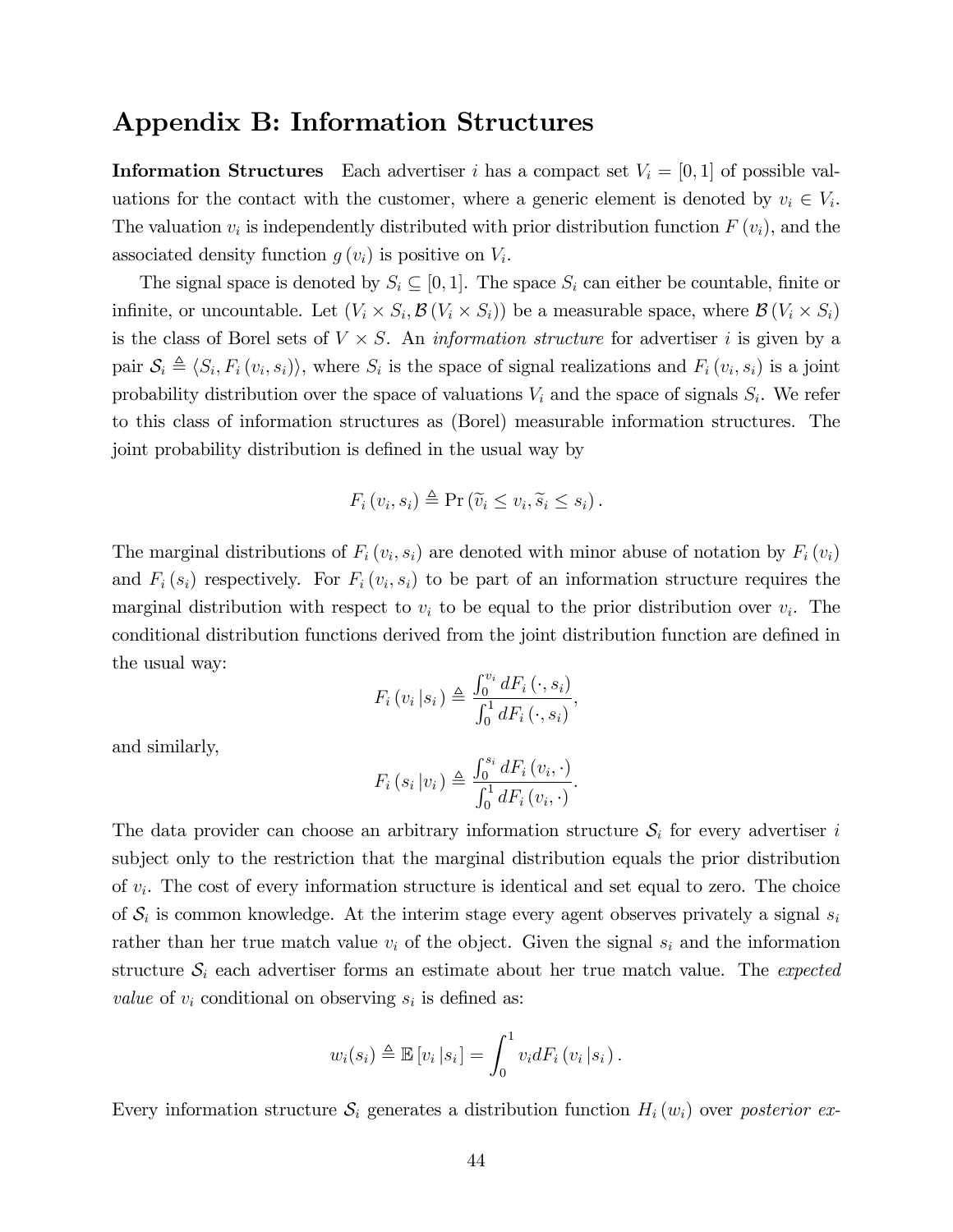# Appendix B: Information Structures

**Information Structures** Each advertiser $i$ has a compact set $V_i = [0, 1]$ of possible valuations for the contact with the customer, where a generic element is denoted by $v_i \in V_i$. The valuation $v_i$ is independently distributed with prior distribution function $F(v_i)$, and the associated density function $g(v_i)$ is positive on $V_i$.

The signal space is denoted by $S_i \subseteq [0, 1]$. The space $S_i$ can either be countable, finite or infinite, or uncountable. Let $(V_i \times S_i, \mathcal{B}(V_i \times S_i))$ be a measurable space, where $\mathcal{B}(V_i \times S_i)$ is the class of Borel sets of $V \times S$. An *information structure* for advertiser $i$ is given by a pair $\mathcal{S}_i \triangleq \langle S_i, F_i(v_i, s_i)\rangle$, where $S_i$ is the space of signal realizations and $F_i(v_i, s_i)$ is a joint probability distribution over the space of valuations $V_i$ and the space of signals $S_i$. We refer to this class of information structures as (Borel) measurable information structures. The joint probability distribution is defined in the usual way by

$$F_i(v_i, s_i) \triangleq \Pr(\widetilde{v}_i \leq v_i, \widetilde{s}_i \leq s_i).$$

The marginal distributions of $F_i(v_i, s_i)$ are denoted with minor abuse of notation by $F_i(v_i)$ and $F_i(s_i)$ respectively. For $F_i(v_i, s_i)$ to be part of an information structure requires the marginal distribution with respect to $v_i$ to be equal to the prior distribution over $v_i$. The conditional distribution functions derived from the joint distribution function are defined in the usual way:

$$F_i(v_i | s_i) \triangleq \frac{\int_0^{v_i} dF_i(\cdot, s_i)}{\int_0^1 dF_i(\cdot, s_i)},$$

and similarly,

$$F_i(s_i | v_i) \triangleq \frac{\int_0^{s_i} dF_i(v_i, \cdot)}{\int_0^1 dF_i(v_i, \cdot)}.$$

The data provider can choose an arbitrary information structure $\mathcal{S}_i$ for every advertiser $i$ subject only to the restriction that the marginal distribution equals the prior distribution of $v_i$. The cost of every information structure is identical and set equal to zero. The choice of $\mathcal{S}_i$ is common knowledge. At the interim stage every agent observes privately a signal $s_i$ rather than her true match value $v_i$ of the object. Given the signal $s_i$ and the information structure $\mathcal{S}_i$ each advertiser forms an estimate about her true match value. The *expected value* of $v_i$ conditional on observing $s_i$ is defined as:

$$w_i(s_i) \triangleq \mathbb{E}[v_i | s_i] = \int_0^1 v_i dF_i(v_i | s_i).$$

Every information structure $\mathcal{S}_i$ generates a distribution function $H_i(w_i)$ over *posterior ex-*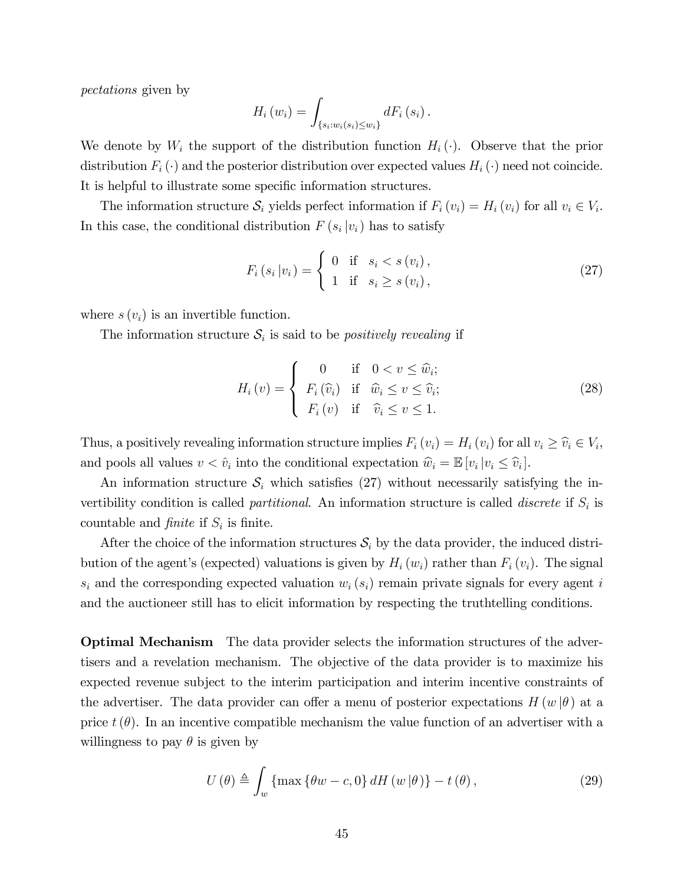*pectations* given by

$$H_i(w_i) = \int_{\{s_i : w_i(s_i) \le w_i\}} dF_i(s_i).$$

We denote by $W_i$ the support of the distribution function $H_i(\cdot)$. Observe that the prior distribution $F_i(\cdot)$ and the posterior distribution over expected values $H_i(\cdot)$ need not coincide. It is helpful to illustrate some specific information structures.

The information structure $\mathcal{S}_i$ yields perfect information if $F_i(v_i) = H_i(v_i)$ for all $v_i \in V_i$. In this case, the conditional distribution $F(s_i | v_i)$ has to satisfy

$$F_i(s_i | v_i) = \begin{cases} 0 & \text{if} \quad s_i < s(v_i), \\ 1 & \text{if} \quad s_i \ge s(v_i), \end{cases} \tag{27}$$

where $s(v_i)$ is an invertible function.

The information structure $\mathcal{S}_i$ is said to be *positively revealing* if

$$H_i(v) = \begin{cases} 0 & \text{if} \quad 0 < v \le \widehat{w}_i; \\ F_i(\widehat{v}_i) & \text{if} \quad \widehat{w}_i \le v \le \widehat{v}_i; \\ F_i(v) & \text{if} \quad \widehat{v}_i \le v \le 1. \end{cases} \tag{28}$$

Thus, a positively revealing information structure implies $F_i(v_i) = H_i(v_i)$ for all $v_i \ge \widehat{v}_i \in V_i$, and pools all values $v < \hat{v}_i$ into the conditional expectation $\widehat{w}_i = \mathbb{E}[v_i | v_i \le \widehat{v}_i]$.

An information structure $\mathcal{S}_i$ which satisfies (27) without necessarily satisfying the invertibility condition is called *partitional*. An information structure is called *discrete* if $S_i$ is countable and *finite* if $S_i$ is finite.

After the choice of the information structures $\mathcal{S}_i$ by the data provider, the induced distribution of the agent's (expected) valuations is given by $H_i(w_i)$ rather than $F_i(v_i)$. The signal $s_i$ and the corresponding expected valuation $w_i(s_i)$ remain private signals for every agent $i$ and the auctioneer still has to elicit information by respecting the truthtelling conditions.

**Optimal Mechanism** The data provider selects the information structures of the advertisers and a revelation mechanism. The objective of the data provider is to maximize his expected revenue subject to the interim participation and interim incentive constraints of the advertiser. The data provider can offer a menu of posterior expectations $H(w | \theta)$ at a price $t(\theta)$. In an incentive compatible mechanism the value function of an advertiser with a willingness to pay $\theta$ is given by

$$U(\theta) \triangleq \int_w \{\max\{\theta w - c, 0\} dH(w | \theta)\} - t(\theta), \tag{29}$$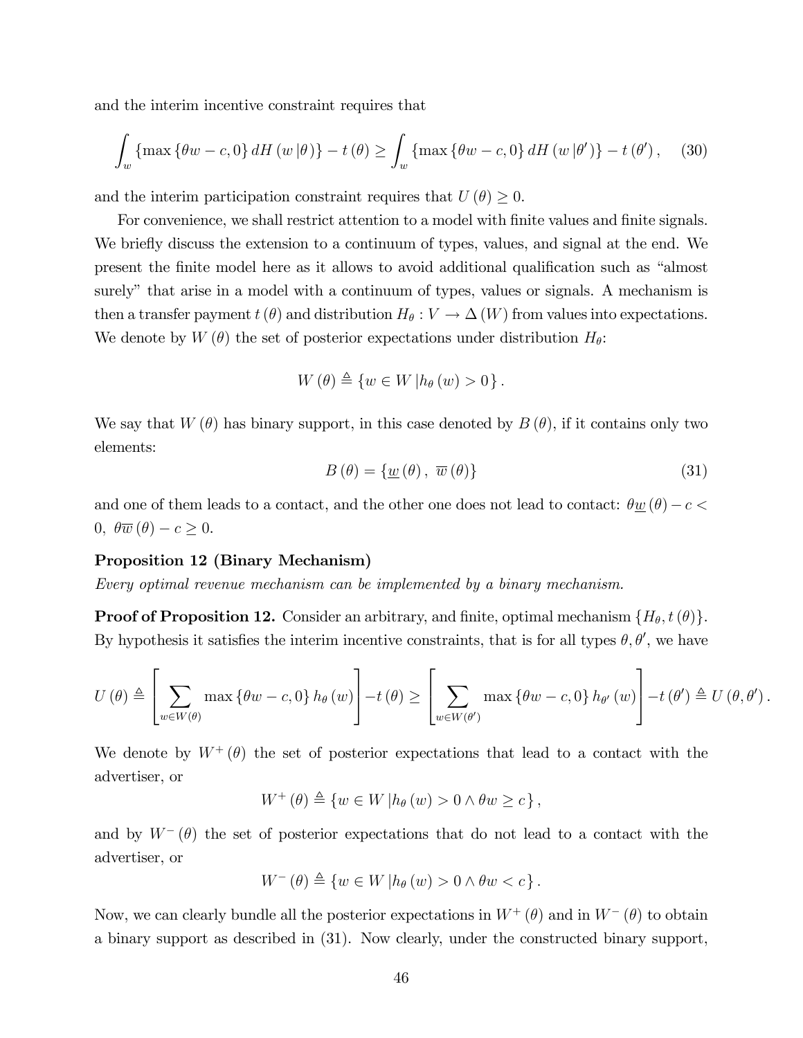and the interim incentive constraint requires that

$$\int_{w} \{\max\{\theta w - c, 0\} dH(w|\theta)\} - t(\theta) \geq \int_{w} \{\max\{\theta w - c, 0\} dH(w|\theta')\} - t(\theta'), \tag{30}$$

and the interim participation constraint requires that $U(\theta) \geq 0$.

For convenience, we shall restrict attention to a model with finite values and finite signals. We briefly discuss the extension to a continuum of types, values, and signal at the end. We present the finite model here as it allows to avoid additional qualification such as "almost surely" that arise in a model with a continuum of types, values or signals. A mechanism is then a transfer payment $t(\theta)$ and distribution $H_\theta : V \to \Delta(W)$ from values into expectations. We denote by $W(\theta)$ the set of posterior expectations under distribution $H_\theta$:

$$W(\theta) \triangleq \{w \in W \,|h_\theta(w) > 0\}.$$

We say that $W(\theta)$ has binary support, in this case denoted by $B(\theta)$, if it contains only two elements:

$$B(\theta) = \{\underline{w}(\theta), \overline{w}(\theta)\} \tag{31}$$

and one of them leads to a contact, and the other one does not lead to contact: $\theta \underline{w}(\theta) - c < 0$, $\theta \overline{w}(\theta) - c \geq 0$.

**Proposition 12 (Binary Mechanism)**
*Every optimal revenue mechanism can be implemented by a binary mechanism.*

**Proof of Proposition 12.** Consider an arbitrary, and finite, optimal mechanism $\{H_\theta, t(\theta)\}$. By hypothesis it satisfies the interim incentive constraints, that is for all types $\theta, \theta'$, we have

$$U(\theta) \triangleq \left[\sum_{w \in W(\theta)} \max\{\theta w - c, 0\} h_\theta(w)\right] - t(\theta) \geq \left[\sum_{w \in W(\theta')} \max\{\theta w - c, 0\} h_{\theta'}(w)\right] - t(\theta') \triangleq U(\theta, \theta').$$

We denote by $W^+(\theta)$ the set of posterior expectations that lead to a contact with the advertiser, or

$$W^+(\theta) \triangleq \{w \in W \,|h_\theta(w) > 0 \wedge \theta w \geq c\},$$

and by $W^-(\theta)$ the set of posterior expectations that do not lead to a contact with the advertiser, or

$$W^-(\theta) \triangleq \{w \in W \,|h_\theta(w) > 0 \wedge \theta w < c\}.$$

Now, we can clearly bundle all the posterior expectations in $W^+(\theta)$ and in $W^-(\theta)$ to obtain a binary support as described in (31). Now clearly, under the constructed binary support,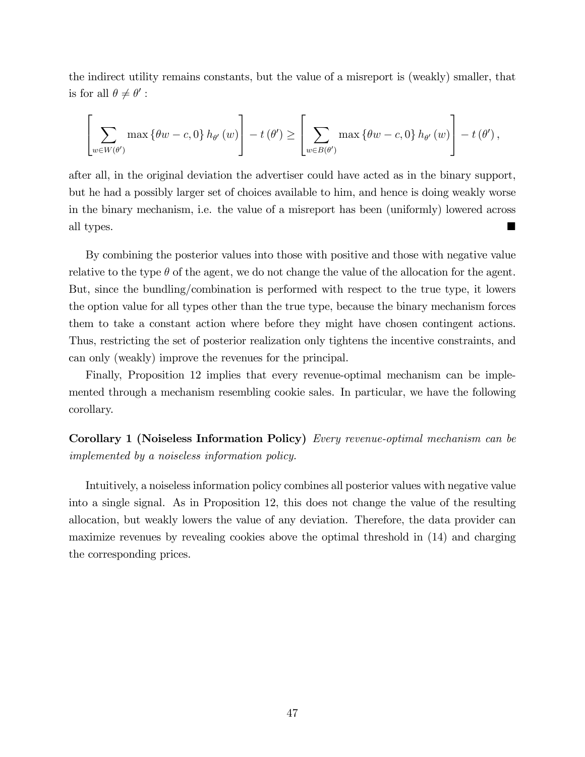the indirect utility remains constants, but the value of a misreport is (weakly) smaller, that is for all $\theta \neq \theta'$ :

$$\left[\sum_{w \in W(\theta')} \max\{\theta w - c, 0\} h_{\theta'}(w)\right] - t(\theta') \geq \left[\sum_{w \in B(\theta')} \max\{\theta w - c, 0\} h_{\theta'}(w)\right] - t(\theta'),$$

after all, in the original deviation the advertiser could have acted as in the binary support, but he had a possibly larger set of choices available to him, and hence is doing weakly worse in the binary mechanism, i.e. the value of a misreport has been (uniformly) lowered across all types. ■

By combining the posterior values into those with positive and those with negative value relative to the type $\theta$ of the agent, we do not change the value of the allocation for the agent. But, since the bundling/combination is performed with respect to the true type, it lowers the option value for all types other than the true type, because the binary mechanism forces them to take a constant action where before they might have chosen contingent actions. Thus, restricting the set of posterior realization only tightens the incentive constraints, and can only (weakly) improve the revenues for the principal.

Finally, Proposition 12 implies that every revenue-optimal mechanism can be implemented through a mechanism resembling cookie sales. In particular, we have the following corollary.

**Corollary 1 (Noiseless Information Policy)** *Every revenue-optimal mechanism can be implemented by a noiseless information policy.*

Intuitively, a noiseless information policy combines all posterior values with negative value into a single signal. As in Proposition 12, this does not change the value of the resulting allocation, but weakly lowers the value of any deviation. Therefore, the data provider can maximize revenues by revealing cookies above the optimal threshold in (14) and charging the corresponding prices.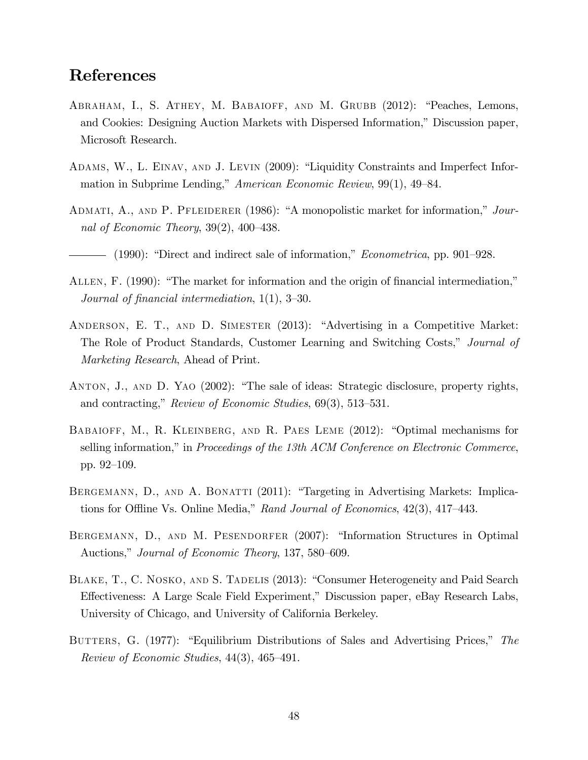## References

Abraham, I., S. Athey, M. Babaioff, and M. Grubb (2012): "Peaches, Lemons, and Cookies: Designing Auction Markets with Dispersed Information," Discussion paper, Microsoft Research.

Adams, W., L. Einav, and J. Levin (2009): "Liquidity Constraints and Imperfect Information in Subprime Lending," *American Economic Review*, 99(1), 49–84.

Admati, A., and P. Pfleiderer (1986): "A monopolistic market for information," *Journal of Economic Theory*, 39(2), 400–438.

——— (1990): "Direct and indirect sale of information," *Econometrica*, pp. 901–928.

Allen, F. (1990): "The market for information and the origin of financial intermediation," *Journal of financial intermediation*, 1(1), 3–30.

Anderson, E. T., and D. Simester (2013): "Advertising in a Competitive Market: The Role of Product Standards, Customer Learning and Switching Costs," *Journal of Marketing Research*, Ahead of Print.

Anton, J., and D. Yao (2002): "The sale of ideas: Strategic disclosure, property rights, and contracting," *Review of Economic Studies*, 69(3), 513–531.

Babaioff, M., R. Kleinberg, and R. Paes Leme (2012): "Optimal mechanisms for selling information," in *Proceedings of the 13th ACM Conference on Electronic Commerce*, pp. 92–109.

Bergemann, D., and A. Bonatti (2011): "Targeting in Advertising Markets: Implications for Offline Vs. Online Media," *Rand Journal of Economics*, 42(3), 417–443.

Bergemann, D., and M. Pesendorfer (2007): "Information Structures in Optimal Auctions," *Journal of Economic Theory*, 137, 580–609.

Blake, T., C. Nosko, and S. Tadelis (2013): "Consumer Heterogeneity and Paid Search Effectiveness: A Large Scale Field Experiment," Discussion paper, eBay Research Labs, University of Chicago, and University of California Berkeley.

Butters, G. (1977): "Equilibrium Distributions of Sales and Advertising Prices," *The Review of Economic Studies*, 44(3), 465–491.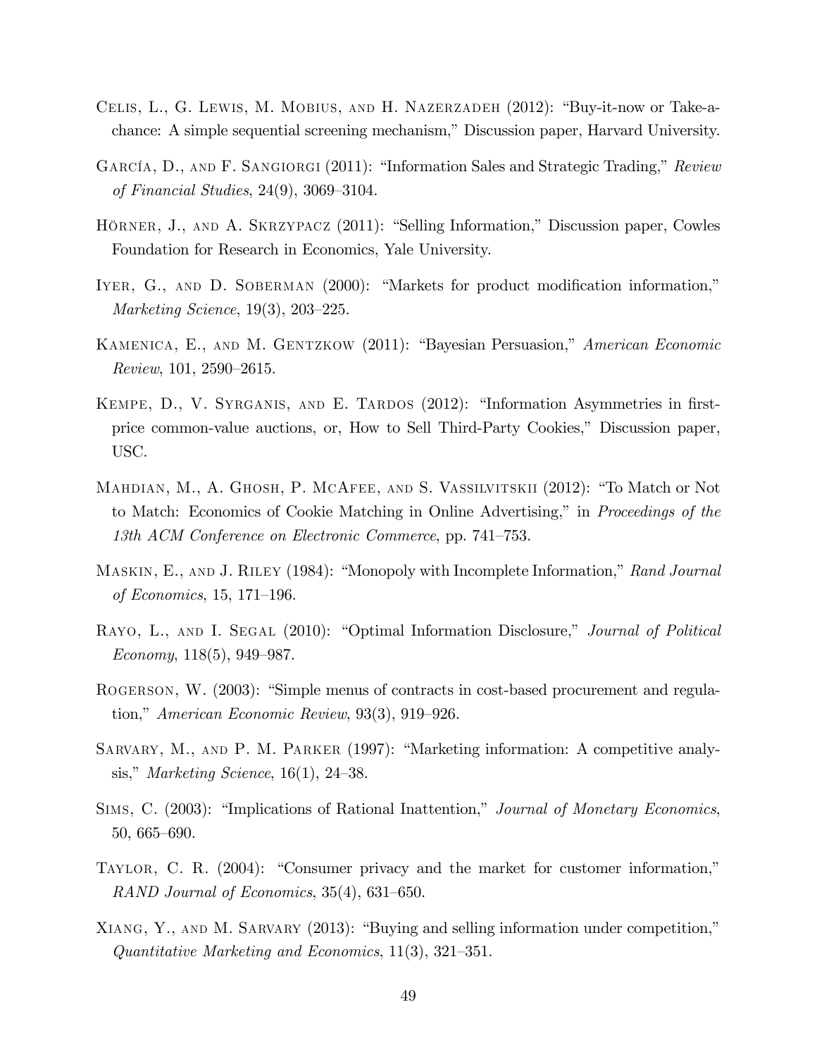Celis, L., G. Lewis, M. Mobius, and H. Nazerzadeh (2012): "Buy-it-now or Take-a-chance: A simple sequential screening mechanism," Discussion paper, Harvard University.

García, D., and F. Sangiorgi (2011): "Information Sales and Strategic Trading," *Review of Financial Studies*, 24(9), 3069–3104.

Hörner, J., and A. Skrzypacz (2011): "Selling Information," Discussion paper, Cowles Foundation for Research in Economics, Yale University.

Iyer, G., and D. Soberman (2000): "Markets for product modification information," *Marketing Science*, 19(3), 203–225.

Kamenica, E., and M. Gentzkow (2011): "Bayesian Persuasion," *American Economic Review*, 101, 2590–2615.

Kempe, D., V. Syrganis, and E. Tardos (2012): "Information Asymmetries in first-price common-value auctions, or, How to Sell Third-Party Cookies," Discussion paper, USC.

Mahdian, M., A. Ghosh, P. McAfee, and S. Vassilvitskii (2012): "To Match or Not to Match: Economics of Cookie Matching in Online Advertising," in *Proceedings of the 13th ACM Conference on Electronic Commerce*, pp. 741–753.

Maskin, E., and J. Riley (1984): "Monopoly with Incomplete Information," *Rand Journal of Economics*, 15, 171–196.

Rayo, L., and I. Segal (2010): "Optimal Information Disclosure," *Journal of Political Economy*, 118(5), 949–987.

Rogerson, W. (2003): "Simple menus of contracts in cost-based procurement and regulation," *American Economic Review*, 93(3), 919–926.

Sarvary, M., and P. M. Parker (1997): "Marketing information: A competitive analysis," *Marketing Science*, 16(1), 24–38.

Sims, C. (2003): "Implications of Rational Inattention," *Journal of Monetary Economics*, 50, 665–690.

Taylor, C. R. (2004): "Consumer privacy and the market for customer information," *RAND Journal of Economics*, 35(4), 631–650.

Xiang, Y., and M. Sarvary (2013): "Buying and selling information under competition," *Quantitative Marketing and Economics*, 11(3), 321–351.